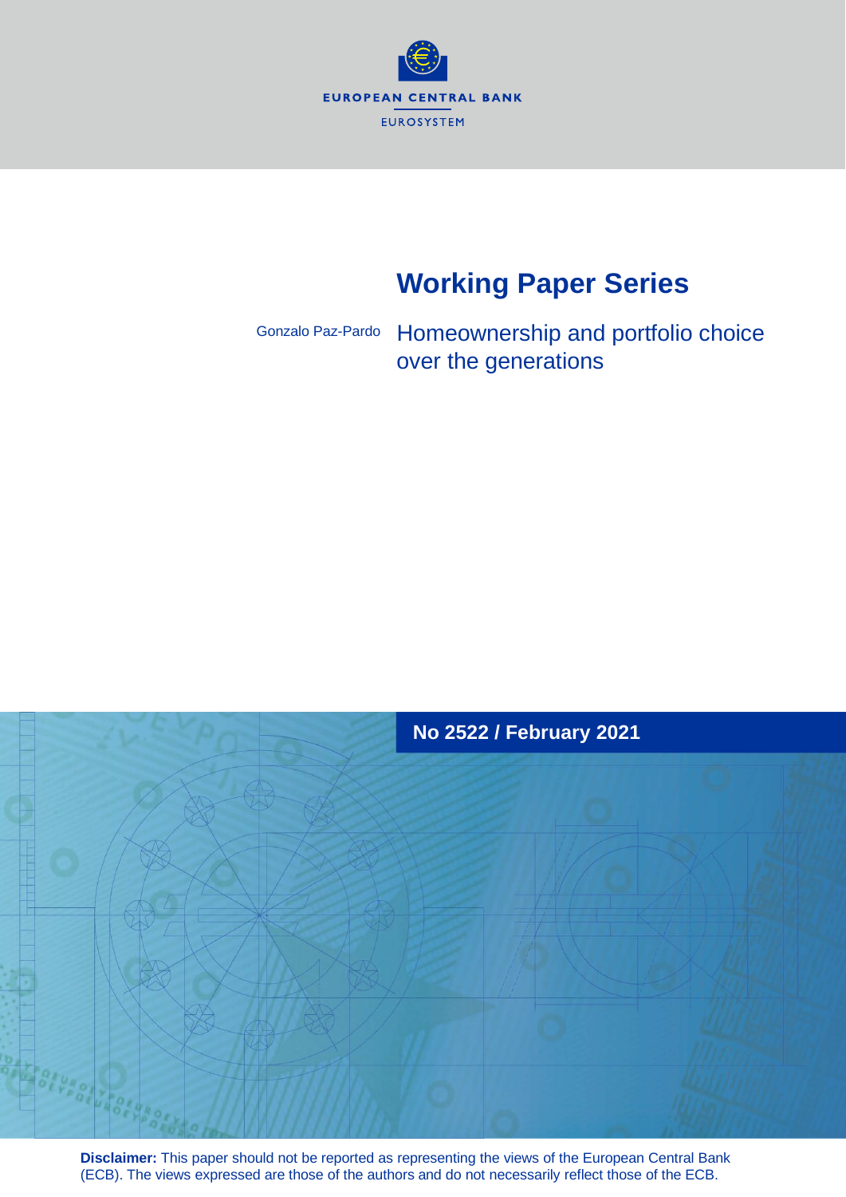EUROPEAN CENTRAL BANK

EUROSYSTEM

# Working Paper Series

Gonzalo Paz-Pardo

## Homeownership and portfolio choice over the generations

**No 2522 / February 2021**

**Disclaimer:** This paper should not be reported as representing the views of the European Central Bank (ECB). The views expressed are those of the authors and do not necessarily reflect those of the ECB.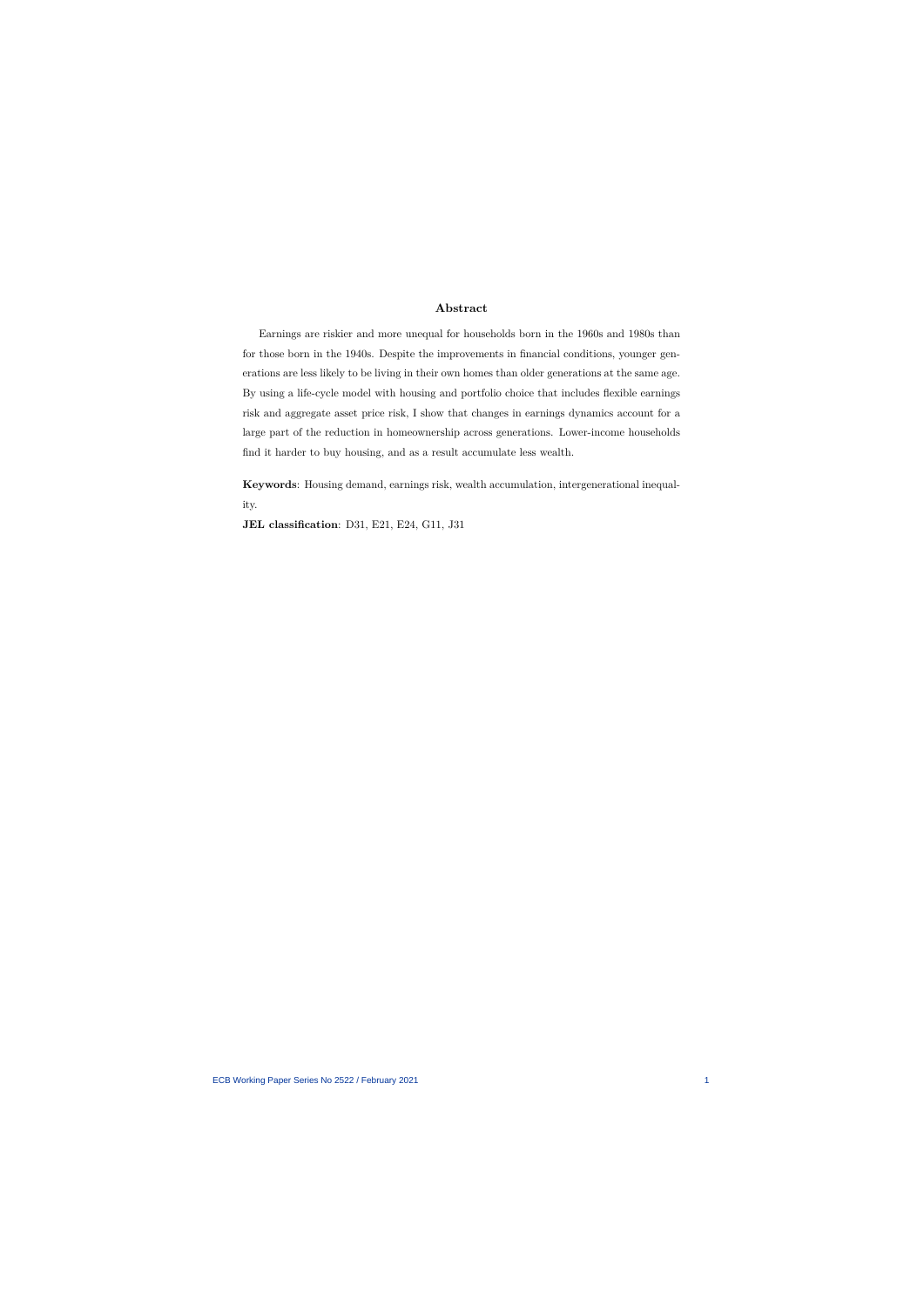## Abstract

Earnings are riskier and more unequal for households born in the 1960s and 1980s than for those born in the 1940s. Despite the improvements in financial conditions, younger generations are less likely to be living in their own homes than older generations at the same age. By using a life-cycle model with housing and portfolio choice that includes flexible earnings risk and aggregate asset price risk, I show that changes in earnings dynamics account for a large part of the reduction in homeownership across generations. Lower-income households find it harder to buy housing, and as a result accumulate less wealth.

**Keywords**: Housing demand, earnings risk, wealth accumulation, intergenerational inequality.

**JEL classification**: D31, E21, E24, G11, J31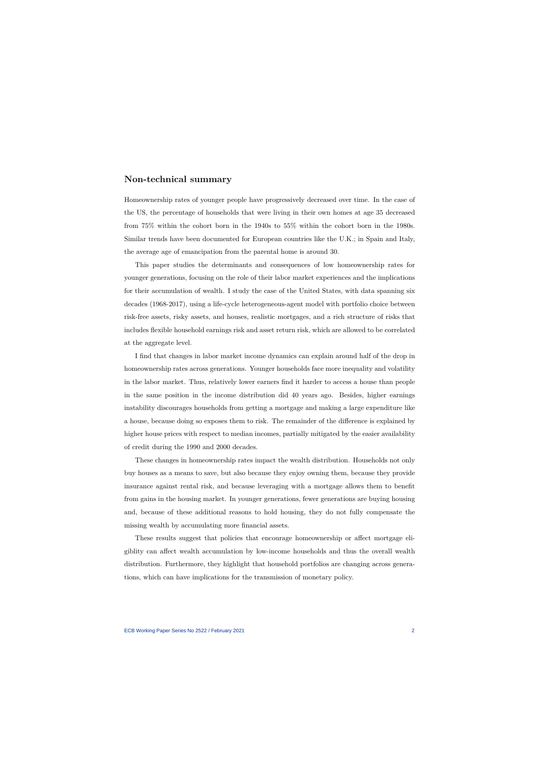## Non-technical summary

Homeownership rates of younger people have progressively decreased over time. In the case of the US, the percentage of households that were living in their own homes at age 35 decreased from 75% within the cohort born in the 1940s to 55% within the cohort born in the 1980s. Similar trends have been documented for European countries like the U.K.; in Spain and Italy, the average age of emancipation from the parental home is around 30.

This paper studies the determinants and consequences of low homeownership rates for younger generations, focusing on the role of their labor market experiences and the implications for their accumulation of wealth. I study the case of the United States, with data spanning six decades (1968-2017), using a life-cycle heterogeneous-agent model with portfolio choice between risk-free assets, risky assets, and houses, realistic mortgages, and a rich structure of risks that includes flexible household earnings risk and asset return risk, which are allowed to be correlated at the aggregate level.

I find that changes in labor market income dynamics can explain around half of the drop in homeownership rates across generations. Younger households face more inequality and volatility in the labor market. Thus, relatively lower earners find it harder to access a house than people in the same position in the income distribution did 40 years ago. Besides, higher earnings instability discourages households from getting a mortgage and making a large expenditure like a house, because doing so exposes them to risk. The remainder of the difference is explained by higher house prices with respect to median incomes, partially mitigated by the easier availability of credit during the 1990 and 2000 decades.

These changes in homeownership rates impact the wealth distribution. Households not only buy houses as a means to save, but also because they enjoy owning them, because they provide insurance against rental risk, and because leveraging with a mortgage allows them to benefit from gains in the housing market. In younger generations, fewer generations are buying housing and, because of these additional reasons to hold housing, they do not fully compensate the missing wealth by accumulating more financial assets.

These results suggest that policies that encourage homeownership or affect mortgage eligiblity can affect wealth accumulation by low-income households and thus the overall wealth distribution. Furthermore, they highlight that household portfolios are changing across generations, which can have implications for the transmission of monetary policy.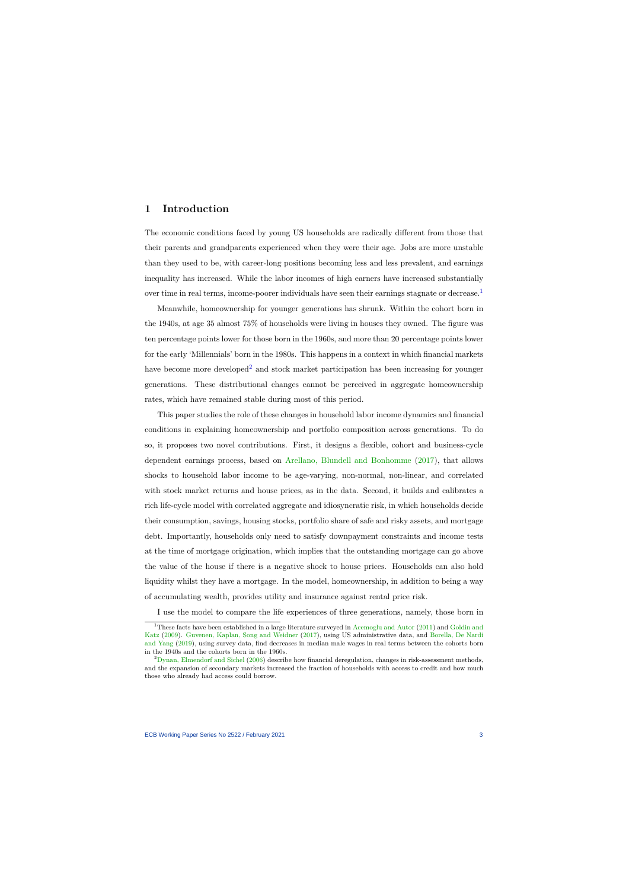# 1 Introduction

The economic conditions faced by young US households are radically different from those that their parents and grandparents experienced when they were their age. Jobs are more unstable than they used to be, with career-long positions becoming less and less prevalent, and earnings inequality has increased. While the labor incomes of high earners have increased substantially over time in real terms, income-poorer individuals have seen their earnings stagnate or decrease.[1]

Meanwhile, homeownership for younger generations has shrunk. Within the cohort born in the 1940s, at age 35 almost 75% of households were living in houses they owned. The figure was ten percentage points lower for those born in the 1960s, and more than 20 percentage points lower for the early 'Millennials' born in the 1980s. This happens in a context in which financial markets have become more developed[2] and stock market participation has been increasing for younger generations. These distributional changes cannot be perceived in aggregate homeownership rates, which have remained stable during most of this period.

This paper studies the role of these changes in household labor income dynamics and financial conditions in explaining homeownership and portfolio composition across generations. To do so, it proposes two novel contributions. First, it designs a flexible, cohort and business-cycle dependent earnings process, based on Arellano, Blundell and Bonhomme (2017), that allows shocks to household labor income to be age-varying, non-normal, non-linear, and correlated with stock market returns and house prices, as in the data. Second, it builds and calibrates a rich life-cycle model with correlated aggregate and idiosyncratic risk, in which households decide their consumption, savings, housing stocks, portfolio share of safe and risky assets, and mortgage debt. Importantly, households only need to satisfy downpayment constraints and income tests at the time of mortgage origination, which implies that the outstanding mortgage can go above the value of the house if there is a negative shock to house prices. Households can also hold liquidity whilst they have a mortgage. In the model, homeownership, in addition to being a way of accumulating wealth, provides utility and insurance against rental price risk.

I use the model to compare the life experiences of three generations, namely, those born in

[1] These facts have been established in a large literature surveyed in Acemoglu and Autor (2011) and Goldin and Katz (2009). Guvenen, Kaplan, Song and Weidner (2017), using US administrative data, and Borella, De Nardi and Yang (2019), using survey data, find decreases in median male wages in real terms between the cohorts born in the 1940s and the cohorts born in the 1960s.

[2] Dynan, Elmendorf and Sichel (2006) describe how financial deregulation, changes in risk-assessment methods, and the expansion of secondary markets increased the fraction of households with access to credit and how much those who already had access could borrow.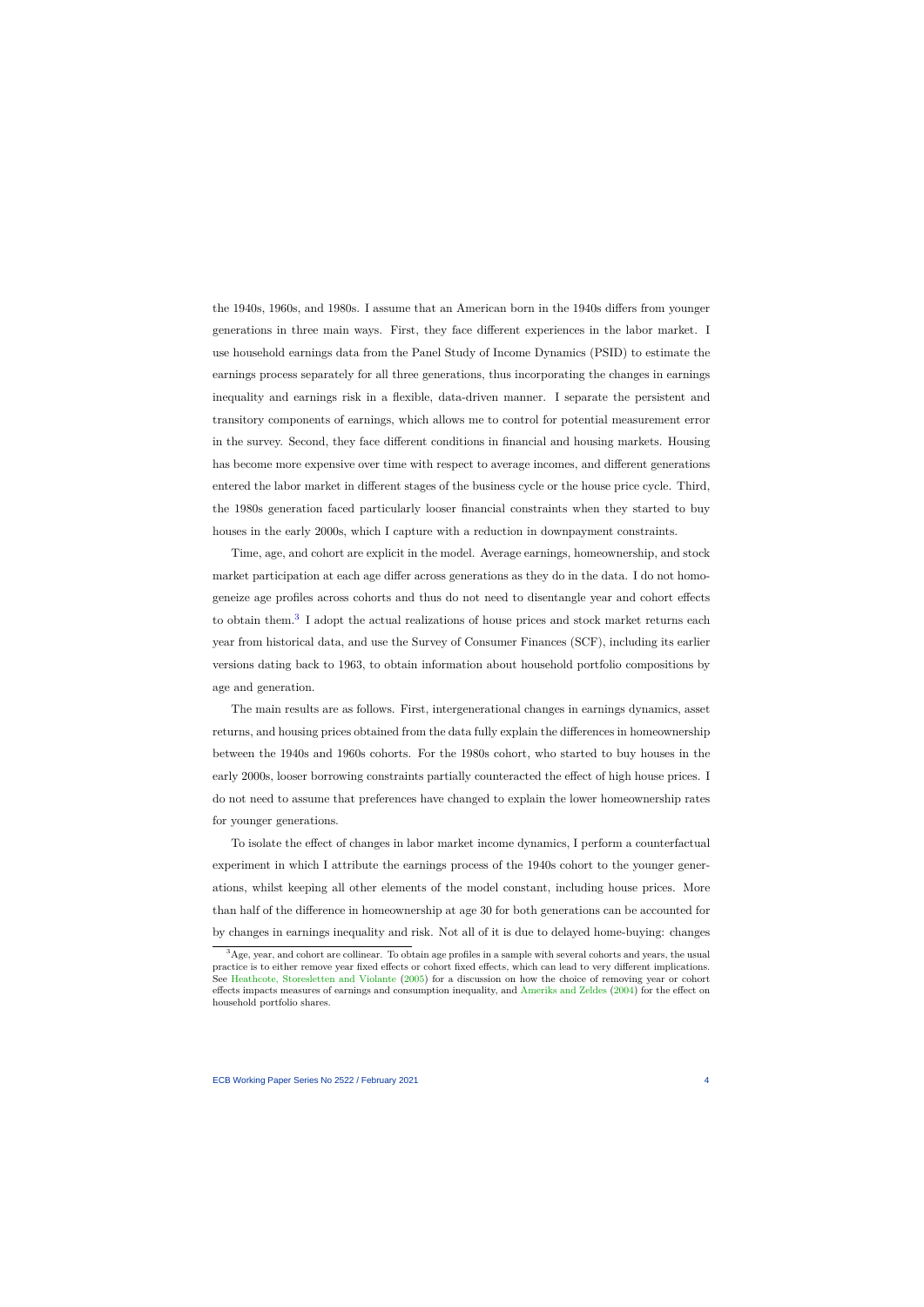the 1940s, 1960s, and 1980s. I assume that an American born in the 1940s differs from younger generations in three main ways. First, they face different experiences in the labor market. I use household earnings data from the Panel Study of Income Dynamics (PSID) to estimate the earnings process separately for all three generations, thus incorporating the changes in earnings inequality and earnings risk in a flexible, data-driven manner. I separate the persistent and transitory components of earnings, which allows me to control for potential measurement error in the survey. Second, they face different conditions in financial and housing markets. Housing has become more expensive over time with respect to average incomes, and different generations entered the labor market in different stages of the business cycle or the house price cycle. Third, the 1980s generation faced particularly looser financial constraints when they started to buy houses in the early 2000s, which I capture with a reduction in downpayment constraints.

Time, age, and cohort are explicit in the model. Average earnings, homeownership, and stock market participation at each age differ across generations as they do in the data. I do not homogeneize age profiles across cohorts and thus do not need to disentangle year and cohort effects to obtain them.[3] I adopt the actual realizations of house prices and stock market returns each year from historical data, and use the Survey of Consumer Finances (SCF), including its earlier versions dating back to 1963, to obtain information about household portfolio compositions by age and generation.

The main results are as follows. First, intergenerational changes in earnings dynamics, asset returns, and housing prices obtained from the data fully explain the differences in homeownership between the 1940s and 1960s cohorts. For the 1980s cohort, who started to buy houses in the early 2000s, looser borrowing constraints partially counteracted the effect of high house prices. I do not need to assume that preferences have changed to explain the lower homeownership rates for younger generations.

To isolate the effect of changes in labor market income dynamics, I perform a counterfactual experiment in which I attribute the earnings process of the 1940s cohort to the younger generations, whilst keeping all other elements of the model constant, including house prices. More than half of the difference in homeownership at age 30 for both generations can be accounted for by changes in earnings inequality and risk. Not all of it is due to delayed home-buying: changes

[3] Age, year, and cohort are collinear. To obtain age profiles in a sample with several cohorts and years, the usual practice is to either remove year fixed effects or cohort fixed effects, which can lead to very different implications. See Heathcote, Storesletten and Violante (2005) for a discussion on how the choice of removing year or cohort effects impacts measures of earnings and consumption inequality, and Ameriks and Zeldes (2004) for the effect on household portfolio shares.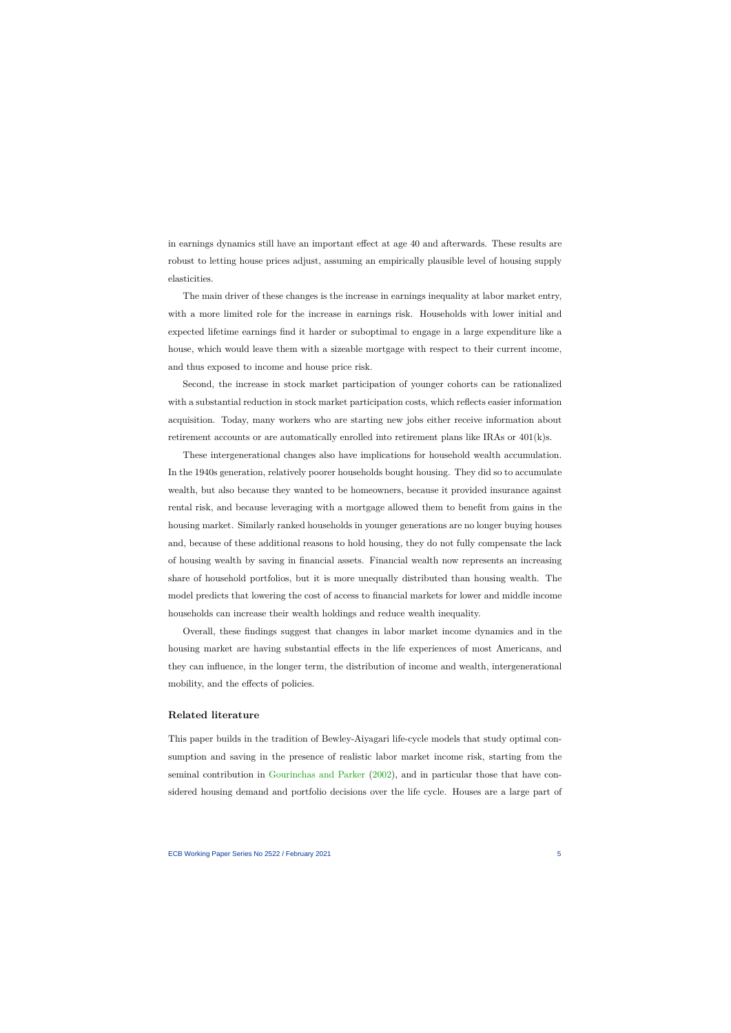in earnings dynamics still have an important effect at age 40 and afterwards. These results are robust to letting house prices adjust, assuming an empirically plausible level of housing supply elasticities.

The main driver of these changes is the increase in earnings inequality at labor market entry, with a more limited role for the increase in earnings risk. Households with lower initial and expected lifetime earnings find it harder or suboptimal to engage in a large expenditure like a house, which would leave them with a sizeable mortgage with respect to their current income, and thus exposed to income and house price risk.

Second, the increase in stock market participation of younger cohorts can be rationalized with a substantial reduction in stock market participation costs, which reflects easier information acquisition. Today, many workers who are starting new jobs either receive information about retirement accounts or are automatically enrolled into retirement plans like IRAs or 401(k)s.

These intergenerational changes also have implications for household wealth accumulation. In the 1940s generation, relatively poorer households bought housing. They did so to accumulate wealth, but also because they wanted to be homeowners, because it provided insurance against rental risk, and because leveraging with a mortgage allowed them to benefit from gains in the housing market. Similarly ranked households in younger generations are no longer buying houses and, because of these additional reasons to hold housing, they do not fully compensate the lack of housing wealth by saving in financial assets. Financial wealth now represents an increasing share of household portfolios, but it is more unequally distributed than housing wealth. The model predicts that lowering the cost of access to financial markets for lower and middle income households can increase their wealth holdings and reduce wealth inequality.

Overall, these findings suggest that changes in labor market income dynamics and in the housing market are having substantial effects in the life experiences of most Americans, and they can influence, in the longer term, the distribution of income and wealth, intergenerational mobility, and the effects of policies.

### Related literature

This paper builds in the tradition of Bewley-Aiyagari life-cycle models that study optimal consumption and saving in the presence of realistic labor market income risk, starting from the seminal contribution in Gourinchas and Parker (2002), and in particular those that have considered housing demand and portfolio decisions over the life cycle. Houses are a large part of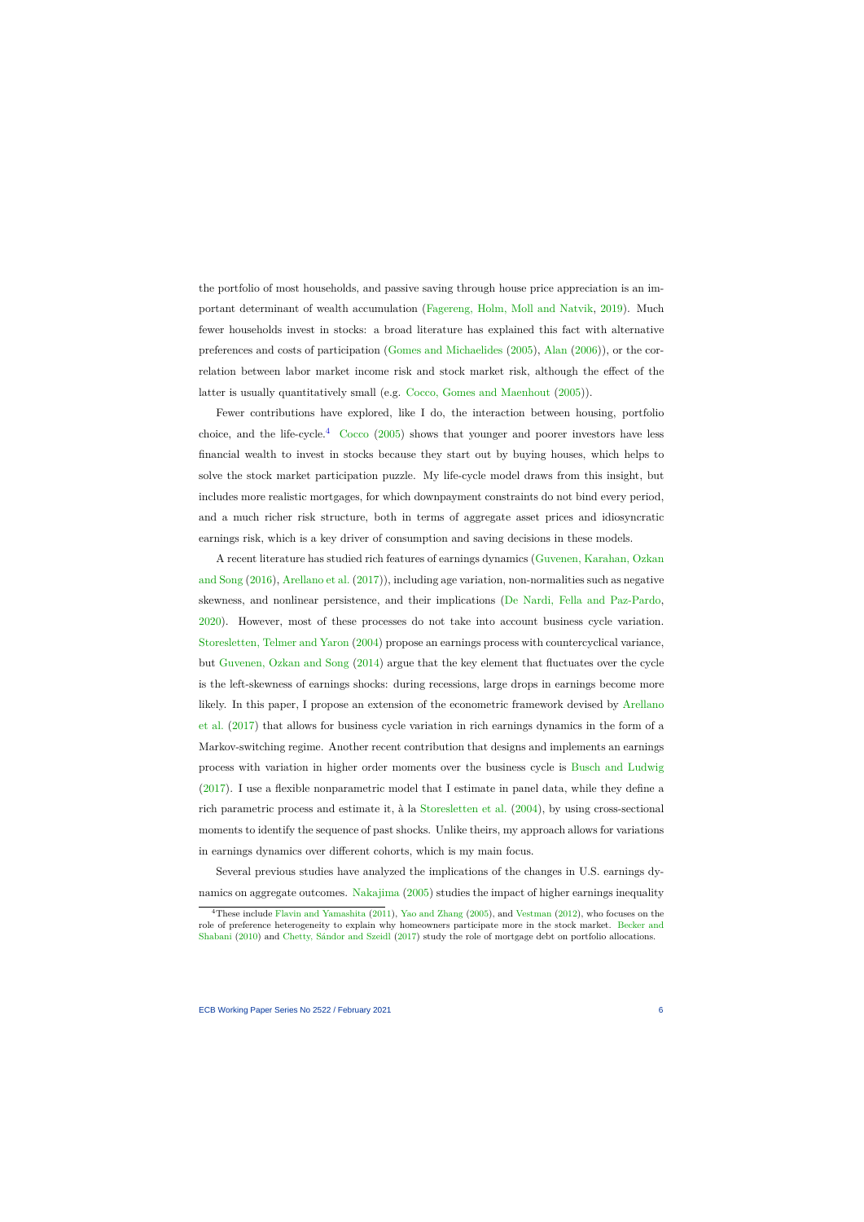the portfolio of most households, and passive saving through house price appreciation is an important determinant of wealth accumulation (Fagereng, Holm, Moll and Natvik, 2019). Much fewer households invest in stocks: a broad literature has explained this fact with alternative preferences and costs of participation (Gomes and Michaelides (2005), Alan (2006)), or the correlation between labor market income risk and stock market risk, although the effect of the latter is usually quantitatively small (e.g. Cocco, Gomes and Maenhout (2005)).

Fewer contributions have explored, like I do, the interaction between housing, portfolio choice, and the life-cycle.[4] Cocco (2005) shows that younger and poorer investors have less financial wealth to invest in stocks because they start out by buying houses, which helps to solve the stock market participation puzzle. My life-cycle model draws from this insight, but includes more realistic mortgages, for which downpayment constraints do not bind every period, and a much richer risk structure, both in terms of aggregate asset prices and idiosyncratic earnings risk, which is a key driver of consumption and saving decisions in these models.

A recent literature has studied rich features of earnings dynamics (Guvenen, Karahan, Ozkan and Song (2016), Arellano et al. (2017)), including age variation, non-normalities such as negative skewness, and nonlinear persistence, and their implications (De Nardi, Fella and Paz-Pardo, 2020). However, most of these processes do not take into account business cycle variation. Storesletten, Telmer and Yaron (2004) propose an earnings process with countercyclical variance, but Guvenen, Ozkan and Song (2014) argue that the key element that fluctuates over the cycle is the left-skewness of earnings shocks: during recessions, large drops in earnings become more likely. In this paper, I propose an extension of the econometric framework devised by Arellano et al. (2017) that allows for business cycle variation in rich earnings dynamics in the form of a Markov-switching regime. Another recent contribution that designs and implements an earnings process with variation in higher order moments over the business cycle is Busch and Ludwig (2017). I use a flexible nonparametric model that I estimate in panel data, while they define a rich parametric process and estimate it, à la Storesletten et al. (2004), by using cross-sectional moments to identify the sequence of past shocks. Unlike theirs, my approach allows for variations in earnings dynamics over different cohorts, which is my main focus.

Several previous studies have analyzed the implications of the changes in U.S. earnings dynamics on aggregate outcomes. Nakajima (2005) studies the impact of higher earnings inequality

[4] These include Flavin and Yamashita (2011), Yao and Zhang (2005), and Vestman (2012), who focuses on the role of preference heterogeneity to explain why homeowners participate more in the stock market. Becker and Shabani (2010) and Chetty, Sándor and Szeidl (2017) study the role of mortgage debt on portfolio allocations.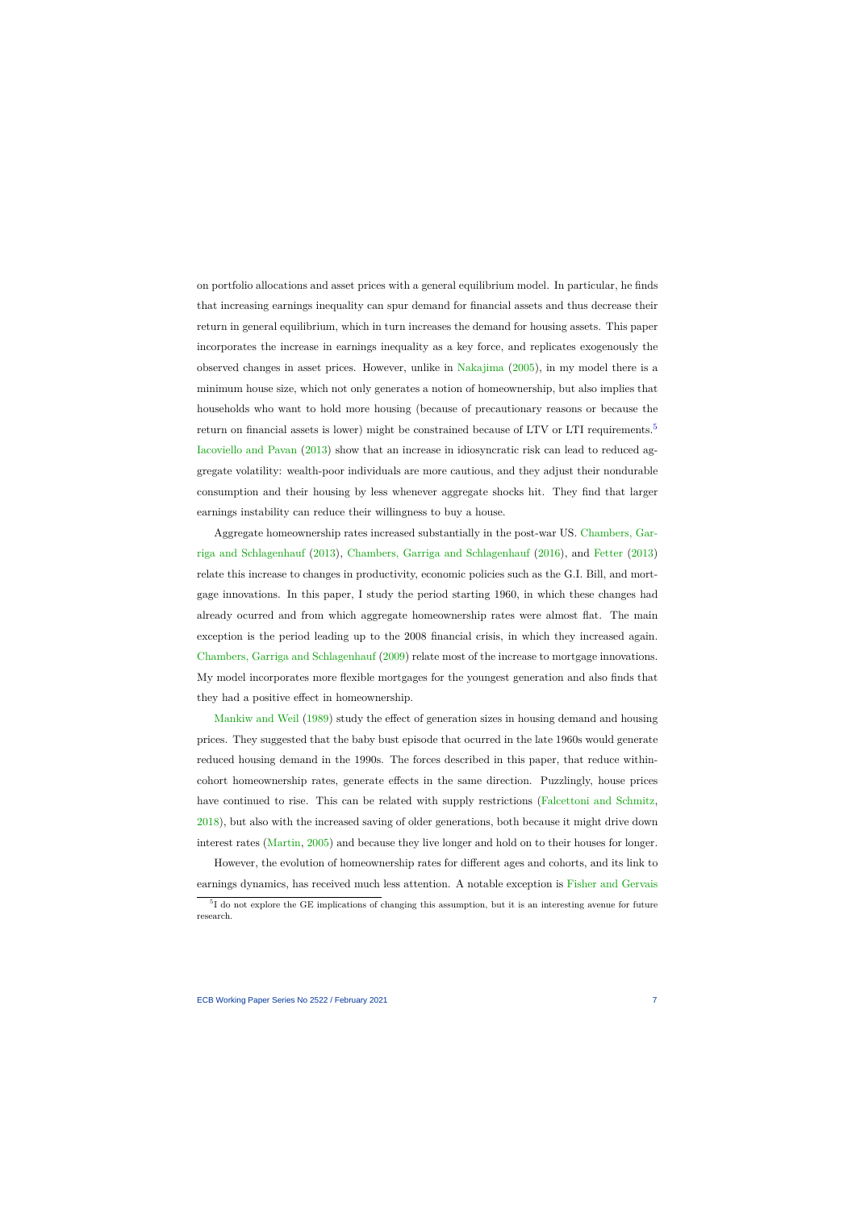on portfolio allocations and asset prices with a general equilibrium model. In particular, he finds that increasing earnings inequality can spur demand for financial assets and thus decrease their return in general equilibrium, which in turn increases the demand for housing assets. This paper incorporates the increase in earnings inequality as a key force, and replicates exogenously the observed changes in asset prices. However, unlike in Nakajima (2005), in my model there is a minimum house size, which not only generates a notion of homeownership, but also implies that households who want to hold more housing (because of precautionary reasons or because the return on financial assets is lower) might be constrained because of LTV or LTI requirements.[5] Iacoviello and Pavan (2013) show that an increase in idiosyncratic risk can lead to reduced aggregate volatility: wealth-poor individuals are more cautious, and they adjust their nondurable consumption and their housing by less whenever aggregate shocks hit. They find that larger earnings instability can reduce their willingness to buy a house.

Aggregate homeownership rates increased substantially in the post-war US. Chambers, Garriga and Schlagenhauf (2013), Chambers, Garriga and Schlagenhauf (2016), and Fetter (2013) relate this increase to changes in productivity, economic policies such as the G.I. Bill, and mortgage innovations. In this paper, I study the period starting 1960, in which these changes had already ocurred and from which aggregate homeownership rates were almost flat. The main exception is the period leading up to the 2008 financial crisis, in which they increased again. Chambers, Garriga and Schlagenhauf (2009) relate most of the increase to mortgage innovations. My model incorporates more flexible mortgages for the youngest generation and also finds that they had a positive effect in homeownership.

Mankiw and Weil (1989) study the effect of generation sizes in housing demand and housing prices. They suggested that the baby bust episode that ocurred in the late 1960s would generate reduced housing demand in the 1990s. The forces described in this paper, that reduce within-cohort homeownership rates, generate effects in the same direction. Puzzlingly, house prices have continued to rise. This can be related with supply restrictions (Falcettoni and Schmitz, 2018), but also with the increased saving of older generations, both because it might drive down interest rates (Martin, 2005) and because they live longer and hold on to their houses for longer.

However, the evolution of homeownership rates for different ages and cohorts, and its link to earnings dynamics, has received much less attention. A notable exception is Fisher and Gervais

[5] I do not explore the GE implications of changing this assumption, but it is an interesting avenue for future research.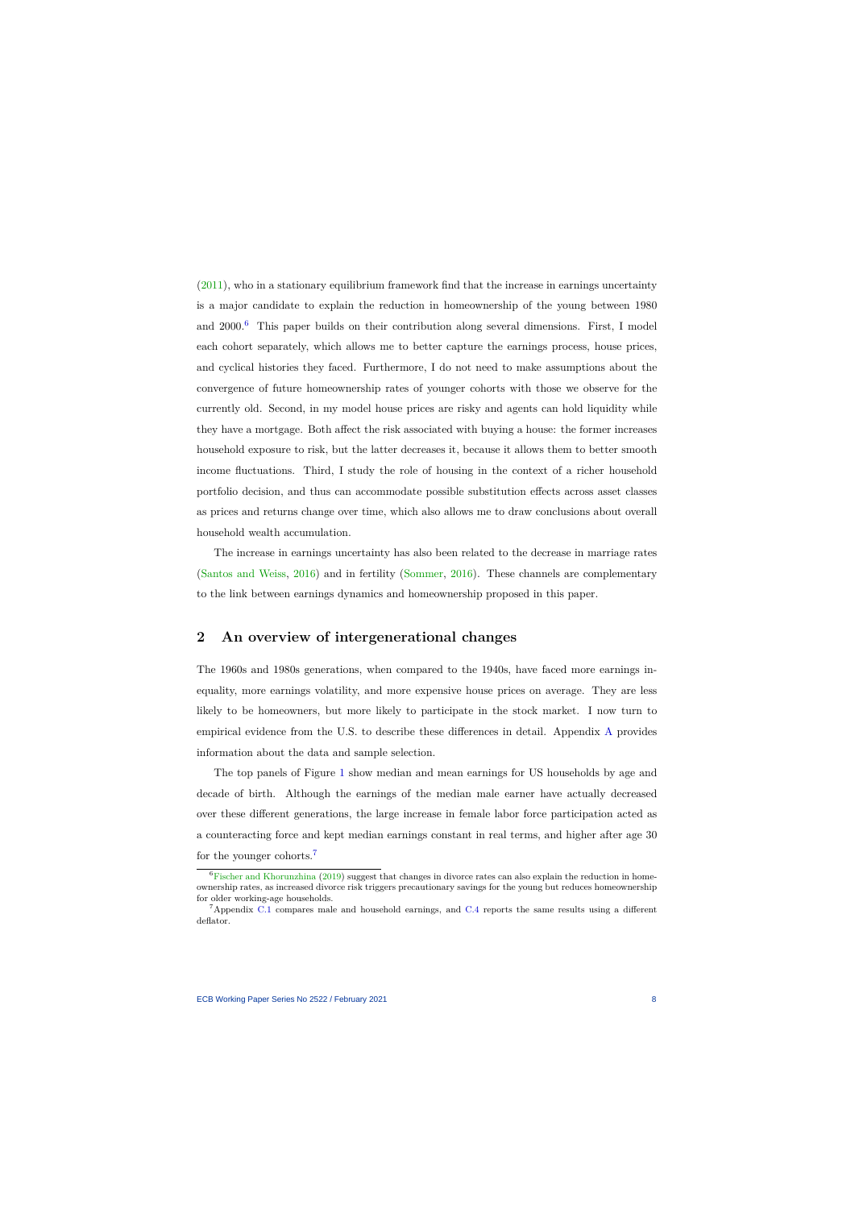(2011), who in a stationary equilibrium framework find that the increase in earnings uncertainty is a major candidate to explain the reduction in homeownership of the young between 1980 and 2000.[6] This paper builds on their contribution along several dimensions. First, I model each cohort separately, which allows me to better capture the earnings process, house prices, and cyclical histories they faced. Furthermore, I do not need to make assumptions about the convergence of future homeownership rates of younger cohorts with those we observe for the currently old. Second, in my model house prices are risky and agents can hold liquidity while they have a mortgage. Both affect the risk associated with buying a house: the former increases household exposure to risk, but the latter decreases it, because it allows them to better smooth income fluctuations. Third, I study the role of housing in the context of a richer household portfolio decision, and thus can accommodate possible substitution effects across asset classes as prices and returns change over time, which also allows me to draw conclusions about overall household wealth accumulation.

The increase in earnings uncertainty has also been related to the decrease in marriage rates (Santos and Weiss, 2016) and in fertility (Sommer, 2016). These channels are complementary to the link between earnings dynamics and homeownership proposed in this paper.

## 2 An overview of intergenerational changes

The 1960s and 1980s generations, when compared to the 1940s, have faced more earnings inequality, more earnings volatility, and more expensive house prices on average. They are less likely to be homeowners, but more likely to participate in the stock market. I now turn to empirical evidence from the U.S. to describe these differences in detail. Appendix A provides information about the data and sample selection.

The top panels of Figure 1 show median and mean earnings for US households by age and decade of birth. Although the earnings of the median male earner have actually decreased over these different generations, the large increase in female labor force participation acted as a counteracting force and kept median earnings constant in real terms, and higher after age 30 for the younger cohorts.[7]

[6] Fischer and Khorunzhina (2019) suggest that changes in divorce rates can also explain the reduction in homeownership rates, as increased divorce risk triggers precautionary savings for the young but reduces homeownership for older working-age households.

[7] Appendix C.1 compares male and household earnings, and C.4 reports the same results using a different deflator.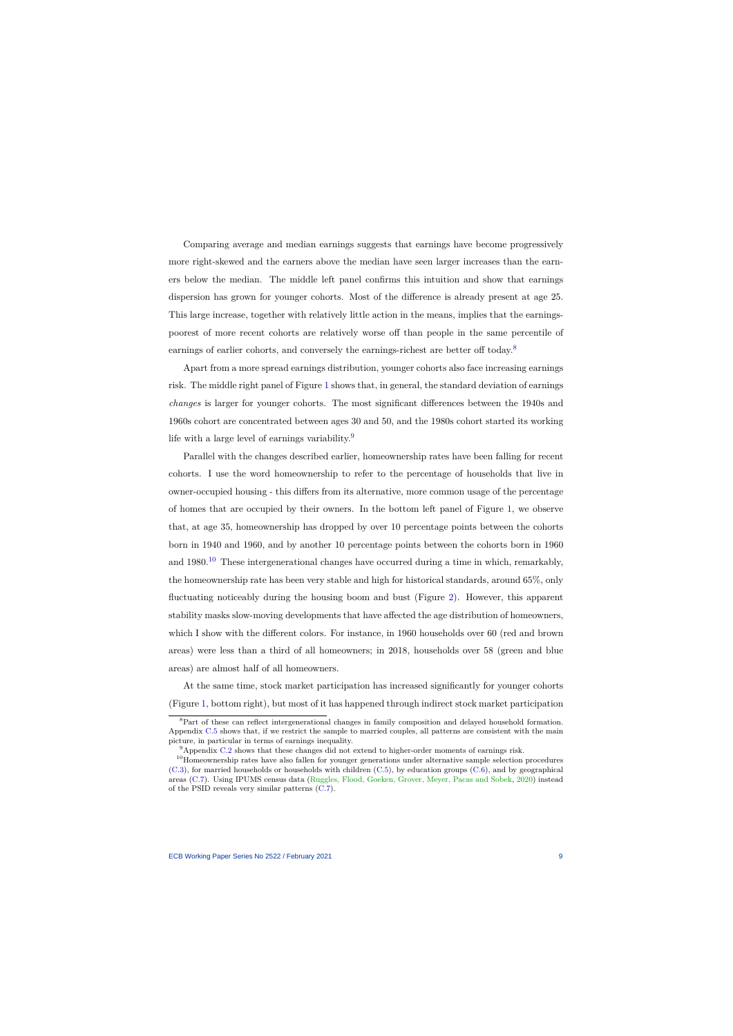Comparing average and median earnings suggests that earnings have become progressively more right-skewed and the earners above the median have seen larger increases than the earners below the median. The middle left panel confirms this intuition and show that earnings dispersion has grown for younger cohorts. Most of the difference is already present at age 25. This large increase, together with relatively little action in the means, implies that the earnings-poorest of more recent cohorts are relatively worse off than people in the same percentile of earnings of earlier cohorts, and conversely the earnings-richest are better off today.[8]

Apart from a more spread earnings distribution, younger cohorts also face increasing earnings risk. The middle right panel of Figure 1 shows that, in general, the standard deviation of earnings *changes* is larger for younger cohorts. The most significant differences between the 1940s and 1960s cohort are concentrated between ages 30 and 50, and the 1980s cohort started its working life with a large level of earnings variability.[9]

Parallel with the changes described earlier, homeownership rates have been falling for recent cohorts. I use the word homeownership to refer to the percentage of households that live in owner-occupied housing - this differs from its alternative, more common usage of the percentage of homes that are occupied by their owners. In the bottom left panel of Figure 1, we observe that, at age 35, homeownership has dropped by over 10 percentage points between the cohorts born in 1940 and 1960, and by another 10 percentage points between the cohorts born in 1960 and 1980.[10] These intergenerational changes have occurred during a time in which, remarkably, the homeownership rate has been very stable and high for historical standards, around 65%, only fluctuating noticeably during the housing boom and bust (Figure 2). However, this apparent stability masks slow-moving developments that have affected the age distribution of homeowners, which I show with the different colors. For instance, in 1960 households over 60 (red and brown areas) were less than a third of all homeowners; in 2018, households over 58 (green and blue areas) are almost half of all homeowners.

At the same time, stock market participation has increased significantly for younger cohorts (Figure 1, bottom right), but most of it has happened through indirect stock market participation

[8] Part of these can reflect intergenerational changes in family composition and delayed household formation. Appendix C.5 shows that, if we restrict the sample to married couples, all patterns are consistent with the main picture, in particular in terms of earnings inequality.

[9] Appendix C.2 shows that these changes did not extend to higher-order moments of earnings risk.

[10] Homeownership rates have also fallen for younger generations under alternative sample selection procedures (C.3), for married households or households with children (C.5), by education groups (C.6), and by geographical areas (C.7). Using IPUMS census data (Ruggles, Flood, Goeken, Grover, Meyer, Pacas and Sobek, 2020) instead of the PSID reveals very similar patterns (C.7).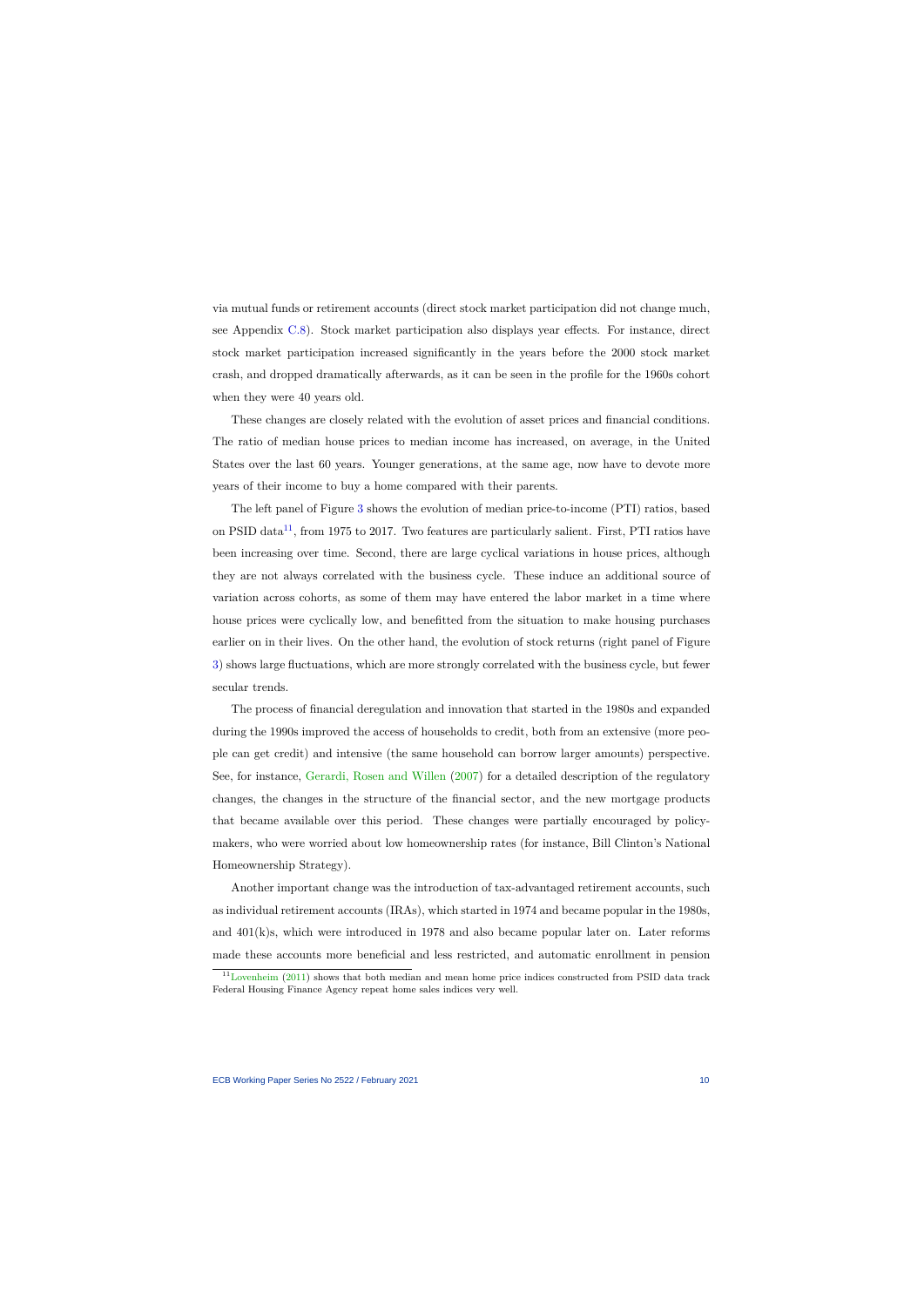via mutual funds or retirement accounts (direct stock market participation did not change much, see Appendix C.8). Stock market participation also displays year effects. For instance, direct stock market participation increased significantly in the years before the 2000 stock market crash, and dropped dramatically afterwards, as it can be seen in the profile for the 1960s cohort when they were 40 years old.

These changes are closely related with the evolution of asset prices and financial conditions. The ratio of median house prices to median income has increased, on average, in the United States over the last 60 years. Younger generations, at the same age, now have to devote more years of their income to buy a home compared with their parents.

The left panel of Figure 3 shows the evolution of median price-to-income (PTI) ratios, based on PSID data[11], from 1975 to 2017. Two features are particularly salient. First, PTI ratios have been increasing over time. Second, there are large cyclical variations in house prices, although they are not always correlated with the business cycle. These induce an additional source of variation across cohorts, as some of them may have entered the labor market in a time where house prices were cyclically low, and benefitted from the situation to make housing purchases earlier on in their lives. On the other hand, the evolution of stock returns (right panel of Figure 3) shows large fluctuations, which are more strongly correlated with the business cycle, but fewer secular trends.

The process of financial deregulation and innovation that started in the 1980s and expanded during the 1990s improved the access of households to credit, both from an extensive (more people can get credit) and intensive (the same household can borrow larger amounts) perspective. See, for instance, Gerardi, Rosen and Willen (2007) for a detailed description of the regulatory changes, the changes in the structure of the financial sector, and the new mortgage products that became available over this period. These changes were partially encouraged by policy-makers, who were worried about low homeownership rates (for instance, Bill Clinton's National Homeownership Strategy).

Another important change was the introduction of tax-advantaged retirement accounts, such as individual retirement accounts (IRAs), which started in 1974 and became popular in the 1980s, and 401(k)s, which were introduced in 1978 and also became popular later on. Later reforms made these accounts more beneficial and less restricted, and automatic enrollment in pension

[11] Lovenheim (2011) shows that both median and mean home price indices constructed from PSID data track Federal Housing Finance Agency repeat home sales indices very well.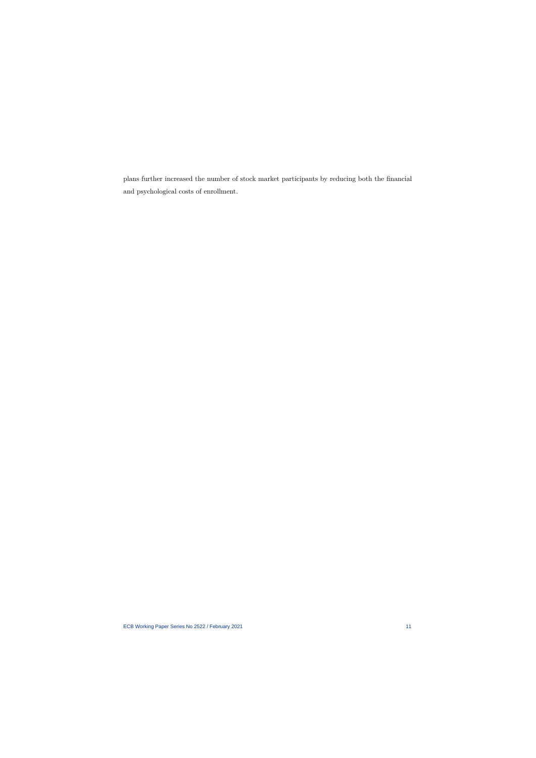plans further increased the number of stock market participants by reducing both the financial and psychological costs of enrollment.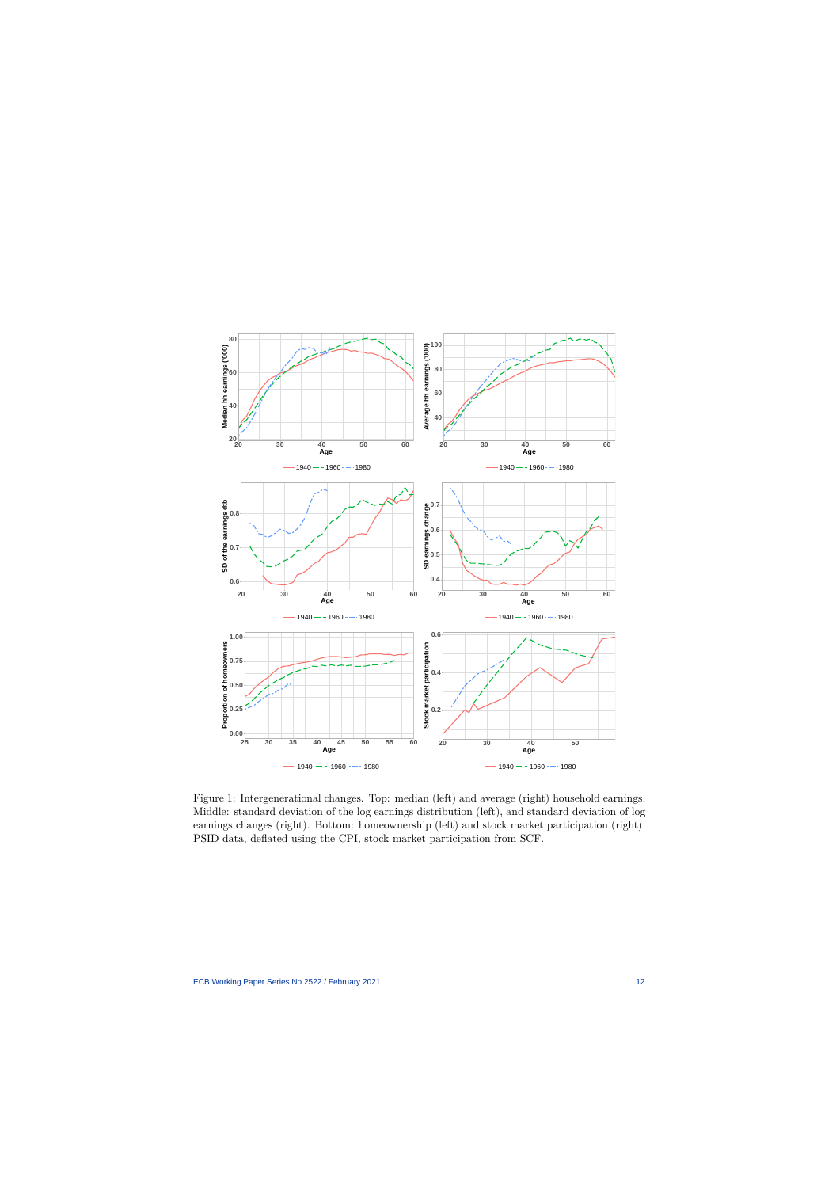Figure 1: Intergenerational changes. Top: median (left) and average (right) household earnings. Middle: standard deviation of the log earnings distribution (left), and standard deviation of log earnings changes (right). Bottom: homeownership (left) and stock market participation (right). PSID data, deflated using the CPI, stock market participation from SCF.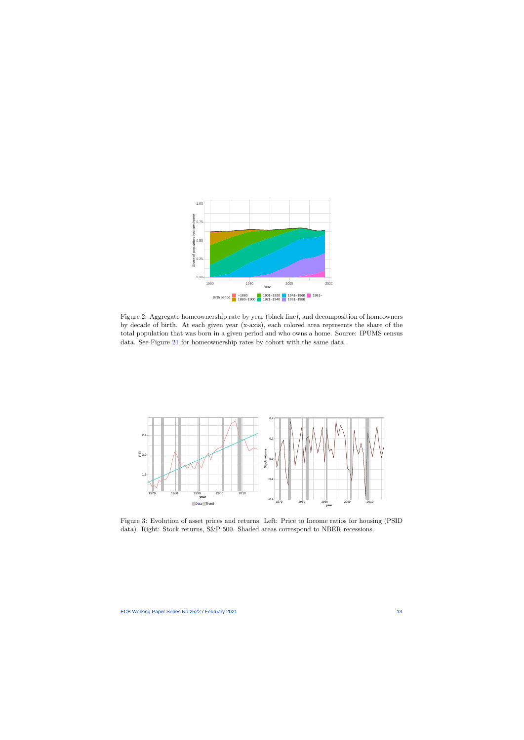Figure 2: Aggregate homeownership rate by year (black line), and decomposition of homeowners by decade of birth. At each given year (x-axis), each colored area represents the share of the total population that was born in a given period and who owns a home. Source: IPUMS census data. See Figure 21 for homeownership rates by cohort with the same data.

Figure 3: Evolution of asset prices and returns. Left: Price to Income ratios for housing (PSID data). Right: Stock returns, S&P 500. Shaded areas correspond to NBER recessions.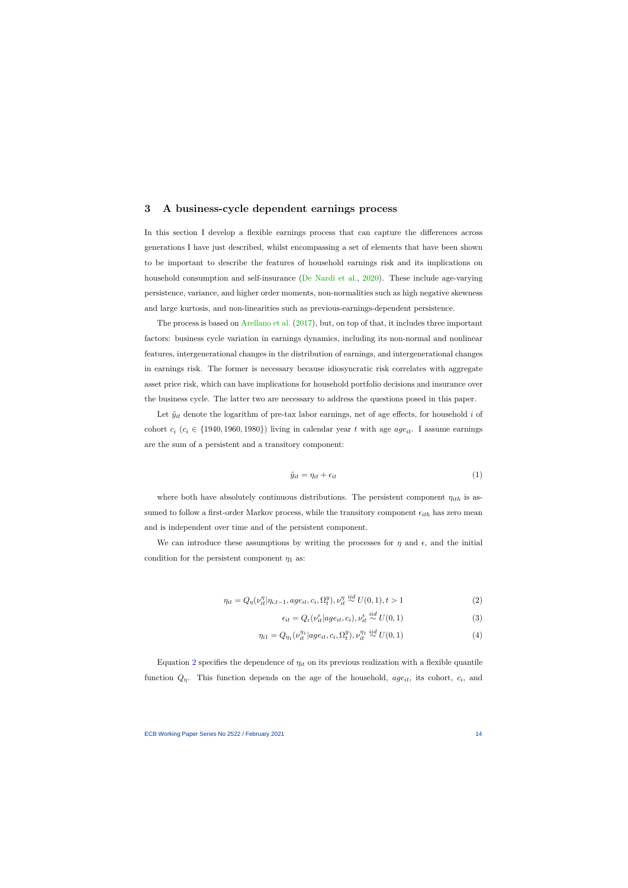## 3 A business-cycle dependent earnings process

In this section I develop a flexible earnings process that can capture the differences across generations I have just described, whilst encompassing a set of elements that have been shown to be important to describe the features of household earnings risk and its implications on household consumption and self-insurance (De Nardi et al., 2020). These include age-varying persistence, variance, and higher order moments, non-normalities such as high negative skewness and large kurtosis, and non-linearities such as previous-earnings-dependent persistence.

The process is based on Arellano et al. (2017), but, on top of that, it includes three important factors: business cycle variation in earnings dynamics, including its non-normal and nonlinear features, intergenerational changes in the distribution of earnings, and intergenerational changes in earnings risk. The former is necessary because idiosyncratic risk correlates with aggregate asset price risk, which can have implications for household portfolio decisions and insurance over the business cycle. The latter two are necessary to address the questions posed in this paper.

Let $\tilde{y}_{it}$ denote the logarithm of pre-tax labor earnings, net of age effects, for household $i$ of cohort $c_i$ ($c_i \in \{1940, 1960, 1980\}$) living in calendar year $t$ with age $age_{it}$. I assume earnings are the sum of a persistent and a transitory component:

$$\tilde{y}_{it} = \eta_{it} + \epsilon_{it} \tag{1}$$

where both have absolutely continuous distributions. The persistent component $\eta_{ith}$ is assumed to follow a first-order Markov process, while the transitory component $\epsilon_{ith}$ has zero mean and is independent over time and of the persistent component.

We can introduce these assumptions by writing the processes for $\eta$ and $\epsilon$, and the initial condition for the persistent component $\eta_1$ as:

$$\eta_{it} = Q_\eta(\nu_{it}^{\eta}|\eta_{i,t-1}, age_{it}, c_i, \Omega_t^y), \nu_{it}^{\eta} \overset{iid}{\sim} U(0,1), t > 1 \tag{2}$$

$$\epsilon_{it} = Q_\epsilon(\nu_{it}^{\epsilon}|age_{it}, c_i), \nu_{it}^{\epsilon} \overset{iid}{\sim} U(0,1) \tag{3}$$

$$\eta_{i1} = Q_{\eta_1}(\nu_{it}^{\eta_1}|age_{it}, c_i, \Omega_t^y), \nu_{it}^{\eta_1} \overset{iid}{\sim} U(0,1) \tag{4}$$

Equation 2 specifies the dependence of $\eta_{it}$ on its previous realization with a flexible quantile function $Q_\eta$. This function depends on the age of the household, $age_{it}$, its cohort, $c_i$, and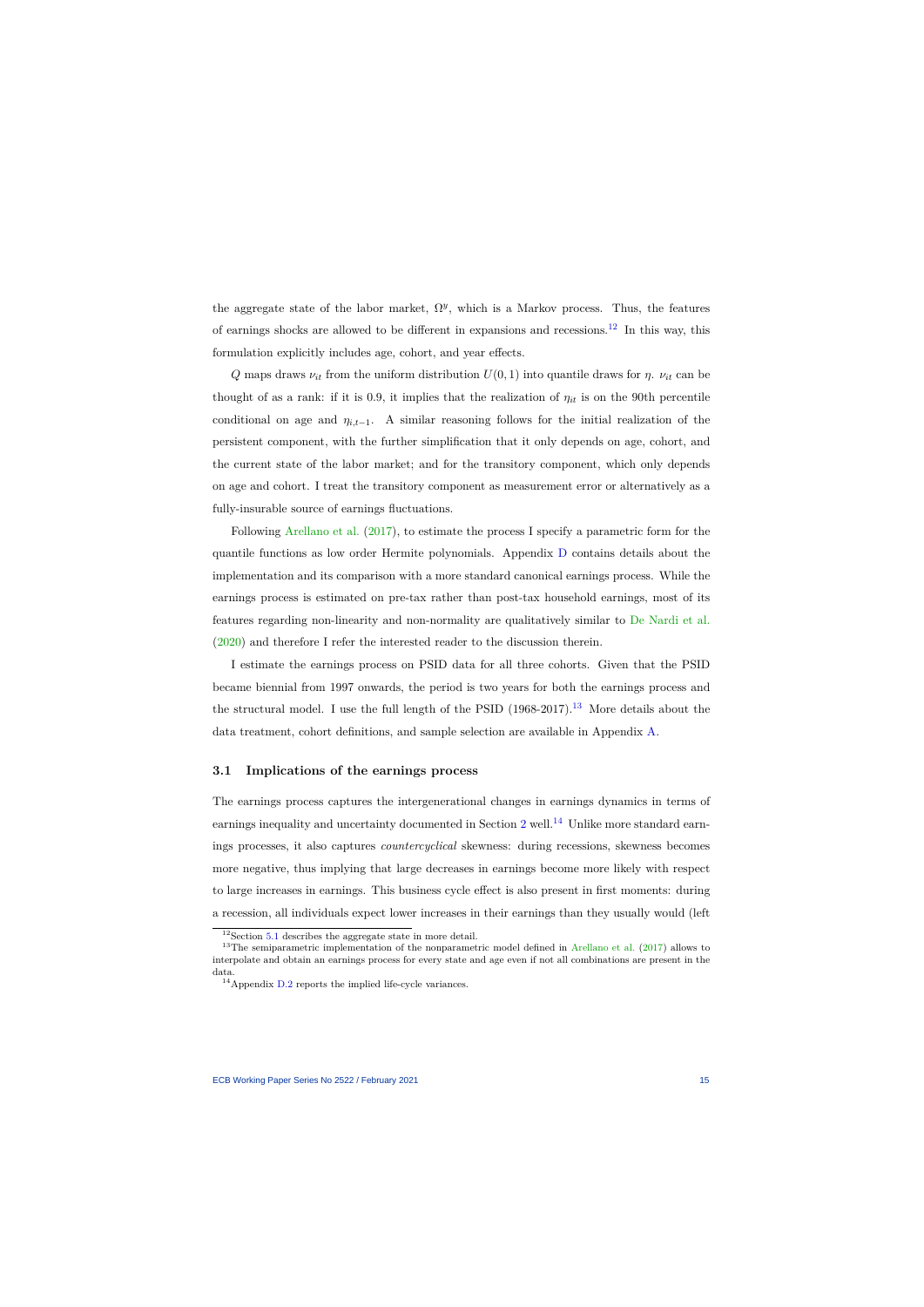the aggregate state of the labor market, $\Omega^y$, which is a Markov process. Thus, the features of earnings shocks are allowed to be different in expansions and recessions.[12] In this way, this formulation explicitly includes age, cohort, and year effects.

$Q$ maps draws $\nu_{it}$ from the uniform distribution $U(0,1)$ into quantile draws for $\eta$. $\nu_{it}$ can be thought of as a rank: if it is 0.9, it implies that the realization of $\eta_{it}$ is on the 90th percentile conditional on age and $\eta_{i,t-1}$. A similar reasoning follows for the initial realization of the persistent component, with the further simplification that it only depends on age, cohort, and the current state of the labor market; and for the transitory component, which only depends on age and cohort. I treat the transitory component as measurement error or alternatively as a fully-insurable source of earnings fluctuations.

Following Arellano et al. (2017), to estimate the process I specify a parametric form for the quantile functions as low order Hermite polynomials. Appendix D contains details about the implementation and its comparison with a more standard canonical earnings process. While the earnings process is estimated on pre-tax rather than post-tax household earnings, most of its features regarding non-linearity and non-normality are qualitatively similar to De Nardi et al. (2020) and therefore I refer the interested reader to the discussion therein.

I estimate the earnings process on PSID data for all three cohorts. Given that the PSID became biennial from 1997 onwards, the period is two years for both the earnings process and the structural model. I use the full length of the PSID (1968-2017).[13] More details about the data treatment, cohort definitions, and sample selection are available in Appendix A.

### 3.1 Implications of the earnings process

The earnings process captures the intergenerational changes in earnings dynamics in terms of earnings inequality and uncertainty documented in Section 2 well.[14] Unlike more standard earnings processes, it also captures *countercyclical* skewness: during recessions, skewness becomes more negative, thus implying that large decreases in earnings become more likely with respect to large increases in earnings. This business cycle effect is also present in first moments: during a recession, all individuals expect lower increases in their earnings than they usually would (left

[12] Section 5.1 describes the aggregate state in more detail.

[13] The semiparametric implementation of the nonparametric model defined in Arellano et al. (2017) allows to interpolate and obtain an earnings process for every state and age even if not all combinations are present in the data.

[14] Appendix D.2 reports the implied life-cycle variances.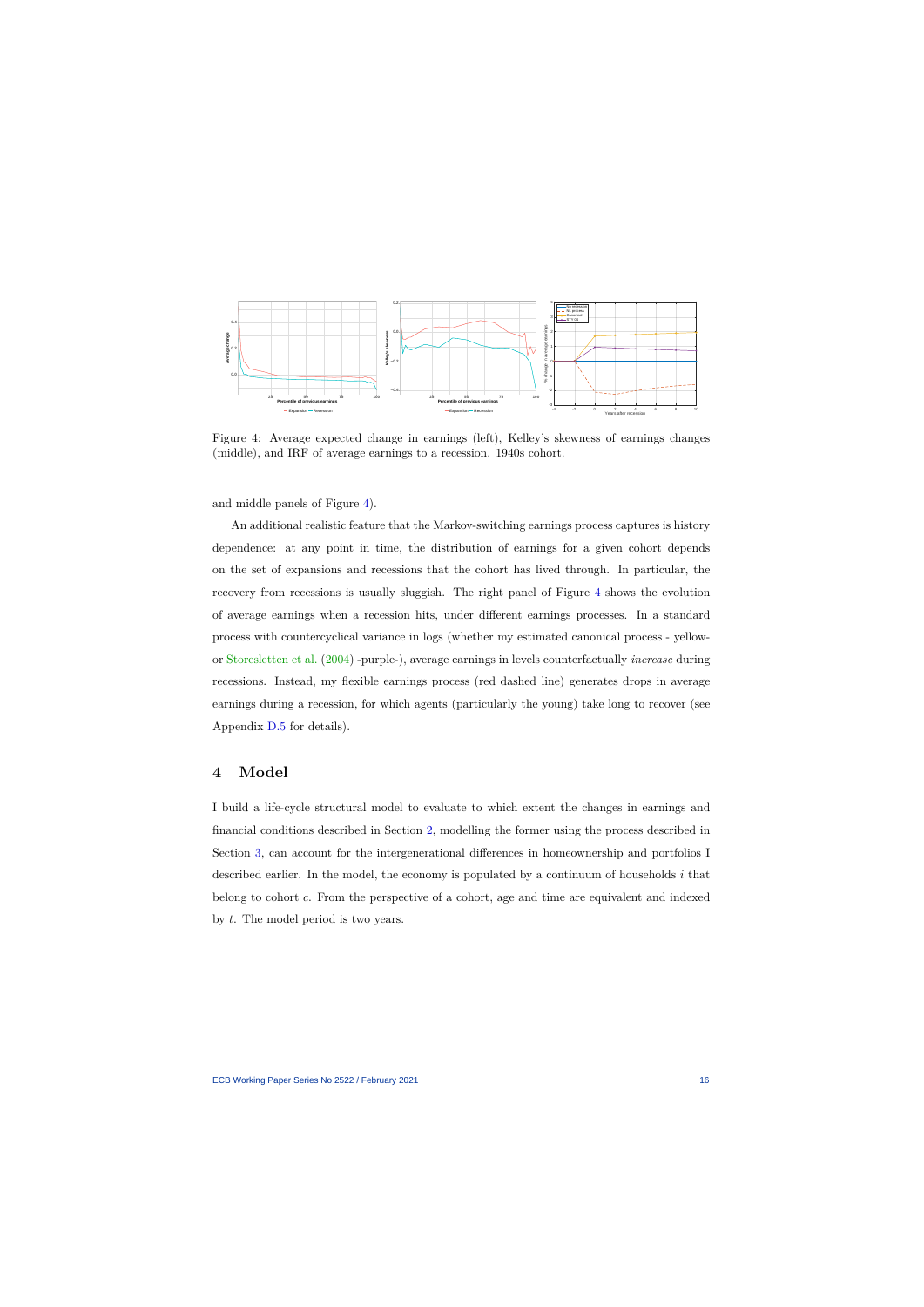Figure 4: Average expected change in earnings (left), Kelley's skewness of earnings changes (middle), and IRF of average earnings to a recession. 1940s cohort.

and middle panels of Figure 4).

An additional realistic feature that the Markov-switching earnings process captures is history dependence: at any point in time, the distribution of earnings for a given cohort depends on the set of expansions and recessions that the cohort has lived through. In particular, the recovery from recessions is usually sluggish. The right panel of Figure 4 shows the evolution of average earnings when a recession hits, under different earnings processes. In a standard process with countercyclical variance in logs (whether my estimated canonical process - yellow- or Storesletten et al. (2004) -purple-), average earnings in levels counterfactually *increase* during recessions. Instead, my flexible earnings process (red dashed line) generates drops in average earnings during a recession, for which agents (particularly the young) take long to recover (see Appendix D.5 for details).

# 4 Model

I build a life-cycle structural model to evaluate to which extent the changes in earnings and financial conditions described in Section 2, modelling the former using the process described in Section 3, can account for the intergenerational differences in homeownership and portfolios I described earlier. In the model, the economy is populated by a continuum of households $i$ that belong to cohort $c$. From the perspective of a cohort, age and time are equivalent and indexed by $t$. The model period is two years.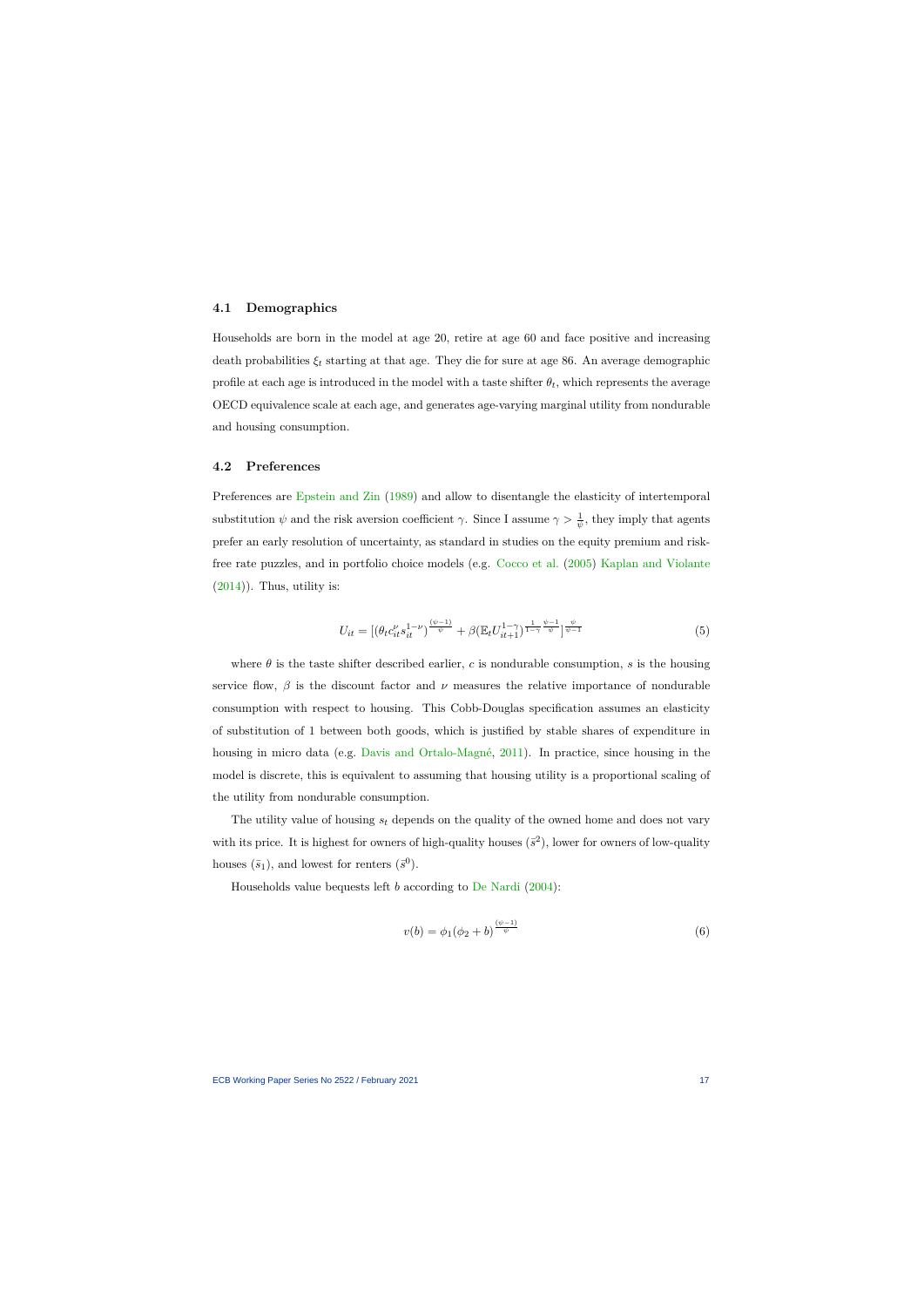### 4.1 Demographics

Households are born in the model at age 20, retire at age 60 and face positive and increasing death probabilities $\xi_t$ starting at that age. They die for sure at age 86. An average demographic profile at each age is introduced in the model with a taste shifter $\theta_t$, which represents the average OECD equivalence scale at each age, and generates age-varying marginal utility from nondurable and housing consumption.

### 4.2 Preferences

Preferences are Epstein and Zin (1989) and allow to disentangle the elasticity of intertemporal substitution $\psi$ and the risk aversion coefficient $\gamma$. Since I assume $\gamma > \frac{1}{\psi}$, they imply that agents prefer an early resolution of uncertainty, as standard in studies on the equity premium and risk-free rate puzzles, and in portfolio choice models (e.g. Cocco et al. (2005) Kaplan and Violante (2014)). Thus, utility is:

$$U_{it} = [(\theta_t c_{it}^{\nu} s_{it}^{1-\nu})^{\frac{(\psi-1)}{\psi}} + \beta(\mathbb{E}_t U_{it+1}^{1-\gamma})^{\frac{1}{1-\gamma}\frac{\psi-1}{\psi}}]^{\frac{\psi}{\psi-1}} \tag{5}$$

where $\theta$ is the taste shifter described earlier, $c$ is nondurable consumption, $s$ is the housing service flow, $\beta$ is the discount factor and $\nu$ measures the relative importance of nondurable consumption with respect to housing. This Cobb-Douglas specification assumes an elasticity of substitution of 1 between both goods, which is justified by stable shares of expenditure in housing in micro data (e.g. Davis and Ortalo-Magné, 2011). In practice, since housing in the model is discrete, this is equivalent to assuming that housing utility is a proportional scaling of the utility from nondurable consumption.

The utility value of housing $s_t$ depends on the quality of the owned home and does not vary with its price. It is highest for owners of high-quality houses ($\bar{s}^2$), lower for owners of low-quality houses ($\bar{s}_1$), and lowest for renters ($\bar{s}^0$).

Households value bequests left $b$ according to De Nardi (2004):

$$v(b) = \phi_1(\phi_2 + b)^{\frac{(\psi-1)}{\psi}} \tag{6}$$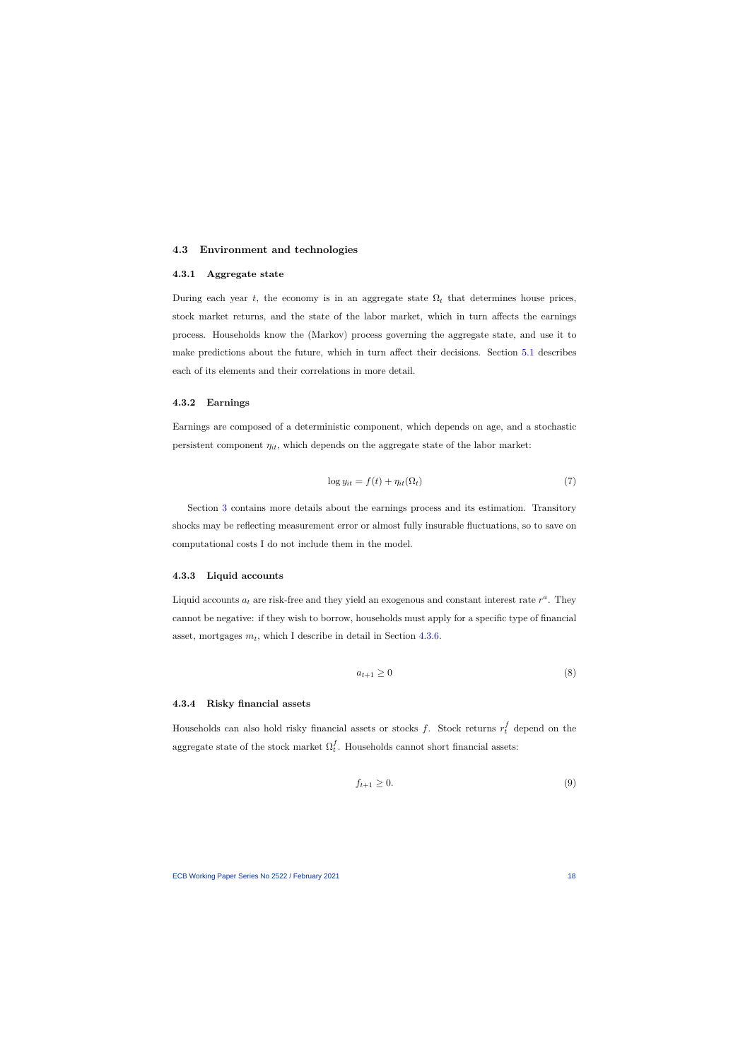### 4.3 Environment and technologies

#### 4.3.1 Aggregate state

During each year $t$, the economy is in an aggregate state $\Omega_t$ that determines house prices, stock market returns, and the state of the labor market, which in turn affects the earnings process. Households know the (Markov) process governing the aggregate state, and use it to make predictions about the future, which in turn affect their decisions. Section 5.1 describes each of its elements and their correlations in more detail.

#### 4.3.2 Earnings

Earnings are composed of a deterministic component, which depends on age, and a stochastic persistent component $\eta_{it}$, which depends on the aggregate state of the labor market:

$$\log y_{it} = f(t) + \eta_{it}(\Omega_t) \tag{7}$$

Section 3 contains more details about the earnings process and its estimation. Transitory shocks may be reflecting measurement error or almost fully insurable fluctuations, so to save on computational costs I do not include them in the model.

#### 4.3.3 Liquid accounts

Liquid accounts $a_t$ are risk-free and they yield an exogenous and constant interest rate $r^a$. They cannot be negative: if they wish to borrow, households must apply for a specific type of financial asset, mortgages $m_t$, which I describe in detail in Section 4.3.6.

$$a_{t+1} \geq 0 \tag{8}$$

#### 4.3.4 Risky financial assets

Households can also hold risky financial assets or stocks $f$. Stock returns $r_t^f$ depend on the aggregate state of the stock market $\Omega_t^f$. Households cannot short financial assets:

$$f_{t+1} \geq 0. \tag{9}$$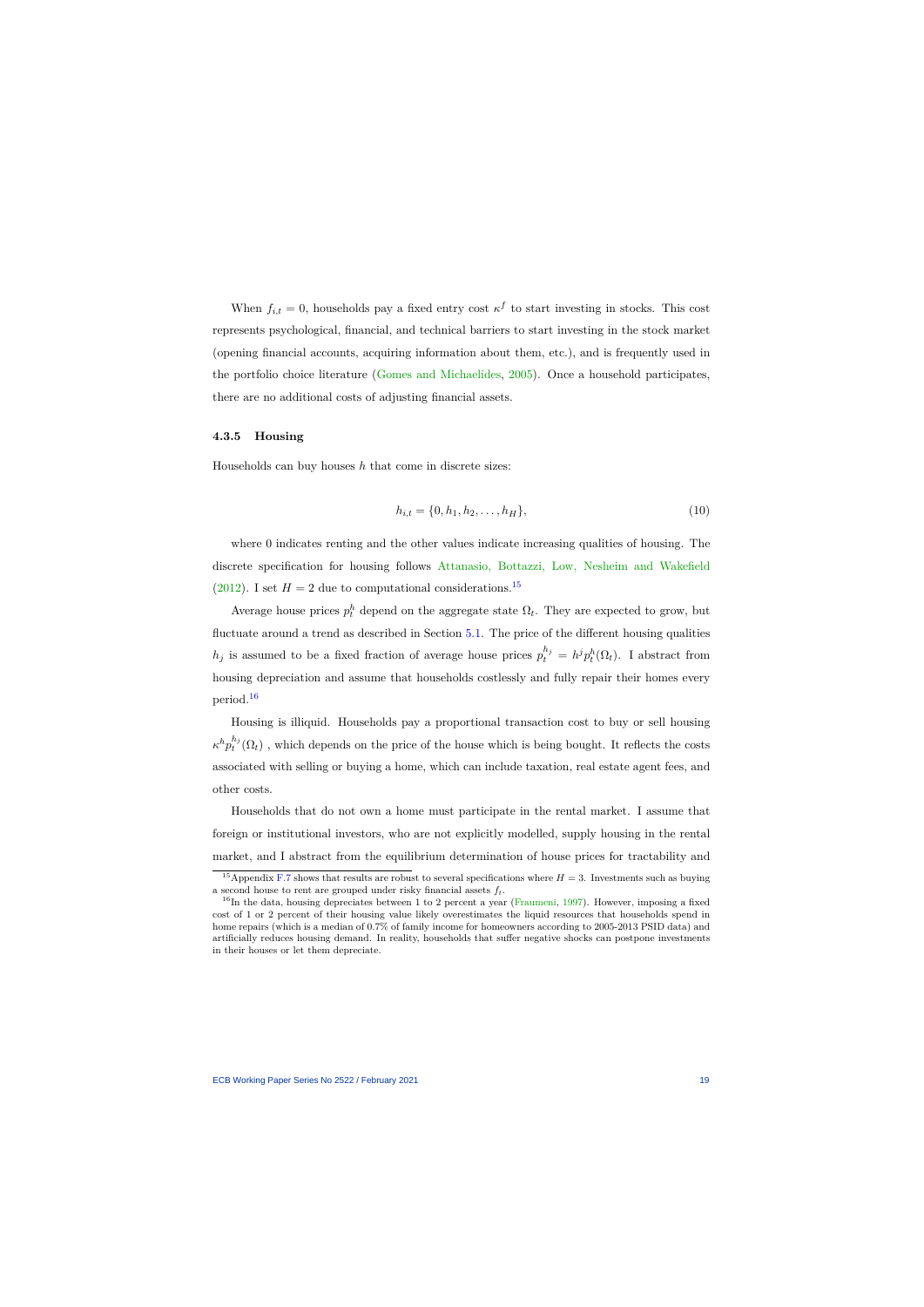When $f_{i,t} = 0$, households pay a fixed entry cost $\kappa^f$ to start investing in stocks. This cost represents psychological, financial, and technical barriers to start investing in the stock market (opening financial accounts, acquiring information about them, etc.), and is frequently used in the portfolio choice literature (Gomes and Michaelides, 2005). Once a household participates, there are no additional costs of adjusting financial assets.

#### 4.3.5 Housing

Households can buy houses $h$ that come in discrete sizes:

$$h_{i,t} = \{0, h_1, h_2, \ldots, h_H\}, \tag{10}$$

where 0 indicates renting and the other values indicate increasing qualities of housing. The discrete specification for housing follows Attanasio, Bottazzi, Low, Nesheim and Wakefield (2012). I set $H = 2$ due to computational considerations.[15]

Average house prices $p_t^h$ depend on the aggregate state $\Omega_t$. They are expected to grow, but fluctuate around a trend as described in Section 5.1. The price of the different housing qualities $h_j$ is assumed to be a fixed fraction of average house prices $p_t^{h_j} = h^j p_t^h(\Omega_t)$. I abstract from housing depreciation and assume that households costlessly and fully repair their homes every period.[16]

Housing is illiquid. Households pay a proportional transaction cost to buy or sell housing $\kappa^h p_t^{h_j}(\Omega_t)$ , which depends on the price of the house which is being bought. It reflects the costs associated with selling or buying a home, which can include taxation, real estate agent fees, and other costs.

Households that do not own a home must participate in the rental market. I assume that foreign or institutional investors, who are not explicitly modelled, supply housing in the rental market, and I abstract from the equilibrium determination of house prices for tractability and

[15] Appendix F.7 shows that results are robust to several specifications where $H = 3$. Investments such as buying a second house to rent are grouped under risky financial assets $f_t$.

[16] In the data, housing depreciates between 1 to 2 percent a year (Fraumeni, 1997). However, imposing a fixed cost of 1 or 2 percent of their housing value likely overestimates the liquid resources that households spend in home repairs (which is a median of 0.7% of family income for homeowners according to 2005-2013 PSID data) and artificially reduces housing demand. In reality, households that suffer negative shocks can postpone investments in their houses or let them depreciate.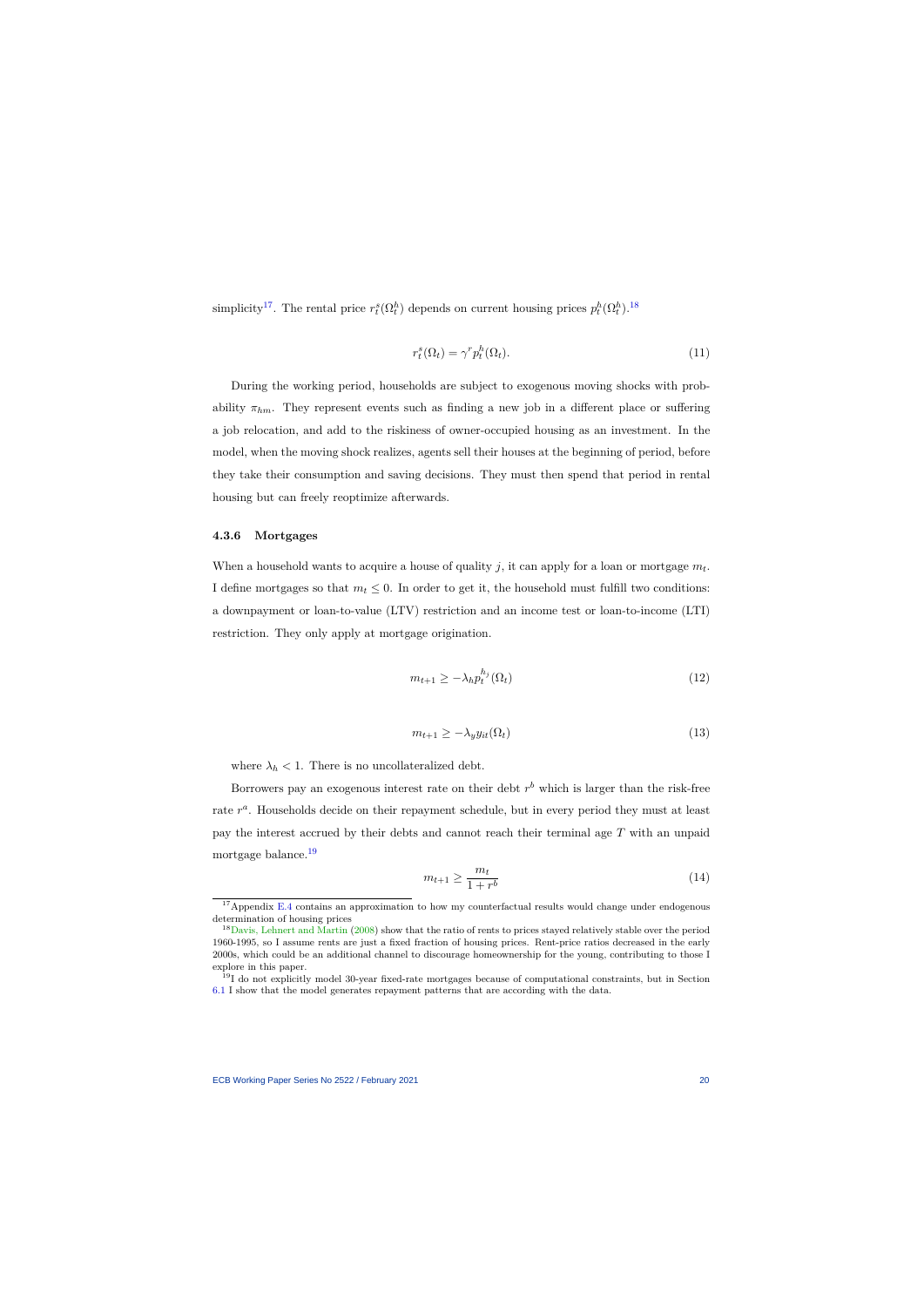simplicity[17]. The rental price $r^s_t(\Omega^h_t)$ depends on current housing prices $p^h_t(\Omega^h_t)$.[18]

$$r^s_t(\Omega_t) = \gamma^r p^h_t(\Omega_t). \tag{11}$$

During the working period, households are subject to exogenous moving shocks with probability $\pi_{hm}$. They represent events such as finding a new job in a different place or suffering a job relocation, and add to the riskiness of owner-occupied housing as an investment. In the model, when the moving shock realizes, agents sell their houses at the beginning of period, before they take their consumption and saving decisions. They must then spend that period in rental housing but can freely reoptimize afterwards.

#### 4.3.6 Mortgages

When a household wants to acquire a house of quality $j$, it can apply for a loan or mortgage $m_t$. I define mortgages so that $m_t \leq 0$. In order to get it, the household must fulfill two conditions: a downpayment or loan-to-value (LTV) restriction and an income test or loan-to-income (LTI) restriction. They only apply at mortgage origination.

$$m_{t+1} \geq -\lambda_h p^{h_j}_t(\Omega_t) \tag{12}$$

$$m_{t+1} \geq -\lambda_y y_{it}(\Omega_t) \tag{13}$$

where $\lambda_h < 1$. There is no uncollateralized debt.

Borrowers pay an exogenous interest rate on their debt $r^b$ which is larger than the risk-free rate $r^a$. Households decide on their repayment schedule, but in every period they must at least pay the interest accrued by their debts and cannot reach their terminal age $T$ with an unpaid mortgage balance.[19]

$$m_{t+1} \geq \frac{m_t}{1+r^b} \tag{14}$$

[17] Appendix E.4 contains an approximation to how my counterfactual results would change under endogenous determination of housing prices

[18] Davis, Lehnert and Martin (2008) show that the ratio of rents to prices stayed relatively stable over the period 1960-1995, so I assume rents are just a fixed fraction of housing prices. Rent-price ratios decreased in the early 2000s, which could be an additional channel to discourage homeownership for the young, contributing to those I explore in this paper.

[19] I do not explicitly model 30-year fixed-rate mortgages because of computational constraints, but in Section 6.1 I show that the model generates repayment patterns that are according with the data.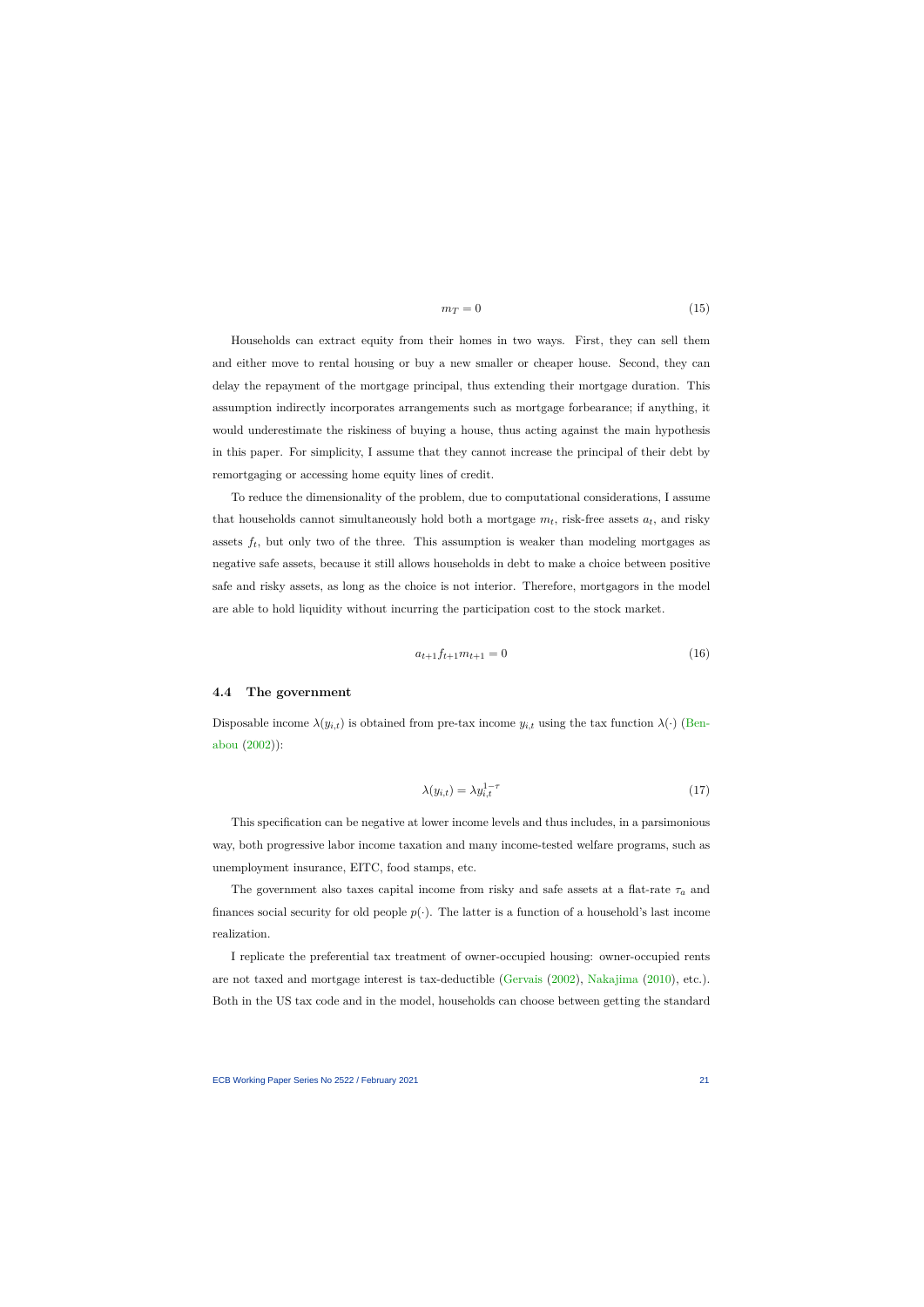$$m_T = 0 \tag{15}$$

Households can extract equity from their homes in two ways. First, they can sell them and either move to rental housing or buy a new smaller or cheaper house. Second, they can delay the repayment of the mortgage principal, thus extending their mortgage duration. This assumption indirectly incorporates arrangements such as mortgage forbearance; if anything, it would underestimate the riskiness of buying a house, thus acting against the main hypothesis in this paper. For simplicity, I assume that they cannot increase the principal of their debt by remortgaging or accessing home equity lines of credit.

To reduce the dimensionality of the problem, due to computational considerations, I assume that households cannot simultaneously hold both a mortgage $m_t$, risk-free assets $a_t$, and risky assets $f_t$, but only two of the three. This assumption is weaker than modeling mortgages as negative safe assets, because it still allows households in debt to make a choice between positive safe and risky assets, as long as the choice is not interior. Therefore, mortgagors in the model are able to hold liquidity without incurring the participation cost to the stock market.

$$a_{t+1} f_{t+1} m_{t+1} = 0 \tag{16}$$

### 4.4 The government

Disposable income $\lambda(y_{i,t})$ is obtained from pre-tax income $y_{i,t}$ using the tax function $\lambda(\cdot)$ (Benabou (2002)):

$$\lambda(y_{i,t}) = \lambda y_{i,t}^{1-\tau} \tag{17}$$

This specification can be negative at lower income levels and thus includes, in a parsimonious way, both progressive labor income taxation and many income-tested welfare programs, such as unemployment insurance, EITC, food stamps, etc.

The government also taxes capital income from risky and safe assets at a flat-rate $\tau_a$ and finances social security for old people $p(\cdot)$. The latter is a function of a household's last income realization.

I replicate the preferential tax treatment of owner-occupied housing: owner-occupied rents are not taxed and mortgage interest is tax-deductible (Gervais (2002), Nakajima (2010), etc.). Both in the US tax code and in the model, households can choose between getting the standard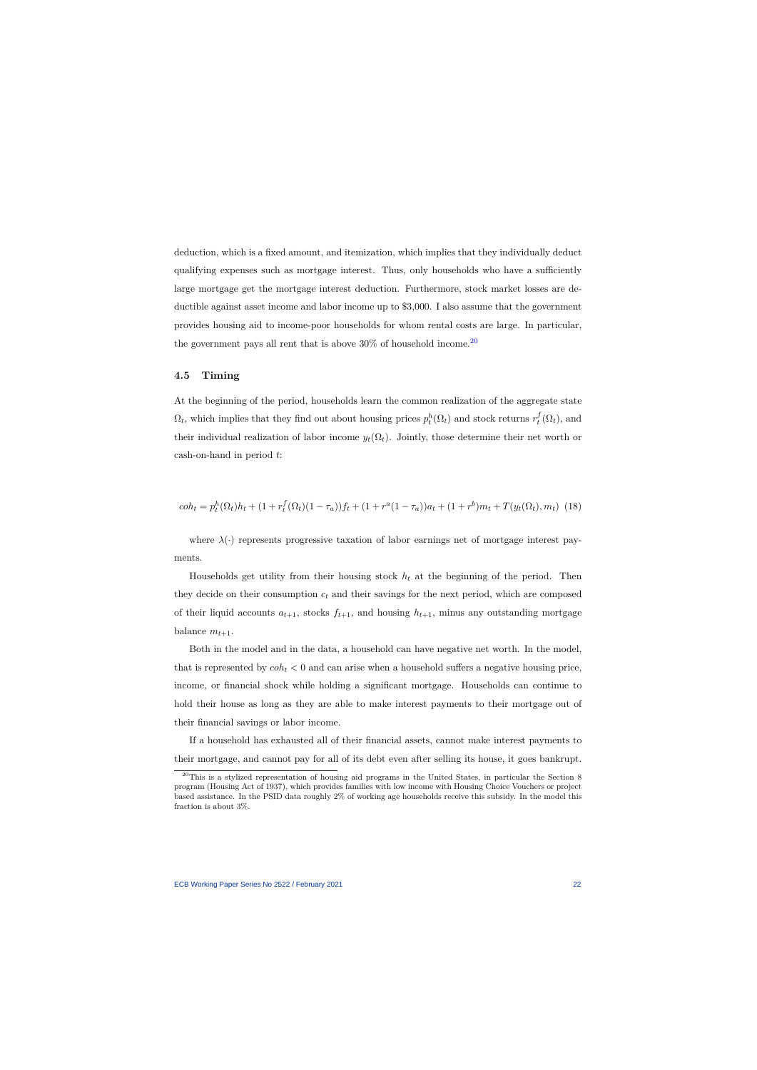deduction, which is a fixed amount, and itemization, which implies that they individually deduct qualifying expenses such as mortgage interest. Thus, only households who have a sufficiently large mortgage get the mortgage interest deduction. Furthermore, stock market losses are deductible against asset income and labor income up to \$3,000. I also assume that the government provides housing aid to income-poor households for whom rental costs are large. In particular, the government pays all rent that is above 30% of household income.[20]

### 4.5 Timing

At the beginning of the period, households learn the common realization of the aggregate state $\Omega_t$, which implies that they find out about housing prices $p_t^h(\Omega_t)$ and stock returns $r_t^f(\Omega_t)$, and their individual realization of labor income $y_t(\Omega_t)$. Jointly, those determine their net worth or cash-on-hand in period $t$:

$$coh_t = p_t^h(\Omega_t)h_t + (1 + r_t^f(\Omega_t)(1 - \tau_a))f_t + (1 + r^a(1 - \tau_a))a_t + (1 + r^b)m_t + T(y_t(\Omega_t), m_t) \quad (18)$$

where $\lambda(\cdot)$ represents progressive taxation of labor earnings net of mortgage interest payments.

Households get utility from their housing stock $h_t$ at the beginning of the period. Then they decide on their consumption $c_t$ and their savings for the next period, which are composed of their liquid accounts $a_{t+1}$, stocks $f_{t+1}$, and housing $h_{t+1}$, minus any outstanding mortgage balance $m_{t+1}$.

Both in the model and in the data, a household can have negative net worth. In the model, that is represented by $coh_t < 0$ and can arise when a household suffers a negative housing price, income, or financial shock while holding a significant mortgage. Households can continue to hold their house as long as they are able to make interest payments to their mortgage out of their financial savings or labor income.

If a household has exhausted all of their financial assets, cannot make interest payments to their mortgage, and cannot pay for all of its debt even after selling its house, it goes bankrupt.

[20] This is a stylized representation of housing aid programs in the United States, in particular the Section 8 program (Housing Act of 1937), which provides families with low income with Housing Choice Vouchers or project based assistance. In the PSID data roughly 2% of working age households receive this subsidy. In the model this fraction is about 3%.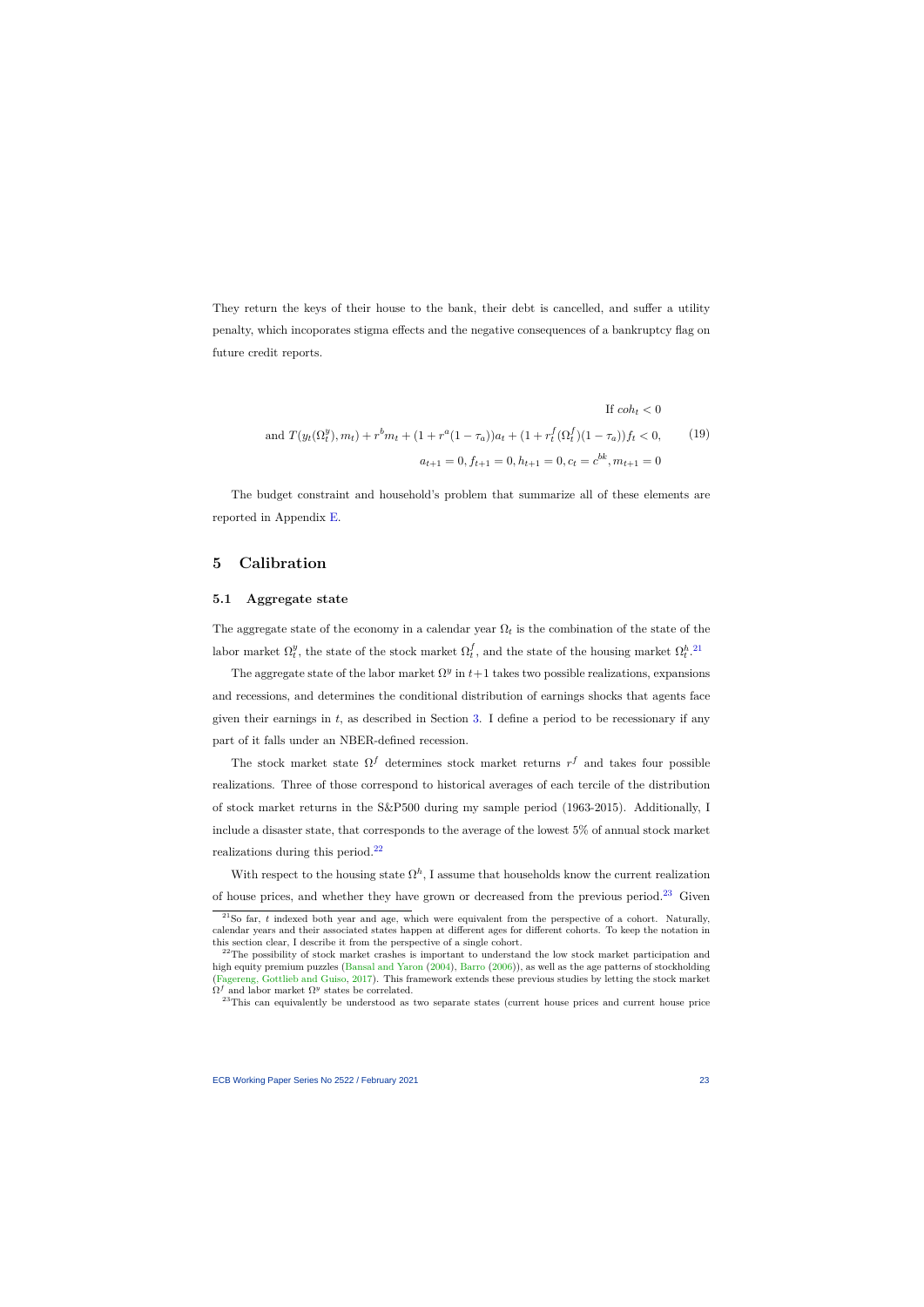They return the keys of their house to the bank, their debt is cancelled, and suffer a utility penalty, which incoporates stigma effects and the negative consequences of a bankruptcy flag on future credit reports.

$$
\begin{aligned}
&\text{If } coh_t < 0 \\
\text{and } T(y_t(\Omega_t^y), m_t) + r^b m_t + (1 + r^a(1 - \tau_a))a_t + (1 + r_t^f(\Omega_t^f)(1 - \tau_a))f_t < 0, \qquad (19)\\
&a_{t+1} = 0, f_{t+1} = 0, h_{t+1} = 0, c_t = c^{bk}, m_{t+1} = 0
\end{aligned}
$$

The budget constraint and household's problem that summarize all of these elements are reported in Appendix E.

# 5 Calibration

## 5.1 Aggregate state

The aggregate state of the economy in a calendar year $\Omega_t$ is the combination of the state of the labor market $\Omega_t^y$, the state of the stock market $\Omega_t^f$, and the state of the housing market $\Omega_t^h$.[21]

The aggregate state of the labor market $\Omega^y$ in $t+1$ takes two possible realizations, expansions and recessions, and determines the conditional distribution of earnings shocks that agents face given their earnings in $t$, as described in Section 3. I define a period to be recessionary if any part of it falls under an NBER-defined recession.

The stock market state $\Omega^f$ determines stock market returns $r^f$ and takes four possible realizations. Three of those correspond to historical averages of each tercile of the distribution of stock market returns in the S&P500 during my sample period (1963-2015). Additionally, I include a disaster state, that corresponds to the average of the lowest 5% of annual stock market realizations during this period.[22]

With respect to the housing state $\Omega^h$, I assume that households know the current realization of house prices, and whether they have grown or decreased from the previous period.[23] Given

[21]So far, $t$ indexed both year and age, which were equivalent from the perspective of a cohort. Naturally, calendar years and their associated states happen at different ages for different cohorts. To keep the notation in this section clear, I describe it from the perspective of a single cohort.

[22]The possibility of stock market crashes is important to understand the low stock market participation and high equity premium puzzles (Bansal and Yaron (2004), Barro (2006)), as well as the age patterns of stockholding (Fagereng, Gottlieb and Guiso, 2017). This framework extends these previous studies by letting the stock market $\Omega^f$ and labor market $\Omega^y$ states be correlated.

[23]This can equivalently be understood as two separate states (current house prices and current house price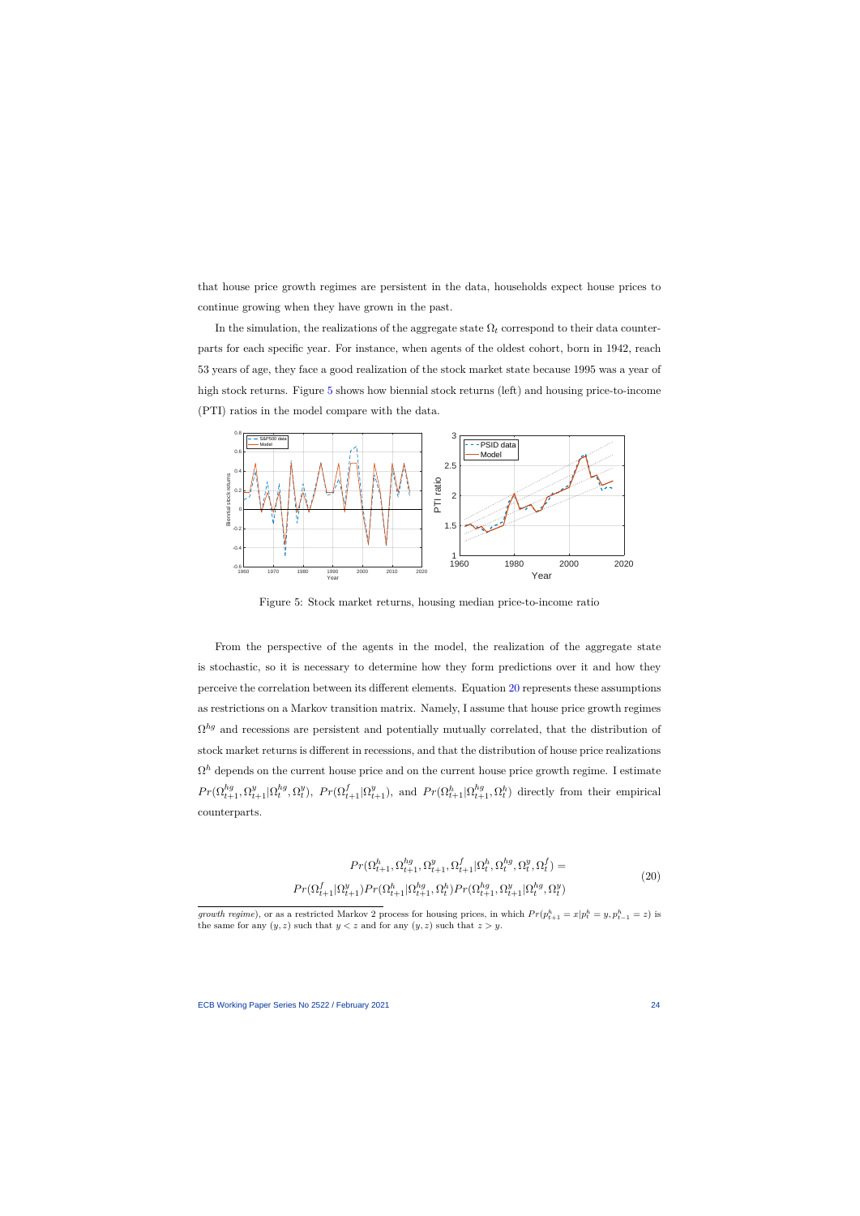that house price growth regimes are persistent in the data, households expect house prices to continue growing when they have grown in the past.

In the simulation, the realizations of the aggregate state $\Omega_t$ correspond to their data counterparts for each specific year. For instance, when agents of the oldest cohort, born in 1942, reach 53 years of age, they face a good realization of the stock market state because 1995 was a year of high stock returns. Figure 5 shows how biennial stock returns (left) and housing price-to-income (PTI) ratios in the model compare with the data.

Figure 5: Stock market returns, housing median price-to-income ratio

From the perspective of the agents in the model, the realization of the aggregate state is stochastic, so it is necessary to determine how they form predictions over it and how they perceive the correlation between its different elements. Equation 20 represents these assumptions as restrictions on a Markov transition matrix. Namely, I assume that house price growth regimes $\Omega^{hg}$ and recessions are persistent and potentially mutually correlated, that the distribution of stock market returns is different in recessions, and that the distribution of house price realizations $\Omega^h$ depends on the current house price and on the current house price growth regime. I estimate $Pr(\Omega^{hg}_{t+1}, \Omega^y_{t+1} | \Omega^{hg}_t, \Omega^y_t)$, $Pr(\Omega^f_{t+1} | \Omega^y_{t+1})$, and $Pr(\Omega^h_{t+1} | \Omega^{hg}_{t+1}, \Omega^h_t)$ directly from their empirical counterparts.

$$
\begin{aligned}
Pr(\Omega^h_{t+1}, \Omega^{hg}_{t+1}, \Omega^y_{t+1}, \Omega^f_{t+1} | \Omega^h_t, \Omega^{hg}_t, \Omega^y_t, \Omega^f_t) = \\
Pr(\Omega^f_{t+1} | \Omega^y_{t+1}) Pr(\Omega^h_{t+1} | \Omega^{hg}_{t+1}, \Omega^h_t) Pr(\Omega^{hg}_{t+1}, \Omega^y_{t+1} | \Omega^{hg}_t, \Omega^y_t)
\end{aligned}
\tag{20}
$$

*growth regime*), or as a restricted Markov 2 process for housing prices, in which $Pr(p^h_{t+1} = x | p^h_t = y, p^h_{t-1} = z)$ is the same for any $(y, z)$ such that $y < z$ and for any $(y, z)$ such that $z > y$.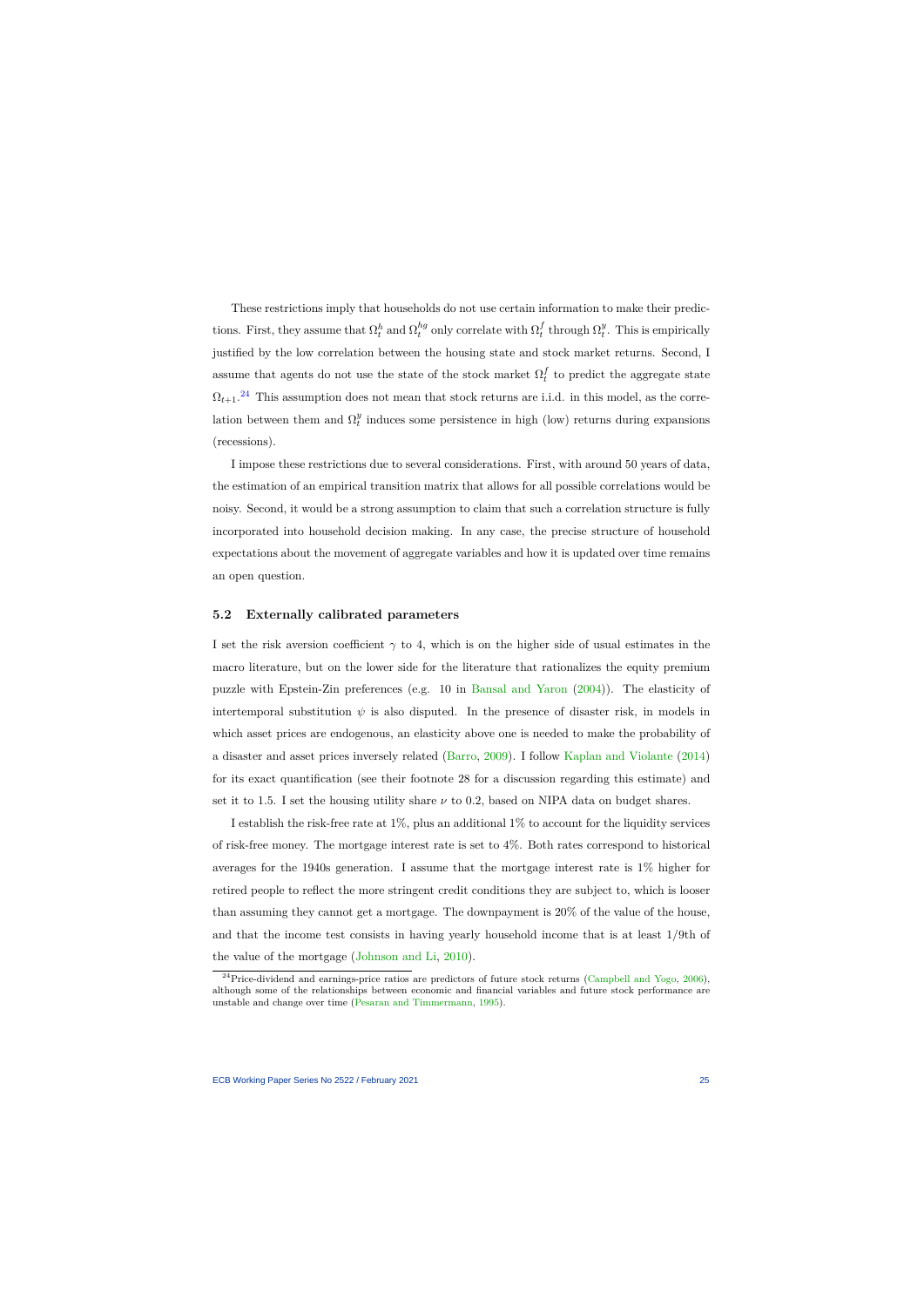These restrictions imply that households do not use certain information to make their predictions. First, they assume that $\Omega_t^h$ and $\Omega_t^{hg}$ only correlate with $\Omega_t^f$ through $\Omega_t^y$. This is empirically justified by the low correlation between the housing state and stock market returns. Second, I assume that agents do not use the state of the stock market $\Omega_t^f$ to predict the aggregate state $\Omega_{t+1}$.[24] This assumption does not mean that stock returns are i.i.d. in this model, as the correlation between them and $\Omega_t^y$ induces some persistence in high (low) returns during expansions (recessions).

I impose these restrictions due to several considerations. First, with around 50 years of data, the estimation of an empirical transition matrix that allows for all possible correlations would be noisy. Second, it would be a strong assumption to claim that such a correlation structure is fully incorporated into household decision making. In any case, the precise structure of household expectations about the movement of aggregate variables and how it is updated over time remains an open question.

### 5.2 Externally calibrated parameters

I set the risk aversion coefficient $\gamma$ to 4, which is on the higher side of usual estimates in the macro literature, but on the lower side for the literature that rationalizes the equity premium puzzle with Epstein-Zin preferences (e.g. 10 in Bansal and Yaron (2004)). The elasticity of intertemporal substitution $\psi$ is also disputed. In the presence of disaster risk, in models in which asset prices are endogenous, an elasticity above one is needed to make the probability of a disaster and asset prices inversely related (Barro, 2009). I follow Kaplan and Violante (2014) for its exact quantification (see their footnote 28 for a discussion regarding this estimate) and set it to 1.5. I set the housing utility share $\nu$ to 0.2, based on NIPA data on budget shares.

I establish the risk-free rate at 1%, plus an additional 1% to account for the liquidity services of risk-free money. The mortgage interest rate is set to 4%. Both rates correspond to historical averages for the 1940s generation. I assume that the mortgage interest rate is 1% higher for retired people to reflect the more stringent credit conditions they are subject to, which is looser than assuming they cannot get a mortgage. The downpayment is 20% of the value of the house, and that the income test consists in having yearly household income that is at least 1/9th of the value of the mortgage (Johnson and Li, 2010).

[24] Price-dividend and earnings-price ratios are predictors of future stock returns (Campbell and Yogo, 2006), although some of the relationships between economic and financial variables and future stock performance are unstable and change over time (Pesaran and Timmermann, 1995).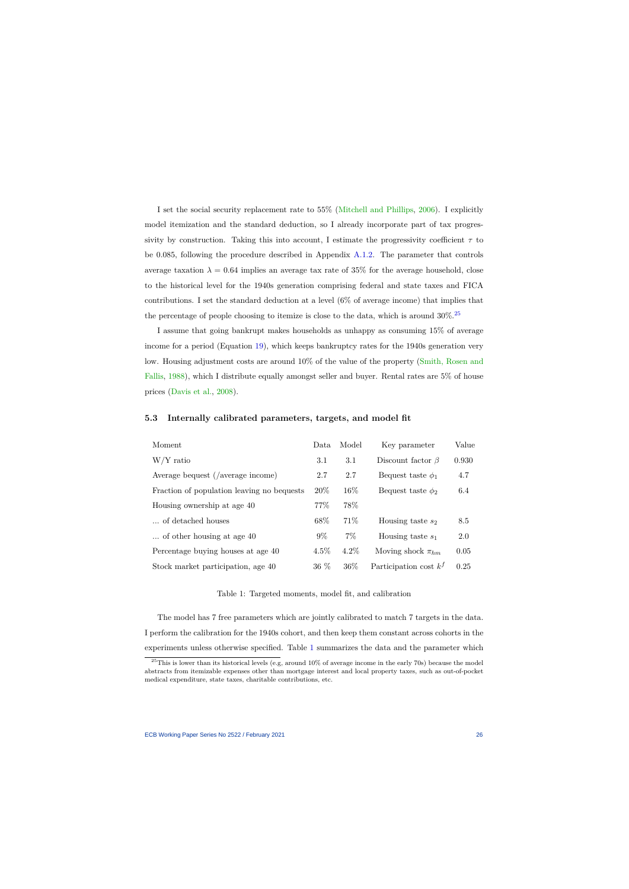I set the social security replacement rate to 55% (Mitchell and Phillips, 2006). I explicitly model itemization and the standard deduction, so I already incorporate part of tax progressivity by construction. Taking this into account, I estimate the progressivity coefficient $\tau$ to be 0.085, following the procedure described in Appendix A.1.2. The parameter that controls average taxation $\lambda = 0.64$ implies an average tax rate of 35% for the average household, close to the historical level for the 1940s generation comprising federal and state taxes and FICA contributions. I set the standard deduction at a level (6% of average income) that implies that the percentage of people choosing to itemize is close to the data, which is around 30%.[25]

I assume that going bankrupt makes households as unhappy as consuming 15% of average income for a period (Equation 19), which keeps bankruptcy rates for the 1940s generation very low. Housing adjustment costs are around 10% of the value of the property (Smith, Rosen and Fallis, 1988), which I distribute equally amongst seller and buyer. Rental rates are 5% of house prices (Davis et al., 2008).

### 5.3 Internally calibrated parameters, targets, and model fit

| Moment | Data | Model | Key parameter | Value |
|---|---|---|---|---|
| W/Y ratio | 3.1 | 3.1 | Discount factor $\beta$ | 0.930 |
| Average bequest (/average income) | 2.7 | 2.7 | Bequest taste $\phi_1$ | 4.7 |
| Fraction of population leaving no bequests | 20% | 16% | Bequest taste $\phi_2$ | 6.4 |
| Housing ownership at age 40 | 77% | 78% | | |
| ... of detached houses | 68% | 71% | Housing taste $s_2$ | 8.5 |
| ... of other housing at age 40 | 9% | 7% | Housing taste $s_1$ | 2.0 |
| Percentage buying houses at age 40 | 4.5% | 4.2% | Moving shock $\pi_{hm}$ | 0.05 |
| Stock market participation, age 40 | 36 % | 36% | Participation cost $k^f$ | 0.25 |

Table 1: Targeted moments, model fit, and calibration

The model has 7 free parameters which are jointly calibrated to match 7 targets in the data. I perform the calibration for the 1940s cohort, and then keep them constant across cohorts in the experiments unless otherwise specified. Table 1 summarizes the data and the parameter which

[25] This is lower than its historical levels (e.g, around 10% of average income in the early 70s) because the model abstracts from itemizable expenses other than mortgage interest and local property taxes, such as out-of-pocket medical expenditure, state taxes, charitable contributions, etc.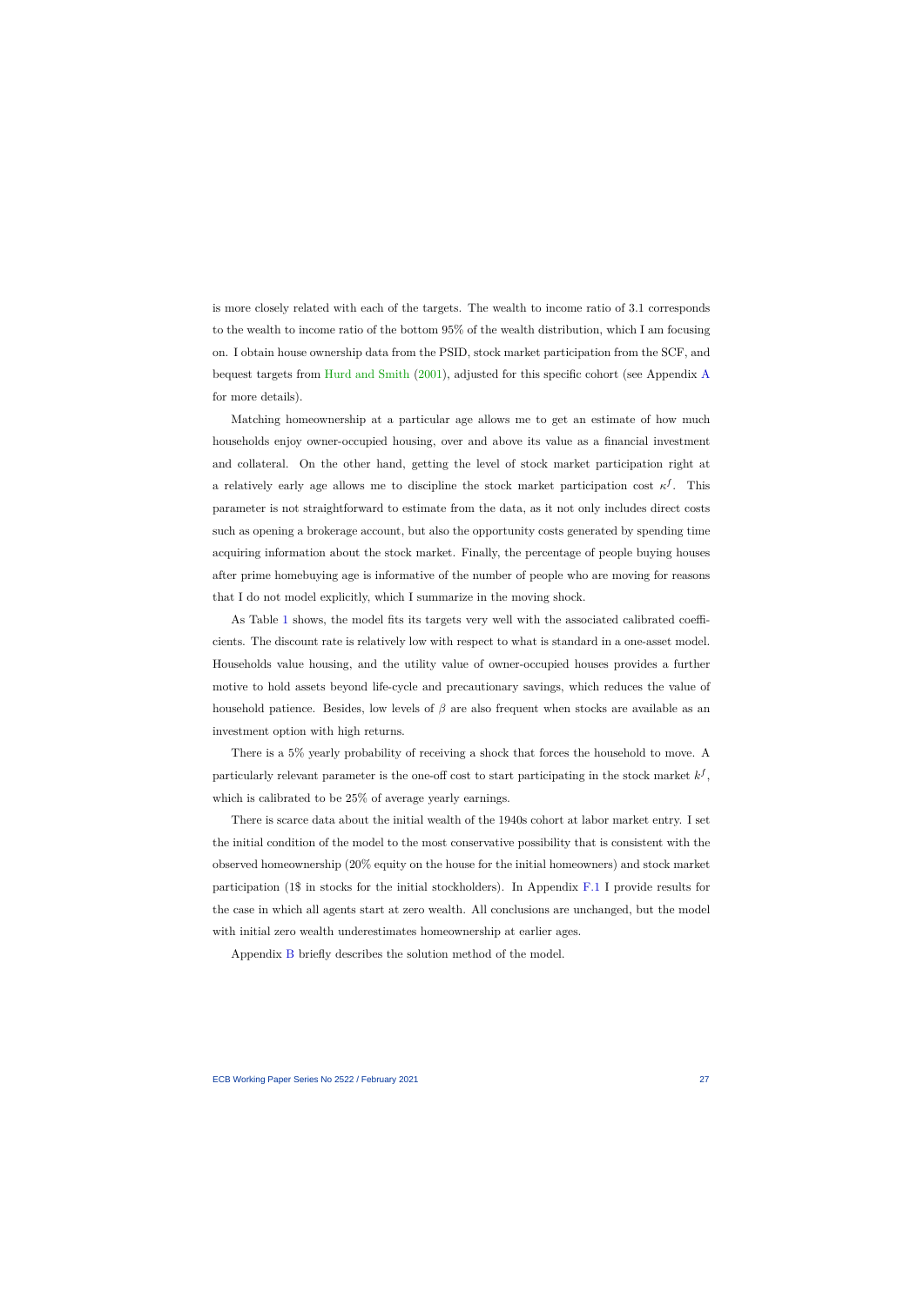is more closely related with each of the targets. The wealth to income ratio of 3.1 corresponds to the wealth to income ratio of the bottom 95% of the wealth distribution, which I am focusing on. I obtain house ownership data from the PSID, stock market participation from the SCF, and bequest targets from Hurd and Smith (2001), adjusted for this specific cohort (see Appendix A for more details).

Matching homeownership at a particular age allows me to get an estimate of how much households enjoy owner-occupied housing, over and above its value as a financial investment and collateral. On the other hand, getting the level of stock market participation right at a relatively early age allows me to discipline the stock market participation cost $\kappa^f$. This parameter is not straightforward to estimate from the data, as it not only includes direct costs such as opening a brokerage account, but also the opportunity costs generated by spending time acquiring information about the stock market. Finally, the percentage of people buying houses after prime homebuying age is informative of the number of people who are moving for reasons that I do not model explicitly, which I summarize in the moving shock.

As Table 1 shows, the model fits its targets very well with the associated calibrated coefficients. The discount rate is relatively low with respect to what is standard in a one-asset model. Households value housing, and the utility value of owner-occupied houses provides a further motive to hold assets beyond life-cycle and precautionary savings, which reduces the value of household patience. Besides, low levels of $\beta$ are also frequent when stocks are available as an investment option with high returns.

There is a 5% yearly probability of receiving a shock that forces the household to move. A particularly relevant parameter is the one-off cost to start participating in the stock market $k^f$, which is calibrated to be 25% of average yearly earnings.

There is scarce data about the initial wealth of the 1940s cohort at labor market entry. I set the initial condition of the model to the most conservative possibility that is consistent with the observed homeownership (20% equity on the house for the initial homeowners) and stock market participation (1$ in stocks for the initial stockholders). In Appendix F.1 I provide results for the case in which all agents start at zero wealth. All conclusions are unchanged, but the model with initial zero wealth underestimates homeownership at earlier ages.

Appendix B briefly describes the solution method of the model.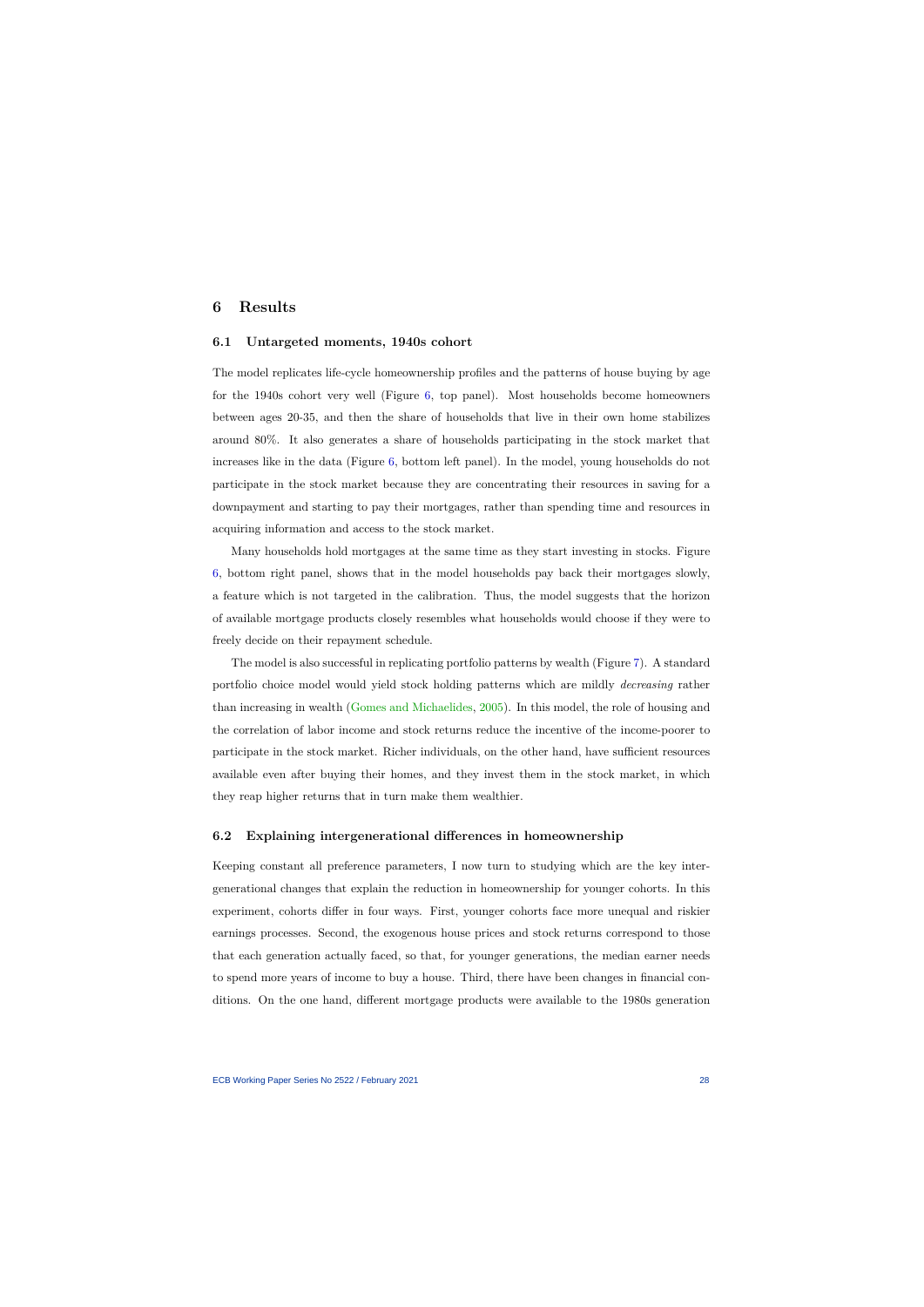# 6 Results

## 6.1 Untargeted moments, 1940s cohort

The model replicates life-cycle homeownership profiles and the patterns of house buying by age for the 1940s cohort very well (Figure 6, top panel). Most households become homeowners between ages 20-35, and then the share of households that live in their own home stabilizes around 80%. It also generates a share of households participating in the stock market that increases like in the data (Figure 6, bottom left panel). In the model, young households do not participate in the stock market because they are concentrating their resources in saving for a downpayment and starting to pay their mortgages, rather than spending time and resources in acquiring information and access to the stock market.

Many households hold mortgages at the same time as they start investing in stocks. Figure 6, bottom right panel, shows that in the model households pay back their mortgages slowly, a feature which is not targeted in the calibration. Thus, the model suggests that the horizon of available mortgage products closely resembles what households would choose if they were to freely decide on their repayment schedule.

The model is also successful in replicating portfolio patterns by wealth (Figure 7). A standard portfolio choice model would yield stock holding patterns which are mildly *decreasing* rather than increasing in wealth (Gomes and Michaelides, 2005). In this model, the role of housing and the correlation of labor income and stock returns reduce the incentive of the income-poorer to participate in the stock market. Richer individuals, on the other hand, have sufficient resources available even after buying their homes, and they invest them in the stock market, in which they reap higher returns that in turn make them wealthier.

## 6.2 Explaining intergenerational differences in homeownership

Keeping constant all preference parameters, I now turn to studying which are the key intergenerational changes that explain the reduction in homeownership for younger cohorts. In this experiment, cohorts differ in four ways. First, younger cohorts face more unequal and riskier earnings processes. Second, the exogenous house prices and stock returns correspond to those that each generation actually faced, so that, for younger generations, the median earner needs to spend more years of income to buy a house. Third, there have been changes in financial conditions. On the one hand, different mortgage products were available to the 1980s generation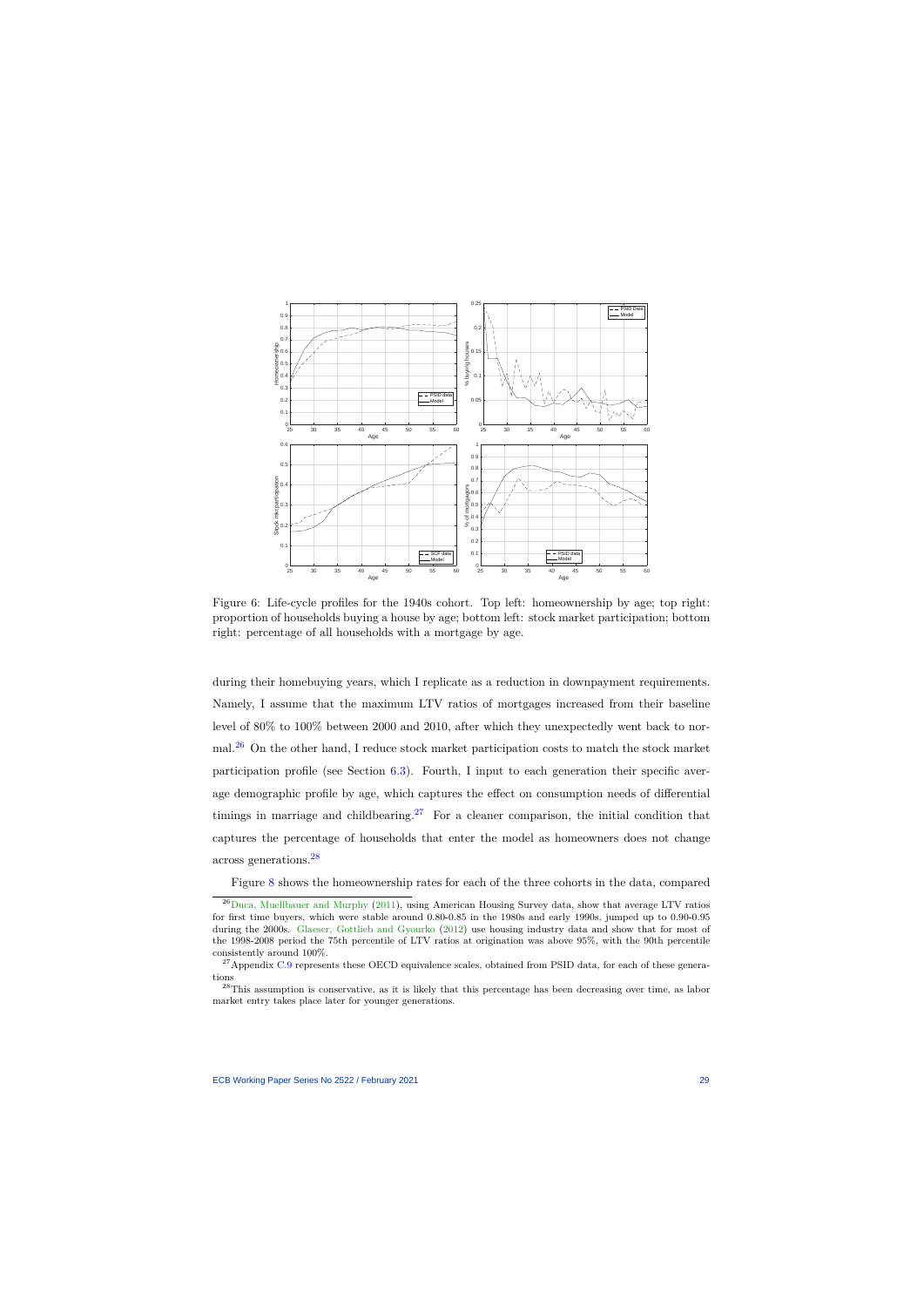Figure 6: Life-cycle profiles for the 1940s cohort. Top left: homeownership by age; top right: proportion of households buying a house by age; bottom left: stock market participation; bottom right: percentage of all households with a mortgage by age.

during their homebuying years, which I replicate as a reduction in downpayment requirements. Namely, I assume that the maximum LTV ratios of mortgages increased from their baseline level of 80% to 100% between 2000 and 2010, after which they unexpectedly went back to normal.[26] On the other hand, I reduce stock market participation costs to match the stock market participation profile (see Section 6.3). Fourth, I input to each generation their specific average demographic profile by age, which captures the effect on consumption needs of differential timings in marriage and childbearing.[27] For a cleaner comparison, the initial condition that captures the percentage of households that enter the model as homeowners does not change across generations.[28]

Figure 8 shows the homeownership rates for each of the three cohorts in the data, compared

[26] Duca, Muellbauer and Murphy (2011), using American Housing Survey data, show that average LTV ratios for first time buyers, which were stable around 0.80-0.85 in the 1980s and early 1990s, jumped up to 0.90-0.95 during the 2000s. Glaeser, Gottlieb and Gyourko (2012) use housing industry data and show that for most of the 1998-2008 period the 75th percentile of LTV ratios at origination was above 95%, with the 90th percentile consistently around 100%.

[27] Appendix C.9 represents these OECD equivalence scales, obtained from PSID data, for each of these generations

[28] This assumption is conservative, as it is likely that this percentage has been decreasing over time, as labor market entry takes place later for younger generations.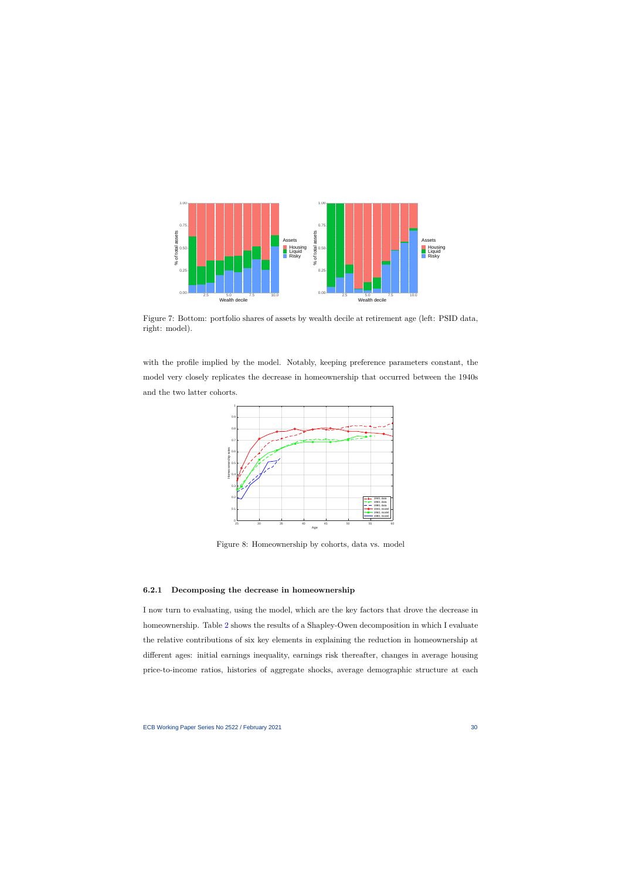Figure 7: Bottom: portfolio shares of assets by wealth decile at retirement age (left: PSID data, right: model).

with the profile implied by the model. Notably, keeping preference parameters constant, the model very closely replicates the decrease in homeownership that occurred between the 1940s and the two latter cohorts.

Figure 8: Homeownership by cohorts, data vs. model

### 6.2.1 Decomposing the decrease in homeownership

I now turn to evaluating, using the model, which are the key factors that drove the decrease in homeownership. Table 2 shows the results of a Shapley-Owen decomposition in which I evaluate the relative contributions of six key elements in explaining the reduction in homeownership at different ages: initial earnings inequality, earnings risk thereafter, changes in average housing price-to-income ratios, histories of aggregate shocks, average demographic structure at each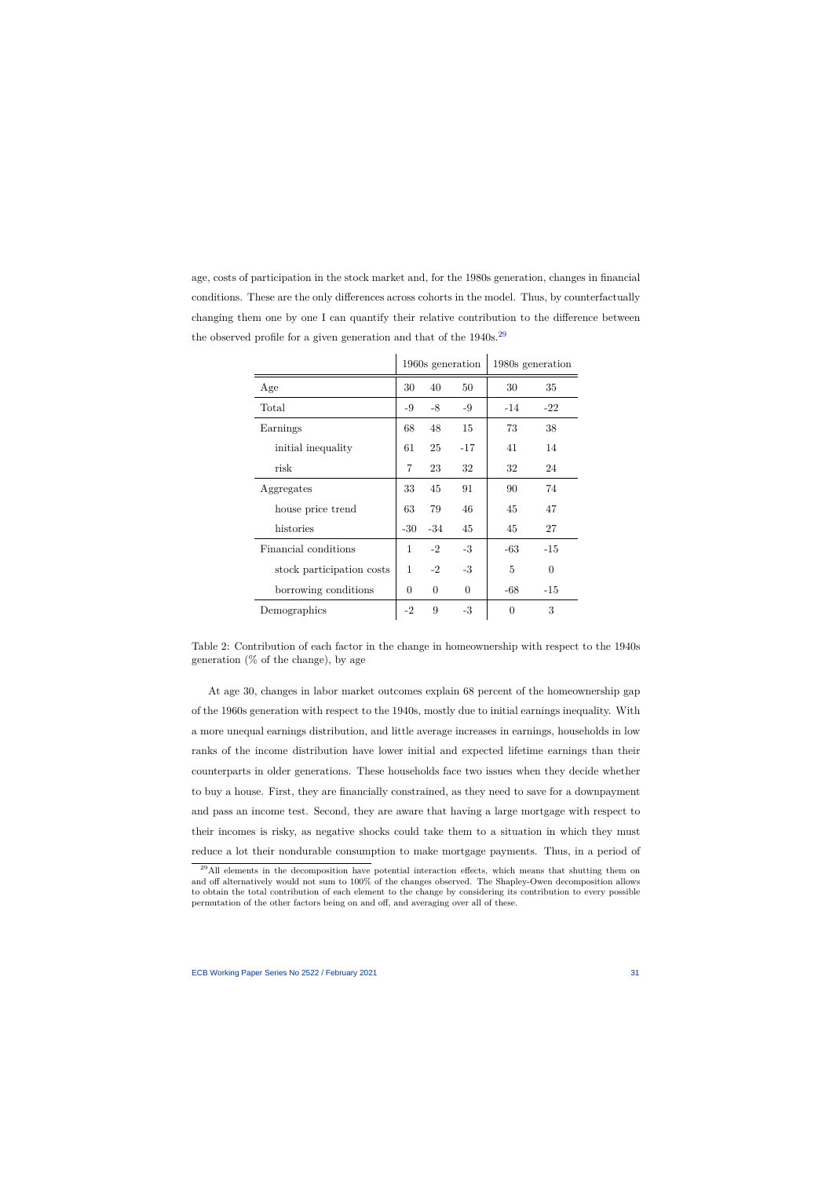age, costs of participation in the stock market and, for the 1980s generation, changes in financial conditions. These are the only differences across cohorts in the model. Thus, by counterfactually changing them one by one I can quantify their relative contribution to the difference between the observed profile for a given generation and that of the 1940s.[29]

| | 1960s generation | | | 1980s generation | |
|---|---|---|---|---|---|
| Age | 30 | 40 | 50 | 30 | 35 |
| Total | -9 | -8 | -9 | -14 | -22 |
| Earnings | 68 | 48 | 15 | 73 | 38 |
| initial inequality | 61 | 25 | -17 | 41 | 14 |
| risk | 7 | 23 | 32 | 32 | 24 |
| Aggregates | 33 | 45 | 91 | 90 | 74 |
| house price trend | 63 | 79 | 46 | 45 | 47 |
| histories | -30 | -34 | 45 | 45 | 27 |
| Financial conditions | 1 | -2 | -3 | -63 | -15 |
| stock participation costs | 1 | -2 | -3 | 5 | 0 |
| borrowing conditions | 0 | 0 | 0 | -68 | -15 |
| Demographics | -2 | 9 | -3 | 0 | 3 |

Table 2: Contribution of each factor in the change in homeownership with respect to the 1940s generation (% of the change), by age

At age 30, changes in labor market outcomes explain 68 percent of the homeownership gap of the 1960s generation with respect to the 1940s, mostly due to initial earnings inequality. With a more unequal earnings distribution, and little average increases in earnings, households in low ranks of the income distribution have lower initial and expected lifetime earnings than their counterparts in older generations. These households face two issues when they decide whether to buy a house. First, they are financially constrained, as they need to save for a downpayment and pass an income test. Second, they are aware that having a large mortgage with respect to their incomes is risky, as negative shocks could take them to a situation in which they must reduce a lot their nondurable consumption to make mortgage payments. Thus, in a period of

[29] All elements in the decomposition have potential interaction effects, which means that shutting them on and off alternatively would not sum to 100% of the changes observed. The Shapley-Owen decomposition allows to obtain the total contribution of each element to the change by considering its contribution to every possible permutation of the other factors being on and off, and averaging over all of these.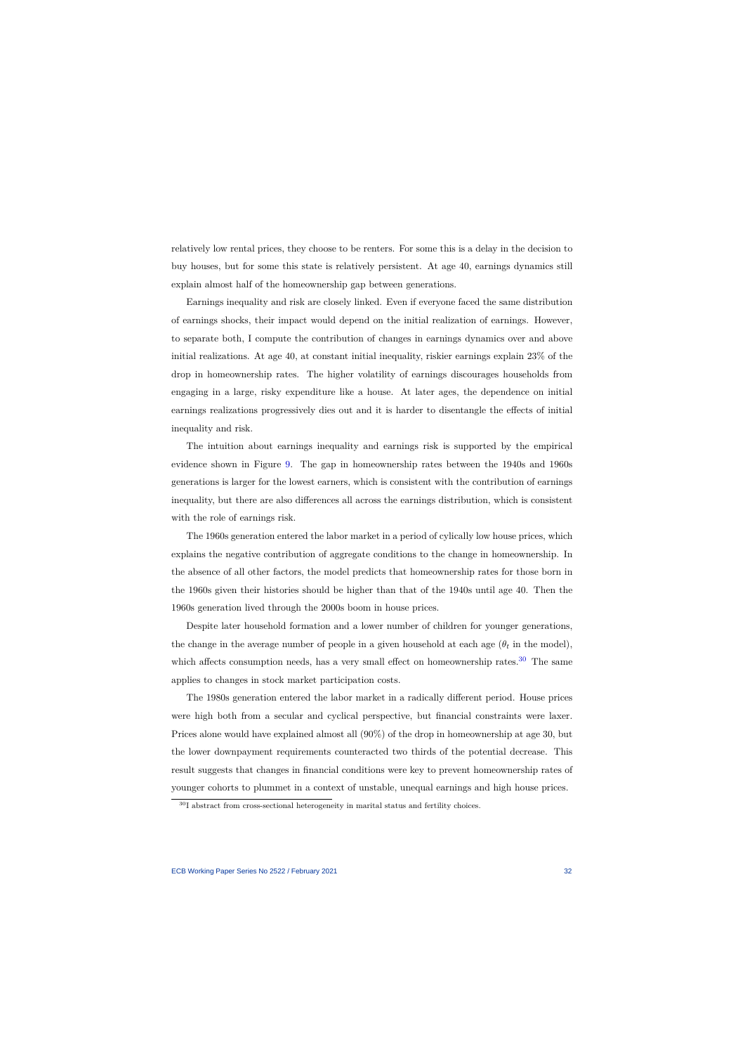relatively low rental prices, they choose to be renters. For some this is a delay in the decision to buy houses, but for some this state is relatively persistent. At age 40, earnings dynamics still explain almost half of the homeownership gap between generations.

Earnings inequality and risk are closely linked. Even if everyone faced the same distribution of earnings shocks, their impact would depend on the initial realization of earnings. However, to separate both, I compute the contribution of changes in earnings dynamics over and above initial realizations. At age 40, at constant initial inequality, riskier earnings explain 23% of the drop in homeownership rates. The higher volatility of earnings discourages households from engaging in a large, risky expenditure like a house. At later ages, the dependence on initial earnings realizations progressively dies out and it is harder to disentangle the effects of initial inequality and risk.

The intuition about earnings inequality and earnings risk is supported by the empirical evidence shown in Figure 9. The gap in homeownership rates between the 1940s and 1960s generations is larger for the lowest earners, which is consistent with the contribution of earnings inequality, but there are also differences all across the earnings distribution, which is consistent with the role of earnings risk.

The 1960s generation entered the labor market in a period of cylically low house prices, which explains the negative contribution of aggregate conditions to the change in homeownership. In the absence of all other factors, the model predicts that homeownership rates for those born in the 1960s given their histories should be higher than that of the 1940s until age 40. Then the 1960s generation lived through the 2000s boom in house prices.

Despite later household formation and a lower number of children for younger generations, the change in the average number of people in a given household at each age ($\theta_t$ in the model), which affects consumption needs, has a very small effect on homeownership rates.[30] The same applies to changes in stock market participation costs.

The 1980s generation entered the labor market in a radically different period. House prices were high both from a secular and cyclical perspective, but financial constraints were laxer. Prices alone would have explained almost all (90%) of the drop in homeownership at age 30, but the lower downpayment requirements counteracted two thirds of the potential decrease. This result suggests that changes in financial conditions were key to prevent homeownership rates of younger cohorts to plummet in a context of unstable, unequal earnings and high house prices.

[30] I abstract from cross-sectional heterogeneity in marital status and fertility choices.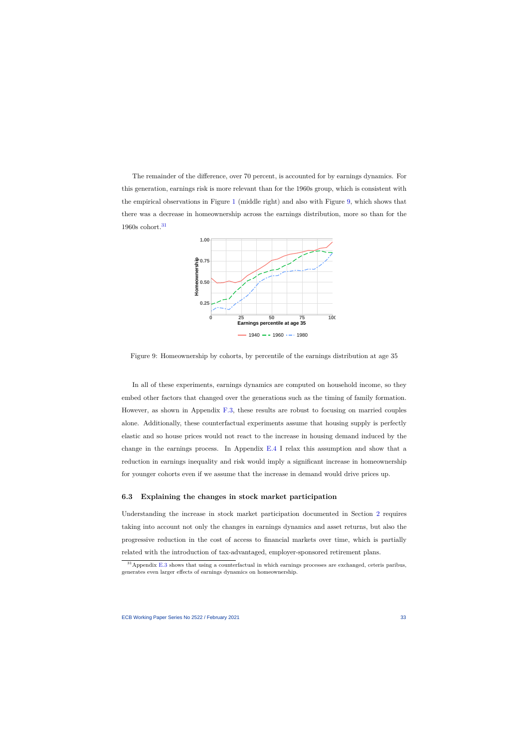The remainder of the difference, over 70 percent, is accounted for by earnings dynamics. For this generation, earnings risk is more relevant than for the 1960s group, which is consistent with the empirical observations in Figure 1 (middle right) and also with Figure 9, which shows that there was a decrease in homeownership across the earnings distribution, more so than for the 1960s cohort.[31]

Figure 9: Homeownership by cohorts, by percentile of the earnings distribution at age 35

In all of these experiments, earnings dynamics are computed on household income, so they embed other factors that changed over the generations such as the timing of family formation. However, as shown in Appendix F.3, these results are robust to focusing on married couples alone. Additionally, these counterfactual experiments assume that housing supply is perfectly elastic and so house prices would not react to the increase in housing demand induced by the change in the earnings process. In Appendix E.4 I relax this assumption and show that a reduction in earnings inequality and risk would imply a significant increase in homeownership for younger cohorts even if we assume that the increase in demand would drive prices up.

### 6.3 Explaining the changes in stock market participation

Understanding the increase in stock market participation documented in Section 2 requires taking into account not only the changes in earnings dynamics and asset returns, but also the progressive reduction in the cost of access to financial markets over time, which is partially related with the introduction of tax-advantaged, employer-sponsored retirement plans.

[31] Appendix E.3 shows that using a counterfactual in which earnings processes are exchanged, ceteris paribus, generates even larger effects of earnings dynamics on homeownership.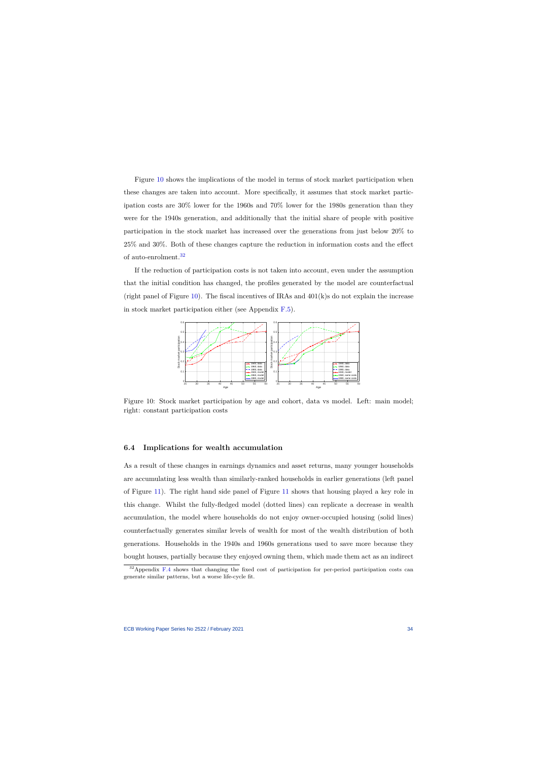Figure 10 shows the implications of the model in terms of stock market participation when these changes are taken into account. More specifically, it assumes that stock market participation costs are 30% lower for the 1960s and 70% lower for the 1980s generation than they were for the 1940s generation, and additionally that the initial share of people with positive participation in the stock market has increased over the generations from just below 20% to 25% and 30%. Both of these changes capture the reduction in information costs and the effect of auto-enrolment.[32]

If the reduction of participation costs is not taken into account, even under the assumption that the initial condition has changed, the profiles generated by the model are counterfactual (right panel of Figure 10). The fiscal incentives of IRAs and 401(k)s do not explain the increase in stock market participation either (see Appendix F.5).

Figure 10: Stock market participation by age and cohort, data vs model. Left: main model; right: constant participation costs

### 6.4 Implications for wealth accumulation

As a result of these changes in earnings dynamics and asset returns, many younger households are accumulating less wealth than similarly-ranked households in earlier generations (left panel of Figure 11). The right hand side panel of Figure 11 shows that housing played a key role in this change. Whilst the fully-fledged model (dotted lines) can replicate a decrease in wealth accumulation, the model where households do not enjoy owner-occupied housing (solid lines) counterfactually generates similar levels of wealth for most of the wealth distribution of both generations. Households in the 1940s and 1960s generations used to save more because they bought houses, partially because they enjoyed owning them, which made them act as an indirect

[32] Appendix F.4 shows that changing the fixed cost of participation for per-period participation costs can generate similar patterns, but a worse life-cycle fit.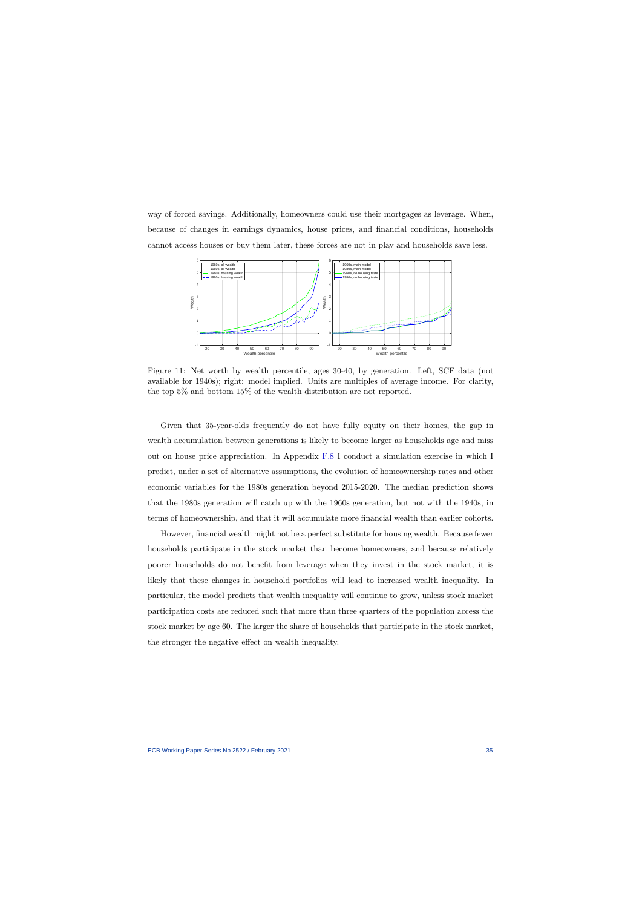way of forced savings. Additionally, homeowners could use their mortgages as leverage. When, because of changes in earnings dynamics, house prices, and financial conditions, households cannot access houses or buy them later, these forces are not in play and households save less.

Figure 11: Net worth by wealth percentile, ages 30-40, by generation. Left, SCF data (not available for 1940s); right: model implied. Units are multiples of average income. For clarity, the top 5% and bottom 15% of the wealth distribution are not reported.

Given that 35-year-olds frequently do not have fully equity on their homes, the gap in wealth accumulation between generations is likely to become larger as households age and miss out on house price appreciation. In Appendix F.8 I conduct a simulation exercise in which I predict, under a set of alternative assumptions, the evolution of homeownership rates and other economic variables for the 1980s generation beyond 2015-2020. The median prediction shows that the 1980s generation will catch up with the 1960s generation, but not with the 1940s, in terms of homeownership, and that it will accumulate more financial wealth than earlier cohorts.

However, financial wealth might not be a perfect substitute for housing wealth. Because fewer households participate in the stock market than become homeowners, and because relatively poorer households do not benefit from leverage when they invest in the stock market, it is likely that these changes in household portfolios will lead to increased wealth inequality. In particular, the model predicts that wealth inequality will continue to grow, unless stock market participation costs are reduced such that more than three quarters of the population access the stock market by age 60. The larger the share of households that participate in the stock market, the stronger the negative effect on wealth inequality.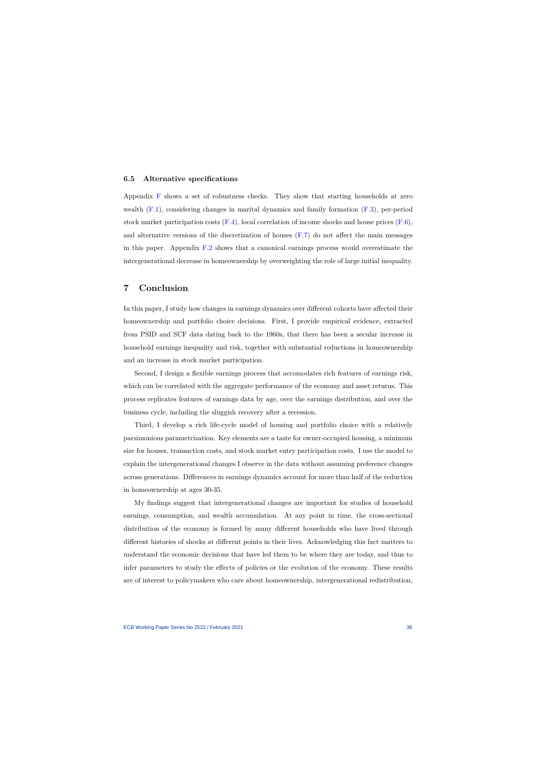### 6.5 Alternative specifications

Appendix F shows a set of robustness checks. They show that starting households at zero wealth (F.1), considering changes in marital dynamics and family formation (F.3), per-period stock market participation costs (F.4), local correlation of income shocks and house prices (F.6), and alternative versions of the discretization of houses (F.7) do not affect the main messages in this paper. Appendix F.2 shows that a canonical earnings process would overestimate the intergenerational decrease in homeownership by overweighting the role of large initial inequality.

## 7 Conclusion

In this paper, I study how changes in earnings dynamics over different cohorts have affected their homeownership and portfolio choice decisions. First, I provide empirical evidence, extracted from PSID and SCF data dating back to the 1960s, that there has been a secular increase in household earnings inequality and risk, together with substantial reductions in homeownership and an increase in stock market participation.

Second, I design a flexible earnings process that accomodates rich features of earnings risk, which can be correlated with the aggregate performance of the economy and asset returns. This process replicates features of earnings data by age, over the earnings distribution, and over the business cycle, including the sluggish recovery after a recession.

Third, I develop a rich life-cycle model of housing and portfolio choice with a relatively parsimonious parametrization. Key elements are a taste for owner-occupied housing, a minimum size for houses, transaction costs, and stock market entry participation costs. I use the model to explain the intergenerational changes I observe in the data without assuming preference changes across generations. Differences in earnings dynamics account for more than half of the reduction in homeownership at ages 30-35.

My findings suggest that intergenerational changes are important for studies of household earnings, consumption, and wealth accumulation. At any point in time, the cross-sectional distribution of the economy is formed by many different households who have lived through different histories of shocks at different points in their lives. Acknowledging this fact matters to understand the economic decisions that have led them to be where they are today, and thus to infer parameters to study the effects of policies or the evolution of the economy. These results are of interest to policymakers who care about homeownership, intergenerational redistribution,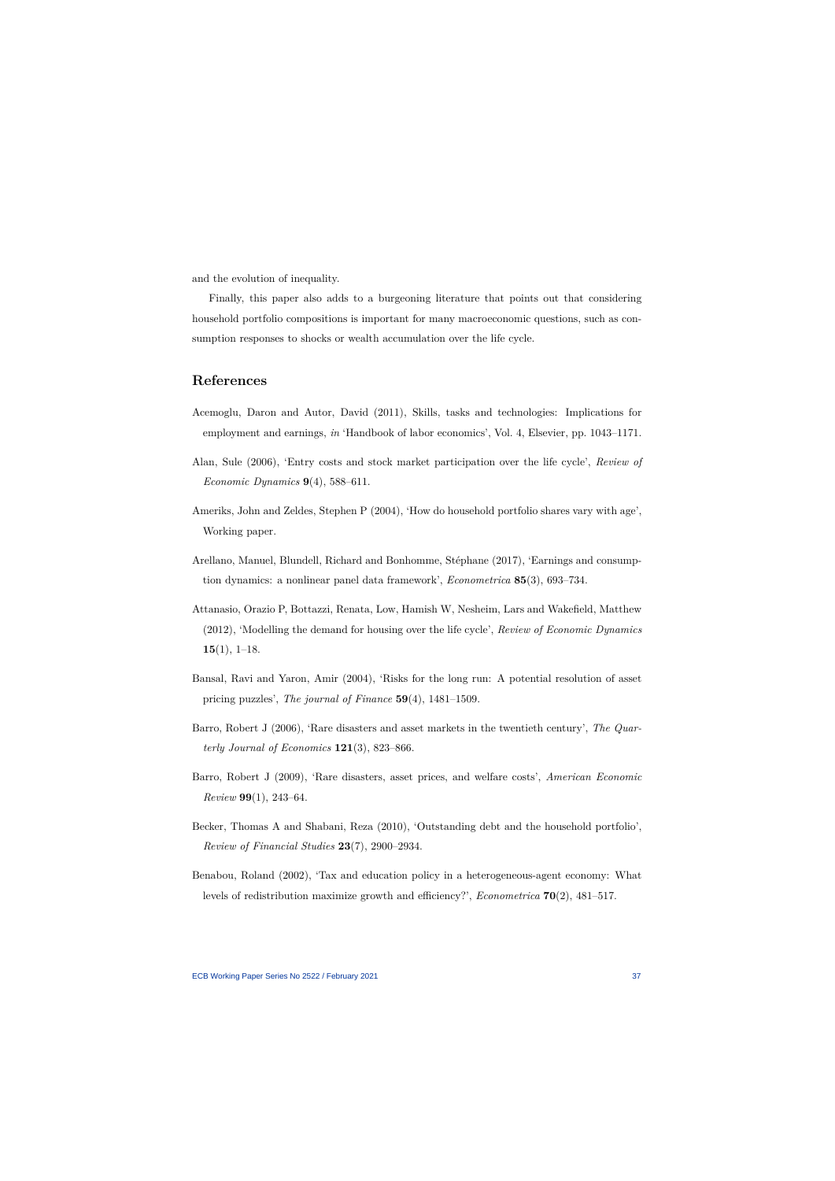and the evolution of inequality.

Finally, this paper also adds to a burgeoning literature that points out that considering household portfolio compositions is important for many macroeconomic questions, such as consumption responses to shocks or wealth accumulation over the life cycle.

## References

Acemoglu, Daron and Autor, David (2011), Skills, tasks and technologies: Implications for employment and earnings, *in* 'Handbook of labor economics', Vol. 4, Elsevier, pp. 1043–1171.

Alan, Sule (2006), 'Entry costs and stock market participation over the life cycle', *Review of Economic Dynamics* **9**(4), 588–611.

Ameriks, John and Zeldes, Stephen P (2004), 'How do household portfolio shares vary with age', Working paper.

Arellano, Manuel, Blundell, Richard and Bonhomme, Stéphane (2017), 'Earnings and consumption dynamics: a nonlinear panel data framework', *Econometrica* **85**(3), 693–734.

Attanasio, Orazio P, Bottazzi, Renata, Low, Hamish W, Nesheim, Lars and Wakefield, Matthew (2012), 'Modelling the demand for housing over the life cycle', *Review of Economic Dynamics* **15**(1), 1–18.

Bansal, Ravi and Yaron, Amir (2004), 'Risks for the long run: A potential resolution of asset pricing puzzles', *The journal of Finance* **59**(4), 1481–1509.

Barro, Robert J (2006), 'Rare disasters and asset markets in the twentieth century', *The Quarterly Journal of Economics* **121**(3), 823–866.

Barro, Robert J (2009), 'Rare disasters, asset prices, and welfare costs', *American Economic Review* **99**(1), 243–64.

Becker, Thomas A and Shabani, Reza (2010), 'Outstanding debt and the household portfolio', *Review of Financial Studies* **23**(7), 2900–2934.

Benabou, Roland (2002), 'Tax and education policy in a heterogeneous-agent economy: What levels of redistribution maximize growth and efficiency?', *Econometrica* **70**(2), 481–517.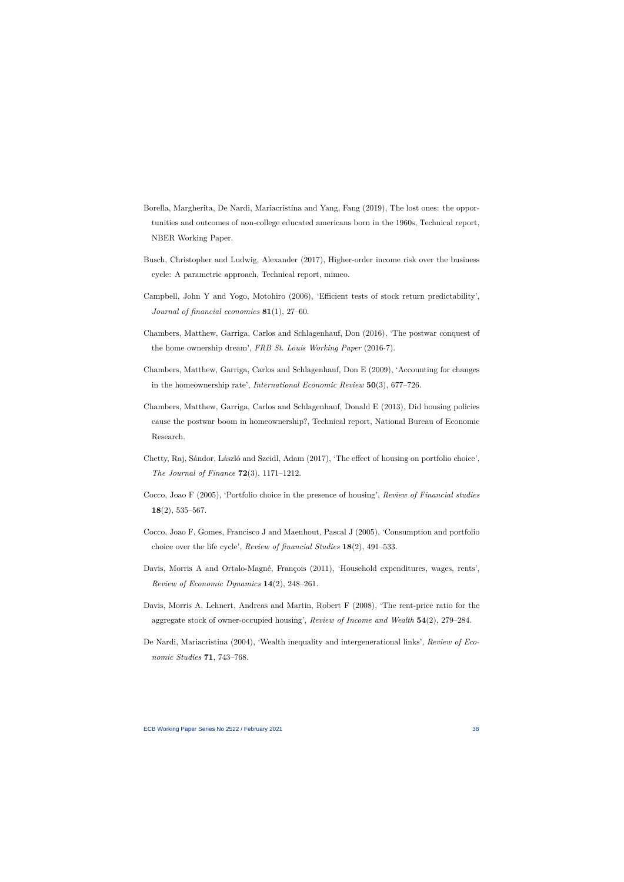Borella, Margherita, De Nardi, Mariacristina and Yang, Fang (2019), The lost ones: the opportunities and outcomes of non-college educated americans born in the 1960s, Technical report, NBER Working Paper.

Busch, Christopher and Ludwig, Alexander (2017), Higher-order income risk over the business cycle: A parametric approach, Technical report, mimeo.

Campbell, John Y and Yogo, Motohiro (2006), 'Efficient tests of stock return predictability', *Journal of financial economics* **81**(1), 27–60.

Chambers, Matthew, Garriga, Carlos and Schlagenhauf, Don (2016), 'The postwar conquest of the home ownership dream', *FRB St. Louis Working Paper* (2016-7).

Chambers, Matthew, Garriga, Carlos and Schlagenhauf, Don E (2009), 'Accounting for changes in the homeownership rate', *International Economic Review* **50**(3), 677–726.

Chambers, Matthew, Garriga, Carlos and Schlagenhauf, Donald E (2013), Did housing policies cause the postwar boom in homeownership?, Technical report, National Bureau of Economic Research.

Chetty, Raj, Sándor, László and Szeidl, Adam (2017), 'The effect of housing on portfolio choice', *The Journal of Finance* **72**(3), 1171–1212.

Cocco, Joao F (2005), 'Portfolio choice in the presence of housing', *Review of Financial studies* **18**(2), 535–567.

Cocco, Joao F, Gomes, Francisco J and Maenhout, Pascal J (2005), 'Consumption and portfolio choice over the life cycle', *Review of financial Studies* **18**(2), 491–533.

Davis, Morris A and Ortalo-Magné, François (2011), 'Household expenditures, wages, rents', *Review of Economic Dynamics* **14**(2), 248–261.

Davis, Morris A, Lehnert, Andreas and Martin, Robert F (2008), 'The rent-price ratio for the aggregate stock of owner-occupied housing', *Review of Income and Wealth* **54**(2), 279–284.

De Nardi, Mariacristina (2004), 'Wealth inequality and intergenerational links', *Review of Economic Studies* **71**, 743–768.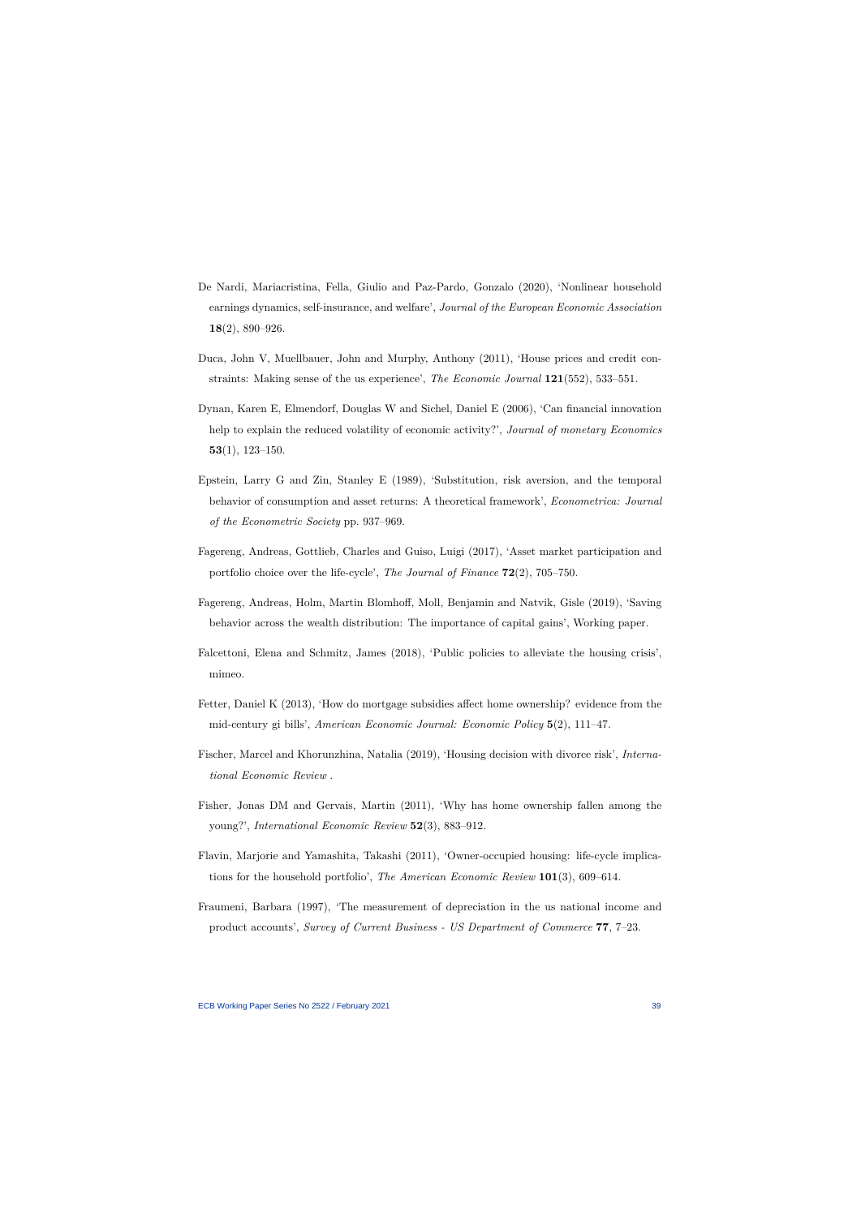De Nardi, Mariacristina, Fella, Giulio and Paz-Pardo, Gonzalo (2020), 'Nonlinear household earnings dynamics, self-insurance, and welfare', *Journal of the European Economic Association* **18**(2), 890–926.

Duca, John V, Muellbauer, John and Murphy, Anthony (2011), 'House prices and credit constraints: Making sense of the us experience', *The Economic Journal* **121**(552), 533–551.

Dynan, Karen E, Elmendorf, Douglas W and Sichel, Daniel E (2006), 'Can financial innovation help to explain the reduced volatility of economic activity?', *Journal of monetary Economics* **53**(1), 123–150.

Epstein, Larry G and Zin, Stanley E (1989), 'Substitution, risk aversion, and the temporal behavior of consumption and asset returns: A theoretical framework', *Econometrica: Journal of the Econometric Society* pp. 937–969.

Fagereng, Andreas, Gottlieb, Charles and Guiso, Luigi (2017), 'Asset market participation and portfolio choice over the life-cycle', *The Journal of Finance* **72**(2), 705–750.

Fagereng, Andreas, Holm, Martin Blomhoff, Moll, Benjamin and Natvik, Gisle (2019), 'Saving behavior across the wealth distribution: The importance of capital gains', Working paper.

Falcettoni, Elena and Schmitz, James (2018), 'Public policies to alleviate the housing crisis', mimeo.

Fetter, Daniel K (2013), 'How do mortgage subsidies affect home ownership? evidence from the mid-century gi bills', *American Economic Journal: Economic Policy* **5**(2), 111–47.

Fischer, Marcel and Khorunzhina, Natalia (2019), 'Housing decision with divorce risk', *International Economic Review* .

Fisher, Jonas DM and Gervais, Martin (2011), 'Why has home ownership fallen among the young?', *International Economic Review* **52**(3), 883–912.

Flavin, Marjorie and Yamashita, Takashi (2011), 'Owner-occupied housing: life-cycle implications for the household portfolio', *The American Economic Review* **101**(3), 609–614.

Fraumeni, Barbara (1997), 'The measurement of depreciation in the us national income and product accounts', *Survey of Current Business - US Department of Commerce* **77**, 7–23.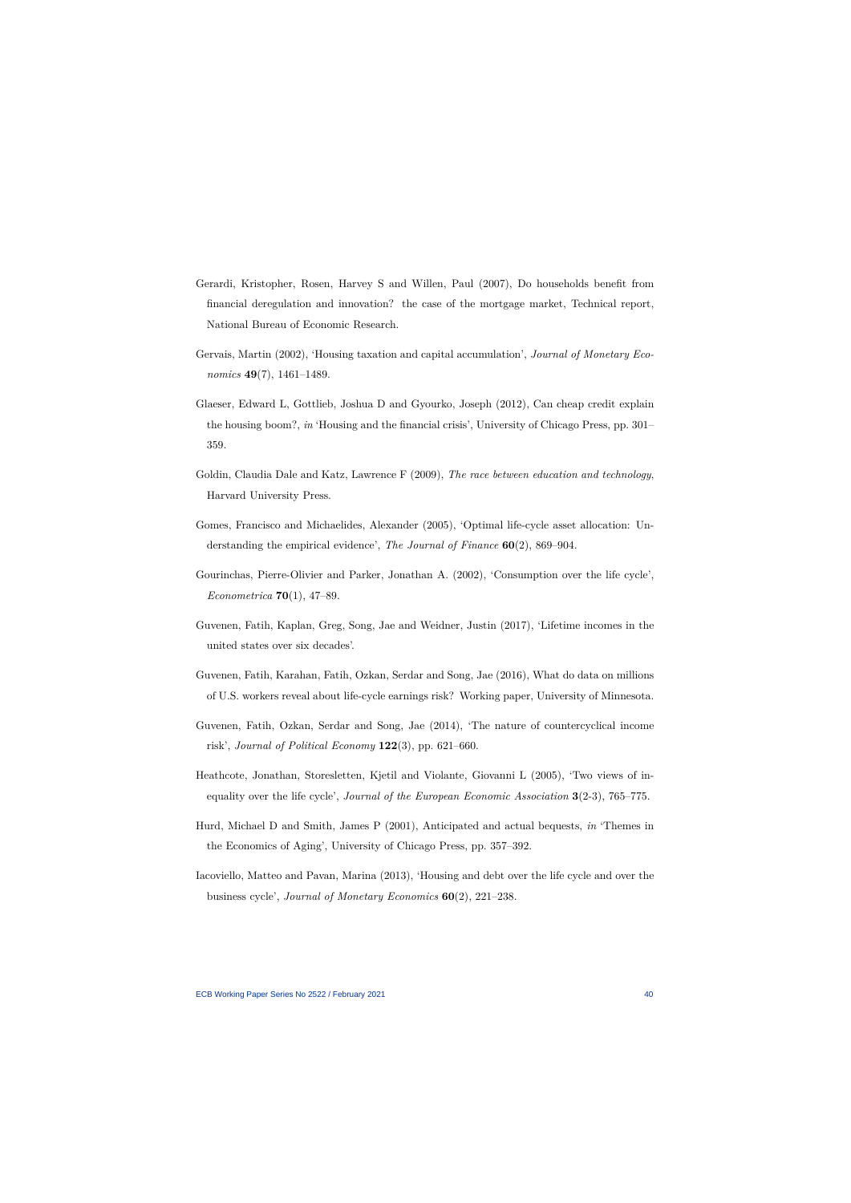Gerardi, Kristopher, Rosen, Harvey S and Willen, Paul (2007), Do households benefit from financial deregulation and innovation? the case of the mortgage market, Technical report, National Bureau of Economic Research.

Gervais, Martin (2002), 'Housing taxation and capital accumulation', *Journal of Monetary Economics* **49**(7), 1461–1489.

Glaeser, Edward L, Gottlieb, Joshua D and Gyourko, Joseph (2012), Can cheap credit explain the housing boom?, *in* 'Housing and the financial crisis', University of Chicago Press, pp. 301–359.

Goldin, Claudia Dale and Katz, Lawrence F (2009), *The race between education and technology*, Harvard University Press.

Gomes, Francisco and Michaelides, Alexander (2005), 'Optimal life-cycle asset allocation: Understanding the empirical evidence', *The Journal of Finance* **60**(2), 869–904.

Gourinchas, Pierre-Olivier and Parker, Jonathan A. (2002), 'Consumption over the life cycle', *Econometrica* **70**(1), 47–89.

Guvenen, Fatih, Kaplan, Greg, Song, Jae and Weidner, Justin (2017), 'Lifetime incomes in the united states over six decades'.

Guvenen, Fatih, Karahan, Fatih, Ozkan, Serdar and Song, Jae (2016), What do data on millions of U.S. workers reveal about life-cycle earnings risk? Working paper, University of Minnesota.

Guvenen, Fatih, Ozkan, Serdar and Song, Jae (2014), 'The nature of countercyclical income risk', *Journal of Political Economy* **122**(3), pp. 621–660.

Heathcote, Jonathan, Storesletten, Kjetil and Violante, Giovanni L (2005), 'Two views of inequality over the life cycle', *Journal of the European Economic Association* **3**(2-3), 765–775.

Hurd, Michael D and Smith, James P (2001), Anticipated and actual bequests, *in* 'Themes in the Economics of Aging', University of Chicago Press, pp. 357–392.

Iacoviello, Matteo and Pavan, Marina (2013), 'Housing and debt over the life cycle and over the business cycle', *Journal of Monetary Economics* **60**(2), 221–238.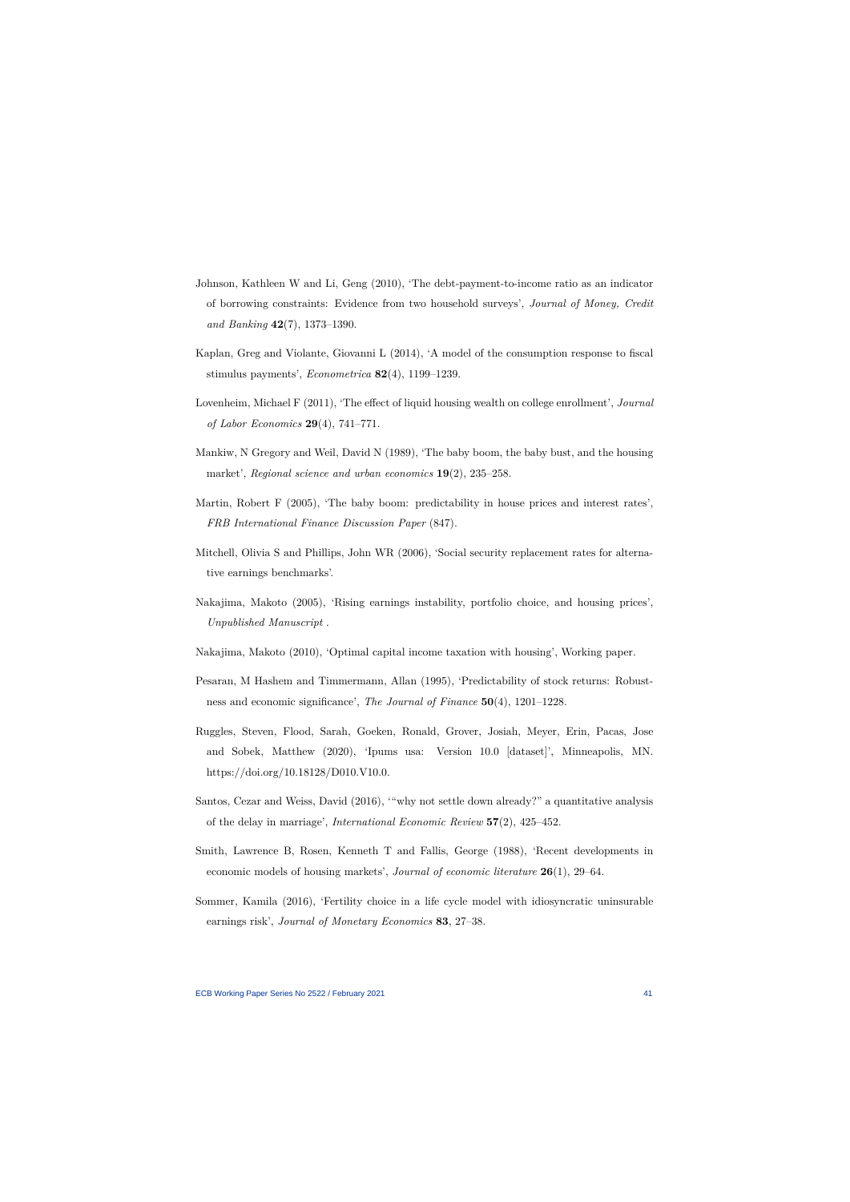Johnson, Kathleen W and Li, Geng (2010), 'The debt-payment-to-income ratio as an indicator of borrowing constraints: Evidence from two household surveys', *Journal of Money, Credit and Banking* **42**(7), 1373–1390.

Kaplan, Greg and Violante, Giovanni L (2014), 'A model of the consumption response to fiscal stimulus payments', *Econometrica* **82**(4), 1199–1239.

Lovenheim, Michael F (2011), 'The effect of liquid housing wealth on college enrollment', *Journal of Labor Economics* **29**(4), 741–771.

Mankiw, N Gregory and Weil, David N (1989), 'The baby boom, the baby bust, and the housing market', *Regional science and urban economics* **19**(2), 235–258.

Martin, Robert F (2005), 'The baby boom: predictability in house prices and interest rates', *FRB International Finance Discussion Paper* (847).

Mitchell, Olivia S and Phillips, John WR (2006), 'Social security replacement rates for alternative earnings benchmarks'.

Nakajima, Makoto (2005), 'Rising earnings instability, portfolio choice, and housing prices', *Unpublished Manuscript* .

Nakajima, Makoto (2010), 'Optimal capital income taxation with housing', Working paper.

Pesaran, M Hashem and Timmermann, Allan (1995), 'Predictability of stock returns: Robustness and economic significance', *The Journal of Finance* **50**(4), 1201–1228.

Ruggles, Steven, Flood, Sarah, Goeken, Ronald, Grover, Josiah, Meyer, Erin, Pacas, Jose and Sobek, Matthew (2020), 'Ipums usa: Version 10.0 [dataset]', Minneapolis, MN. https://doi.org/10.18128/D010.V10.0.

Santos, Cezar and Weiss, David (2016), '"why not settle down already?" a quantitative analysis of the delay in marriage', *International Economic Review* **57**(2), 425–452.

Smith, Lawrence B, Rosen, Kenneth T and Fallis, George (1988), 'Recent developments in economic models of housing markets', *Journal of economic literature* **26**(1), 29–64.

Sommer, Kamila (2016), 'Fertility choice in a life cycle model with idiosyncratic uninsurable earnings risk', *Journal of Monetary Economics* **83**, 27–38.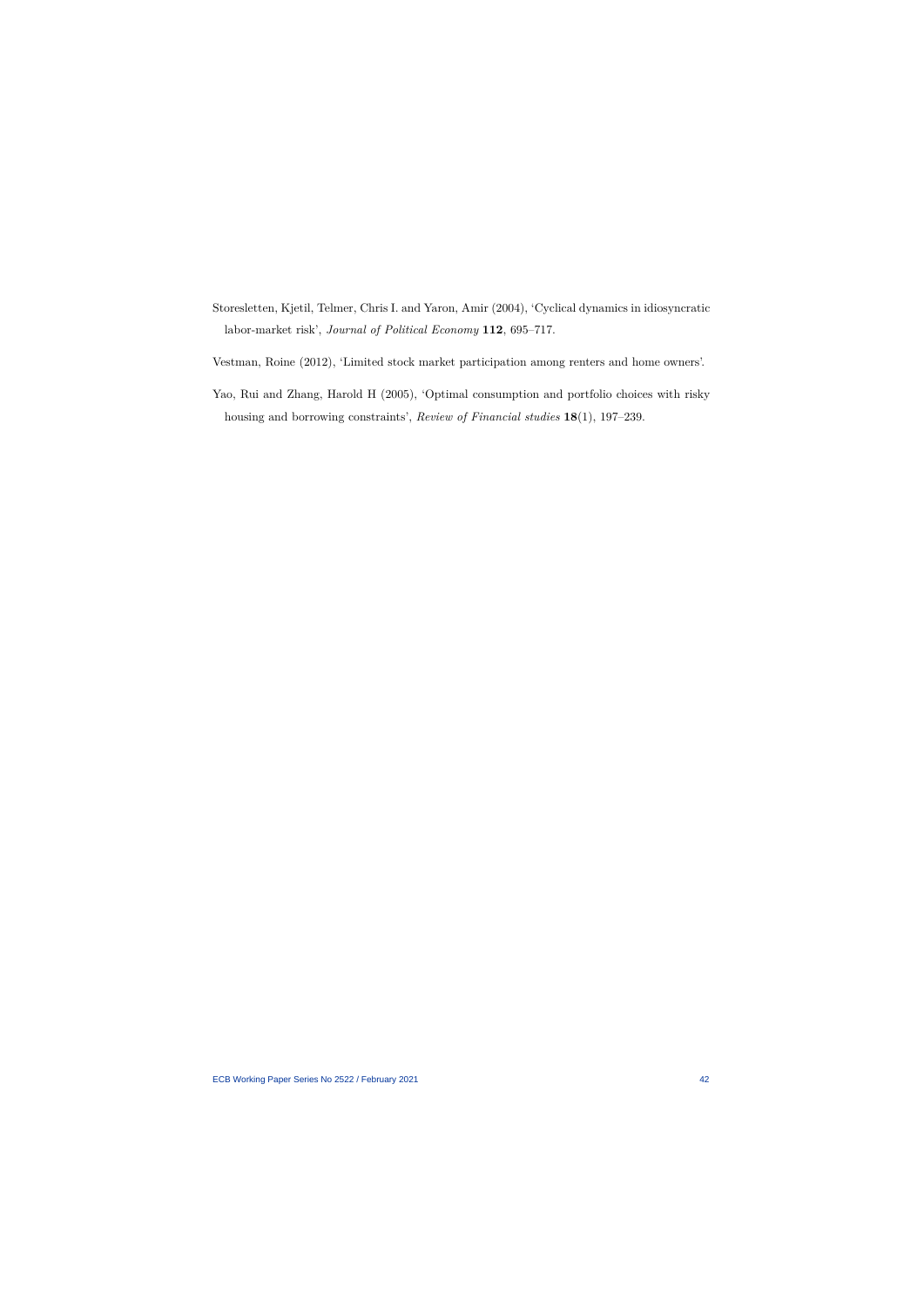Storesletten, Kjetil, Telmer, Chris I. and Yaron, Amir (2004), 'Cyclical dynamics in idiosyncratic labor-market risk', *Journal of Political Economy* **112**, 695–717.

Vestman, Roine (2012), 'Limited stock market participation among renters and home owners'.

Yao, Rui and Zhang, Harold H (2005), 'Optimal consumption and portfolio choices with risky housing and borrowing constraints', *Review of Financial studies* **18**(1), 197–239.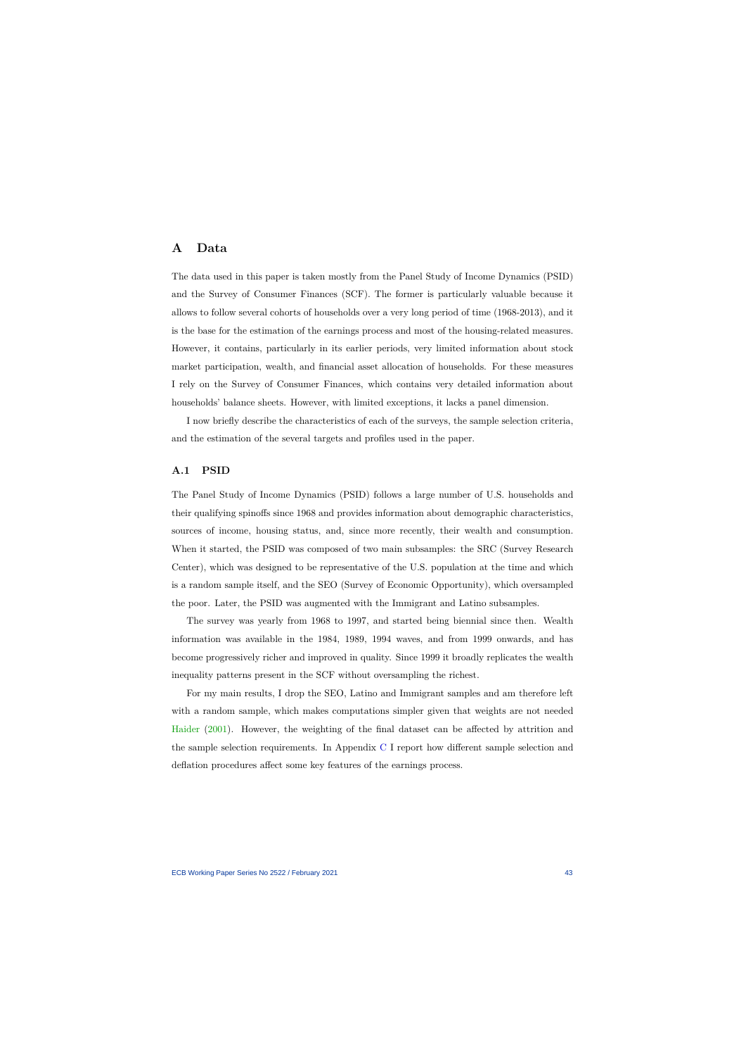# A Data

The data used in this paper is taken mostly from the Panel Study of Income Dynamics (PSID) and the Survey of Consumer Finances (SCF). The former is particularly valuable because it allows to follow several cohorts of households over a very long period of time (1968-2013), and it is the base for the estimation of the earnings process and most of the housing-related measures. However, it contains, particularly in its earlier periods, very limited information about stock market participation, wealth, and financial asset allocation of households. For these measures I rely on the Survey of Consumer Finances, which contains very detailed information about households' balance sheets. However, with limited exceptions, it lacks a panel dimension.

I now briefly describe the characteristics of each of the surveys, the sample selection criteria, and the estimation of the several targets and profiles used in the paper.

## A.1 PSID

The Panel Study of Income Dynamics (PSID) follows a large number of U.S. households and their qualifying spinoffs since 1968 and provides information about demographic characteristics, sources of income, housing status, and, since more recently, their wealth and consumption. When it started, the PSID was composed of two main subsamples: the SRC (Survey Research Center), which was designed to be representative of the U.S. population at the time and which is a random sample itself, and the SEO (Survey of Economic Opportunity), which oversampled the poor. Later, the PSID was augmented with the Immigrant and Latino subsamples.

The survey was yearly from 1968 to 1997, and started being biennial since then. Wealth information was available in the 1984, 1989, 1994 waves, and from 1999 onwards, and has become progressively richer and improved in quality. Since 1999 it broadly replicates the wealth inequality patterns present in the SCF without oversampling the richest.

For my main results, I drop the SEO, Latino and Immigrant samples and am therefore left with a random sample, which makes computations simpler given that weights are not needed Haider (2001). However, the weighting of the final dataset can be affected by attrition and the sample selection requirements. In Appendix C I report how different sample selection and deflation procedures affect some key features of the earnings process.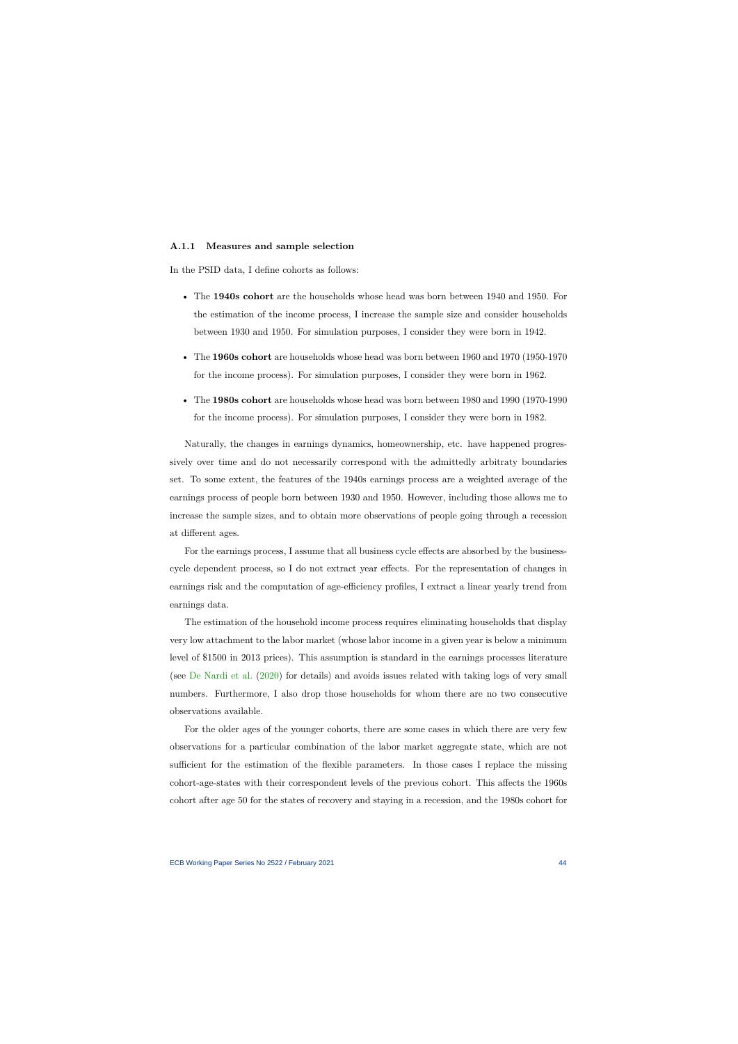### A.1.1 Measures and sample selection

In the PSID data, I define cohorts as follows:

- The **1940s cohort** are the households whose head was born between 1940 and 1950. For the estimation of the income process, I increase the sample size and consider households between 1930 and 1950. For simulation purposes, I consider they were born in 1942.
- The **1960s cohort** are households whose head was born between 1960 and 1970 (1950-1970 for the income process). For simulation purposes, I consider they were born in 1962.
- The **1980s cohort** are households whose head was born between 1980 and 1990 (1970-1990 for the income process). For simulation purposes, I consider they were born in 1982.

Naturally, the changes in earnings dynamics, homeownership, etc. have happened progressively over time and do not necessarily correspond with the admittedly arbitraty boundaries set. To some extent, the features of the 1940s earnings process are a weighted average of the earnings process of people born between 1930 and 1950. However, including those allows me to increase the sample sizes, and to obtain more observations of people going through a recession at different ages.

For the earnings process, I assume that all business cycle effects are absorbed by the business-cycle dependent process, so I do not extract year effects. For the representation of changes in earnings risk and the computation of age-efficiency profiles, I extract a linear yearly trend from earnings data.

The estimation of the household income process requires eliminating households that display very low attachment to the labor market (whose labor income in a given year is below a minimum level of $1500 in 2013 prices). This assumption is standard in the earnings processes literature (see De Nardi et al. (2020) for details) and avoids issues related with taking logs of very small numbers. Furthermore, I also drop those households for whom there are no two consecutive observations available.

For the older ages of the younger cohorts, there are some cases in which there are very few observations for a particular combination of the labor market aggregate state, which are not sufficient for the estimation of the flexible parameters. In those cases I replace the missing cohort-age-states with their correspondent levels of the previous cohort. This affects the 1960s cohort after age 50 for the states of recovery and staying in a recession, and the 1980s cohort for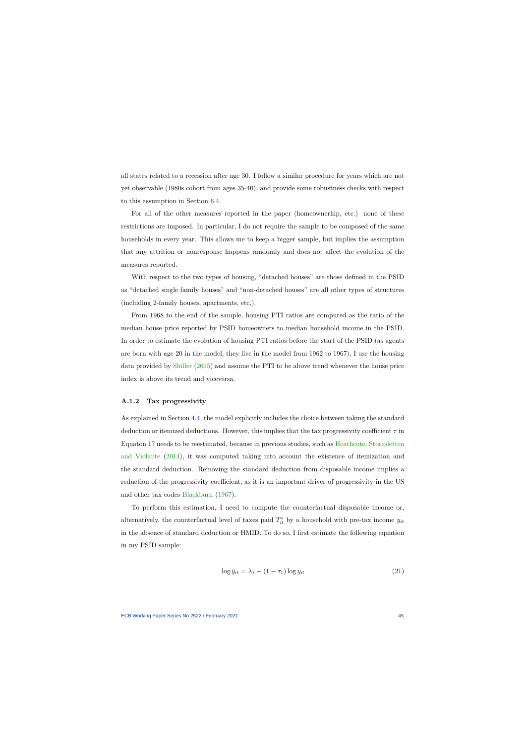all states related to a recession after age 30. I follow a similar procedure for years which are not yet observable (1980s cohort from ages 35-40), and provide some robustness checks with respect to this assumption in Section 6.4.

For all of the other measures reported in the paper (homeownerhip, etc.) none of these restrictions are imposed. In particular, I do not require the sample to be composed of the same households in every year. This allows me to keep a bigger sample, but implies the assumption that any attrition or nonresponse happens randomly and does not affect the evolution of the measures reported.

With respect to the two types of housing, "detached houses" are those defined in the PSID as "detached single family houses" and "non-detached houses" are all other types of structures (including 2-family houses, apartments, etc.).

From 1968 to the end of the sample, housing PTI ratios are computed as the ratio of the median house price reported by PSID homeowners to median household income in the PSID. In order to estimate the evolution of housing PTI ratios before the start of the PSID (as agents are born with age 20 in the model, they live in the model from 1962 to 1967), I use the housing data provided by Shiller (2015) and assume the PTI to be above trend whenever the house price index is above its trend and viceversa.

### A.1.2 Tax progressivity

As explained in Section 4.4, the model explicitly includes the choice between taking the standard deduction or itemized deductions. However, this implies that the tax progressivity coefficient $\tau$ in Equaton 17 needs to be reestimated, because in previous studies, such as Heathcote, Storesletten and Violante (2014), it was computed taking into account the existence of itemization and the standard deduction. Removing the standard deduction from disposable income implies a reduction of the progressivity coefficient, as it is an important driver of progressivity in the US and other tax codes Blackburn (1967).

To perform this estimation, I need to compute the counterfactual disposable income or, alternatively, the counterfactual level of taxes paid $T^{*}_{it}$ by a household with pre-tax income $y_{it}$ in the absence of standard deduction or HMID. To do so, I first estimate the following equation in my PSID sample:

$$\log \hat{y}_{it} = \lambda_1 + (1 - \tau_1) \log y_{it} \tag{21}$$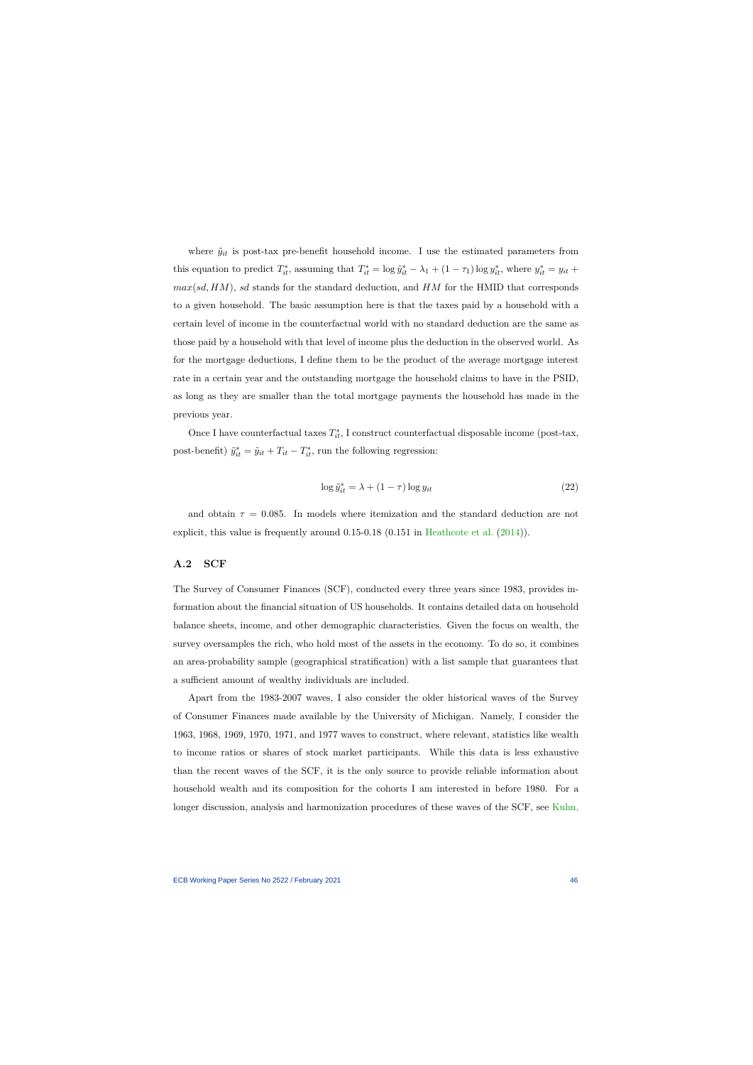where $\hat{y}_{it}$ is post-tax pre-benefit household income. I use the estimated parameters from this equation to predict $T^*_{it}$, assuming that $T^*_{it} = \log \tilde{y}^*_{it} - \lambda_1 + (1 - \tau_1) \log y^*_{it}$, where $y^*_{it} = y_{it} + max(sd, HM)$, $sd$ stands for the standard deduction, and $HM$ for the HMID that corresponds to a given household. The basic assumption here is that the taxes paid by a household with a certain level of income in the counterfactual world with no standard deduction are the same as those paid by a household with that level of income plus the deduction in the observed world. As for the mortgage deductions, I define them to be the product of the average mortgage interest rate in a certain year and the outstanding mortgage the household claims to have in the PSID, as long as they are smaller than the total mortgage payments the household has made in the previous year.

Once I have counterfactual taxes $T^*_{it}$, I construct counterfactual disposable income (post-tax, post-benefit) $\tilde{y}^*_{it} = \tilde{y}_{it} + T_{it} - T^*_{it}$, run the following regression:

$$\log \tilde{y}^*_{it} = \lambda + (1 - \tau) \log y_{it} \tag{22}$$

and obtain $\tau = 0.085$. In models where itemization and the standard deduction are not explicit, this value is frequently around 0.15-0.18 (0.151 in Heathcote et al. (2014)).

## A.2 SCF

The Survey of Consumer Finances (SCF), conducted every three years since 1983, provides information about the financial situation of US households. It contains detailed data on household balance sheets, income, and other demographic characteristics. Given the focus on wealth, the survey oversamples the rich, who hold most of the assets in the economy. To do so, it combines an area-probability sample (geographical stratification) with a list sample that guarantees that a sufficient amount of wealthy individuals are included.

Apart from the 1983-2007 waves, I also consider the older historical waves of the Survey of Consumer Finances made available by the University of Michigan. Namely, I consider the 1963, 1968, 1969, 1970, 1971, and 1977 waves to construct, where relevant, statistics like wealth to income ratios or shares of stock market participants. While this data is less exhaustive than the recent waves of the SCF, it is the only source to provide reliable information about household wealth and its composition for the cohorts I am interested in before 1980. For a longer discussion, analysis and harmonization procedures of these waves of the SCF, see Kuhn,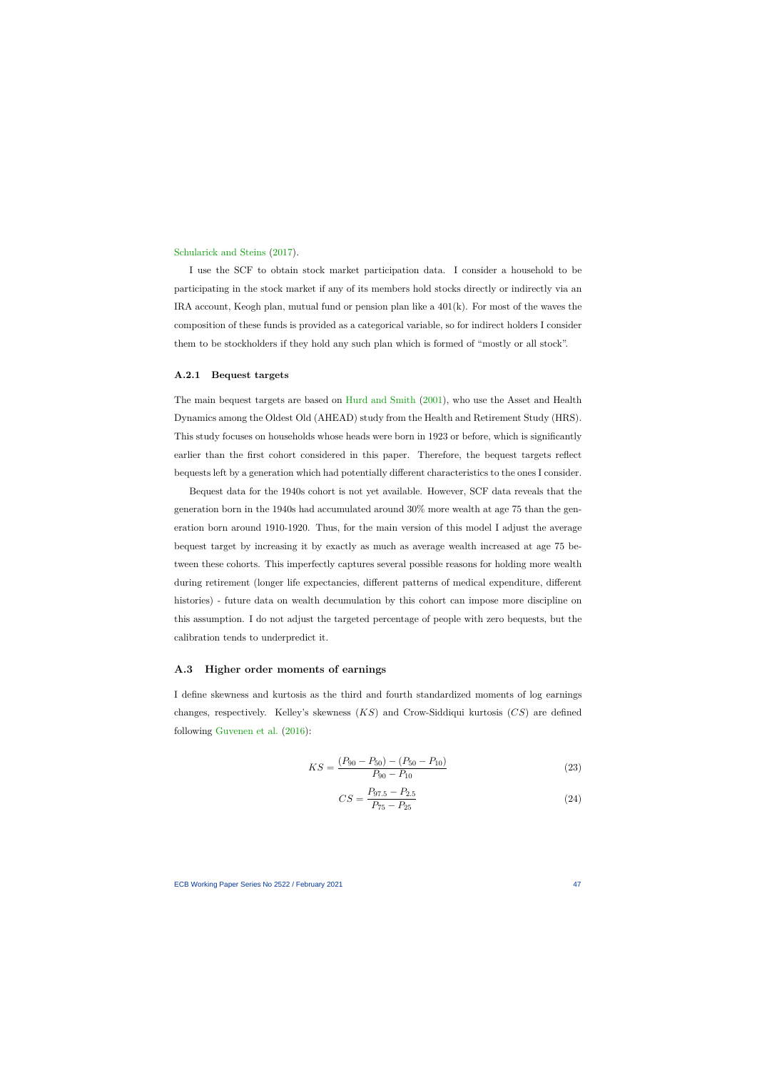Schularick and Steins (2017).

I use the SCF to obtain stock market participation data. I consider a household to be participating in the stock market if any of its members hold stocks directly or indirectly via an IRA account, Keogh plan, mutual fund or pension plan like a 401(k). For most of the waves the composition of these funds is provided as a categorical variable, so for indirect holders I consider them to be stockholders if they hold any such plan which is formed of "mostly or all stock".

### A.2.1 Bequest targets

The main bequest targets are based on Hurd and Smith (2001), who use the Asset and Health Dynamics among the Oldest Old (AHEAD) study from the Health and Retirement Study (HRS). This study focuses on households whose heads were born in 1923 or before, which is significantly earlier than the first cohort considered in this paper. Therefore, the bequest targets reflect bequests left by a generation which had potentially different characteristics to the ones I consider.

Bequest data for the 1940s cohort is not yet available. However, SCF data reveals that the generation born in the 1940s had accumulated around 30% more wealth at age 75 than the generation born around 1910-1920. Thus, for the main version of this model I adjust the average bequest target by increasing it by exactly as much as average wealth increased at age 75 between these cohorts. This imperfectly captures several possible reasons for holding more wealth during retirement (longer life expectancies, different patterns of medical expenditure, different histories) - future data on wealth decumulation by this cohort can impose more discipline on this assumption. I do not adjust the targeted percentage of people with zero bequests, but the calibration tends to underpredict it.

## A.3 Higher order moments of earnings

I define skewness and kurtosis as the third and fourth standardized moments of log earnings changes, respectively. Kelley's skewness ($KS$) and Crow-Siddiqui kurtosis ($CS$) are defined following Guvenen et al. (2016):

$$KS = \frac{(P_{90} - P_{50}) - (P_{50} - P_{10})}{P_{90} - P_{10}} \tag{23}$$

$$CS = \frac{P_{97.5} - P_{2.5}}{P_{75} - P_{25}} \tag{24}$$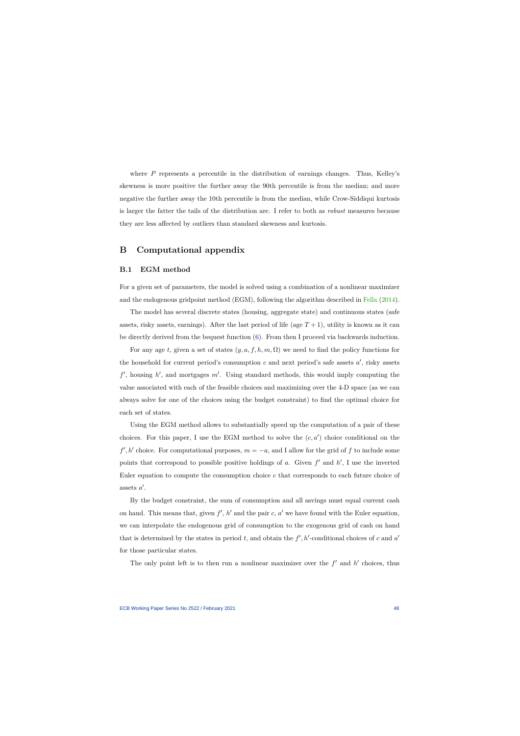where $P$ represents a percentile in the distribution of earnings changes. Thus, Kelley's skewness is more positive the further away the 90th percentile is from the median; and more negative the further away the 10th percentile is from the median, while Crow-Siddiqui kurtosis is larger the fatter the tails of the distribution are. I refer to both as *robust* measures because they are less affected by outliers than standard skewness and kurtosis.

# B Computational appendix

## B.1 EGM method

For a given set of parameters, the model is solved using a combination of a nonlinear maximizer and the endogenous gridpoint method (EGM), following the algorithm described in Fella (2014).

The model has several discrete states (housing, aggregate state) and continuous states (safe assets, risky assets, earnings). After the last period of life (age $T+1$), utility is known as it can be directly derived from the bequest function (6). From then I proceed via backwards induction.

For any age $t$, given a set of states $(y, a, f, h, m, \Omega)$ we need to find the policy functions for the household for current period's consumption $c$ and next period's safe assets $a'$, risky assets $f'$, housing $h'$, and mortgages $m'$. Using standard methods, this would imply computing the value associated with each of the feasible choices and maximizing over the 4-D space (as we can always solve for one of the choices using the budget constraint) to find the optimal choice for each set of states.

Using the EGM method allows to substantially speed up the computation of a pair of these choices. For this paper, I use the EGM method to solve the $(c, a')$ choice conditional on the $f', h'$ choice. For computational purposes, $m = -a$, and I allow for the grid of $f$ to include some points that correspond to possible positive holdings of $a$. Given $f'$ and $h'$, I use the inverted Euler equation to compute the consumption choice $c$ that corresponds to each future choice of assets $a'$.

By the budget constraint, the sum of consumption and all savings must equal current cash on hand. This means that, given $f'$, $h'$ and the pair $c$, $a'$ we have found with the Euler equation, we can interpolate the endogenous grid of consumption to the exogenous grid of cash on hand that is determined by the states in period $t$, and obtain the $f', h'$-conditional choices of $c$ and $a'$ for those particular states.

The only point left is to then run a nonlinear maximizer over the $f'$ and $h'$ choices, thus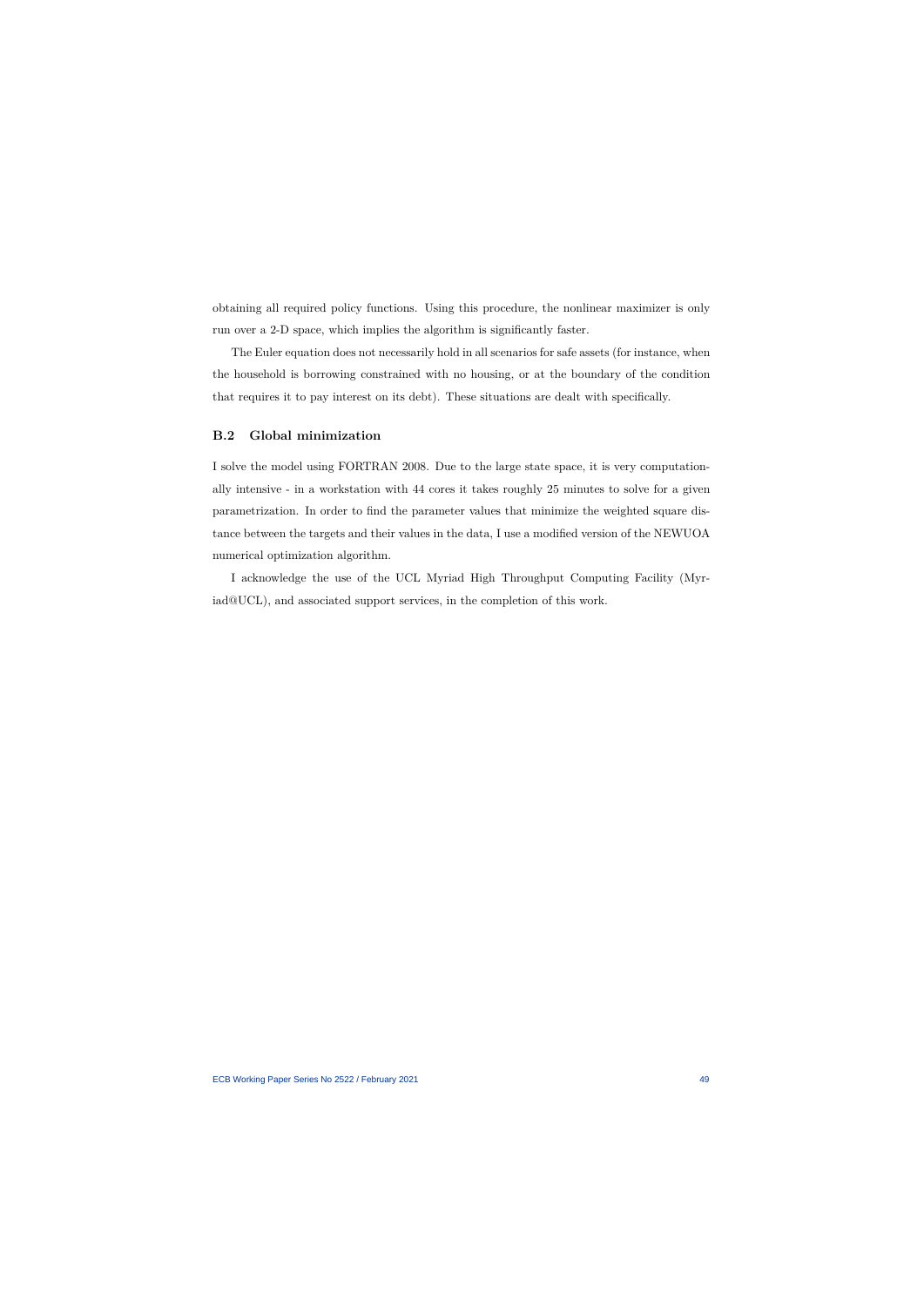obtaining all required policy functions. Using this procedure, the nonlinear maximizer is only run over a 2-D space, which implies the algorithm is significantly faster.

The Euler equation does not necessarily hold in all scenarios for safe assets (for instance, when the household is borrowing constrained with no housing, or at the boundary of the condition that requires it to pay interest on its debt). These situations are dealt with specifically.

### B.2 Global minimization

I solve the model using FORTRAN 2008. Due to the large state space, it is very computationally intensive - in a workstation with 44 cores it takes roughly 25 minutes to solve for a given parametrization. In order to find the parameter values that minimize the weighted square distance between the targets and their values in the data, I use a modified version of the NEWUOA numerical optimization algorithm.

I acknowledge the use of the UCL Myriad High Throughput Computing Facility (Myriad@UCL), and associated support services, in the completion of this work.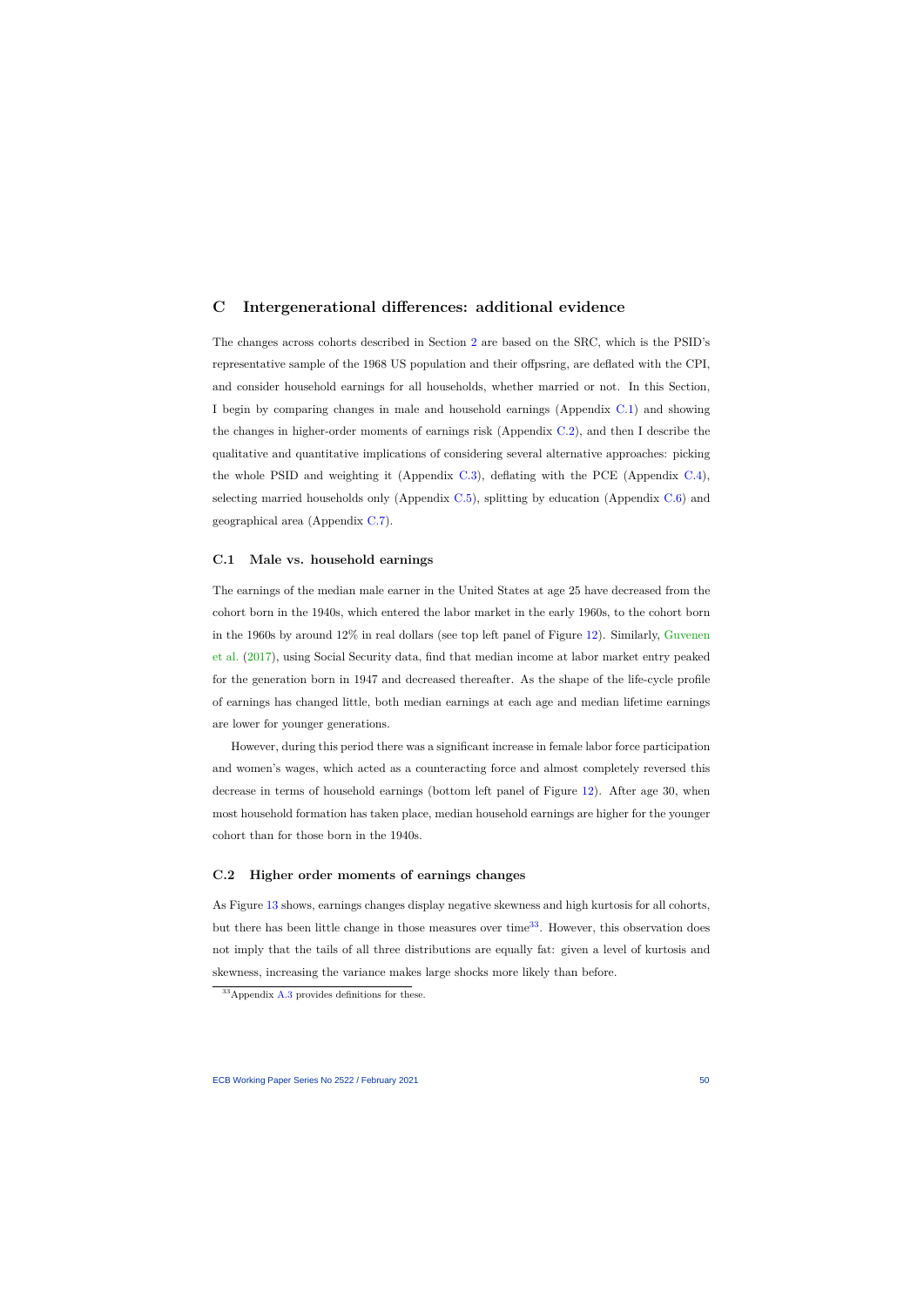# C Intergenerational differences: additional evidence

The changes across cohorts described in Section 2 are based on the SRC, which is the PSID's representative sample of the 1968 US population and their offpsring, are deflated with the CPI, and consider household earnings for all households, whether married or not. In this Section, I begin by comparing changes in male and household earnings (Appendix C.1) and showing the changes in higher-order moments of earnings risk (Appendix C.2), and then I describe the qualitative and quantitative implications of considering several alternative approaches: picking the whole PSID and weighting it (Appendix C.3), deflating with the PCE (Appendix C.4), selecting married households only (Appendix C.5), splitting by education (Appendix C.6) and geographical area (Appendix C.7).

## C.1 Male vs. household earnings

The earnings of the median male earner in the United States at age 25 have decreased from the cohort born in the 1940s, which entered the labor market in the early 1960s, to the cohort born in the 1960s by around 12% in real dollars (see top left panel of Figure 12). Similarly, Guvenen et al. (2017), using Social Security data, find that median income at labor market entry peaked for the generation born in 1947 and decreased thereafter. As the shape of the life-cycle profile of earnings has changed little, both median earnings at each age and median lifetime earnings are lower for younger generations.

However, during this period there was a significant increase in female labor force participation and women's wages, which acted as a counteracting force and almost completely reversed this decrease in terms of household earnings (bottom left panel of Figure 12). After age 30, when most household formation has taken place, median household earnings are higher for the younger cohort than for those born in the 1940s.

## C.2 Higher order moments of earnings changes

As Figure 13 shows, earnings changes display negative skewness and high kurtosis for all cohorts, but there has been little change in those measures over time[33]. However, this observation does not imply that the tails of all three distributions are equally fat: given a level of kurtosis and skewness, increasing the variance makes large shocks more likely than before.

[33] Appendix A.3 provides definitions for these.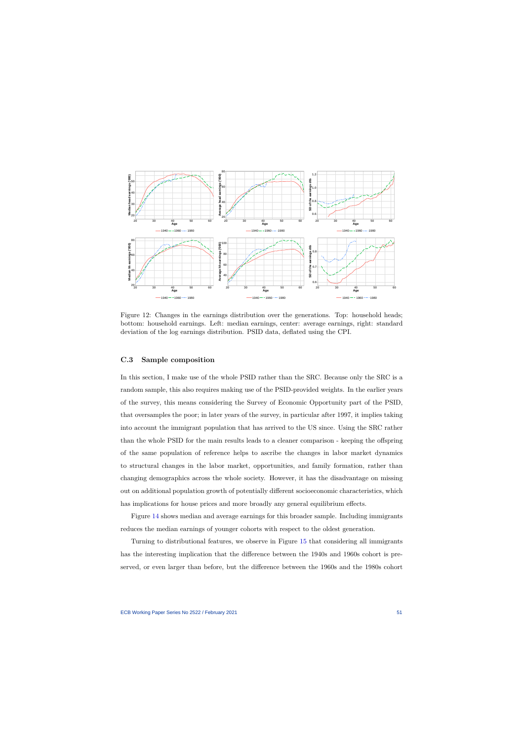Figure 12: Changes in the earnings distribution over the generations. Top: household heads; bottom: household earnings. Left: median earnings, center: average earnings, right: standard deviation of the log earnings distribution. PSID data, deflated using the CPI.

### C.3 Sample composition

In this section, I make use of the whole PSID rather than the SRC. Because only the SRC is a random sample, this also requires making use of the PSID-provided weights. In the earlier years of the survey, this means considering the Survey of Economic Opportunity part of the PSID, that oversamples the poor; in later years of the survey, in particular after 1997, it implies taking into account the immigrant population that has arrived to the US since. Using the SRC rather than the whole PSID for the main results leads to a cleaner comparison - keeping the offspring of the same population of reference helps to ascribe the changes in labor market dynamics to structural changes in the labor market, opportunities, and family formation, rather than changing demographics across the whole society. However, it has the disadvantage on missing out on additional population growth of potentially different socioeconomic characteristics, which has implications for house prices and more broadly any general equilibrium effects.

Figure 14 shows median and average earnings for this broader sample. Including immigrants reduces the median earnings of younger cohorts with respect to the oldest generation.

Turning to distributional features, we observe in Figure 15 that considering all immigrants has the interesting implication that the difference between the 1940s and 1960s cohort is preserved, or even larger than before, but the difference between the 1960s and the 1980s cohort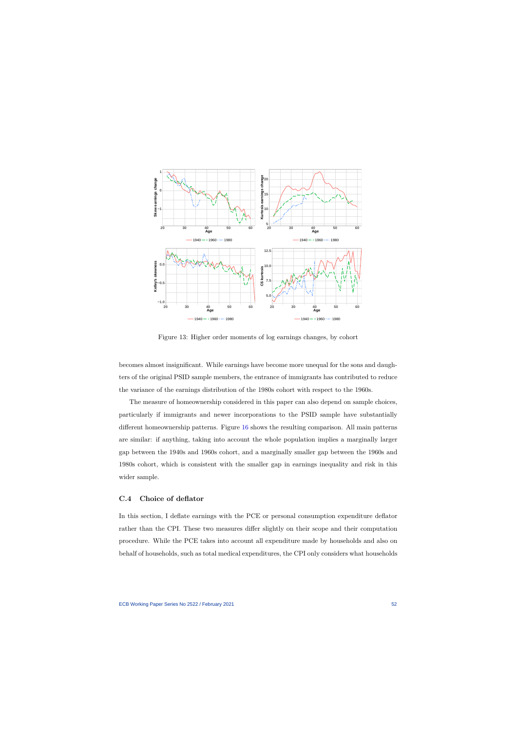Figure 13: Higher order moments of log earnings changes, by cohort

becomes almost insignificant. While earnings have become more unequal for the sons and daughters of the original PSID sample members, the entrance of immigrants has contributed to reduce the variance of the earnings distribution of the 1980s cohort with respect to the 1960s.

The measure of homeownership considered in this paper can also depend on sample choices, particularly if immigrants and newer incorporations to the PSID sample have substantially different homeownership patterns. Figure 16 shows the resulting comparison. All main patterns are similar: if anything, taking into account the whole population implies a marginally larger gap between the 1940s and 1960s cohort, and a marginally smaller gap between the 1960s and 1980s cohort, which is consistent with the smaller gap in earnings inequality and risk in this wider sample.

## C.4 Choice of deflator

In this section, I deflate earnings with the PCE or personal consumption expenditure deflator rather than the CPI. These two measures differ slightly on their scope and their computation procedure. While the PCE takes into account all expenditure made by households and also on behalf of households, such as total medical expenditures, the CPI only considers what households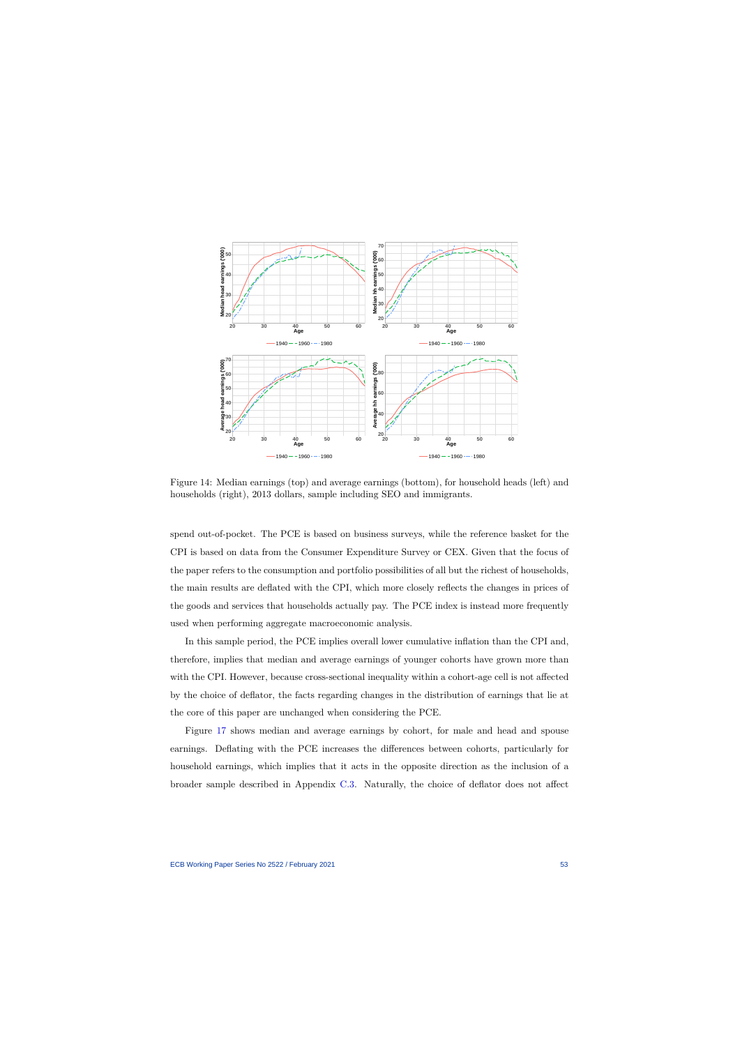Figure 14: Median earnings (top) and average earnings (bottom), for household heads (left) and households (right), 2013 dollars, sample including SEO and immigrants.

spend out-of-pocket. The PCE is based on business surveys, while the reference basket for the CPI is based on data from the Consumer Expenditure Survey or CEX. Given that the focus of the paper refers to the consumption and portfolio possibilities of all but the richest of households, the main results are deflated with the CPI, which more closely reflects the changes in prices of the goods and services that households actually pay. The PCE index is instead more frequently used when performing aggregate macroeconomic analysis.

In this sample period, the PCE implies overall lower cumulative inflation than the CPI and, therefore, implies that median and average earnings of younger cohorts have grown more than with the CPI. However, because cross-sectional inequality within a cohort-age cell is not affected by the choice of deflator, the facts regarding changes in the distribution of earnings that lie at the core of this paper are unchanged when considering the PCE.

Figure 17 shows median and average earnings by cohort, for male and head and spouse earnings. Deflating with the PCE increases the differences between cohorts, particularly for household earnings, which implies that it acts in the opposite direction as the inclusion of a broader sample described in Appendix C.3. Naturally, the choice of deflator does not affect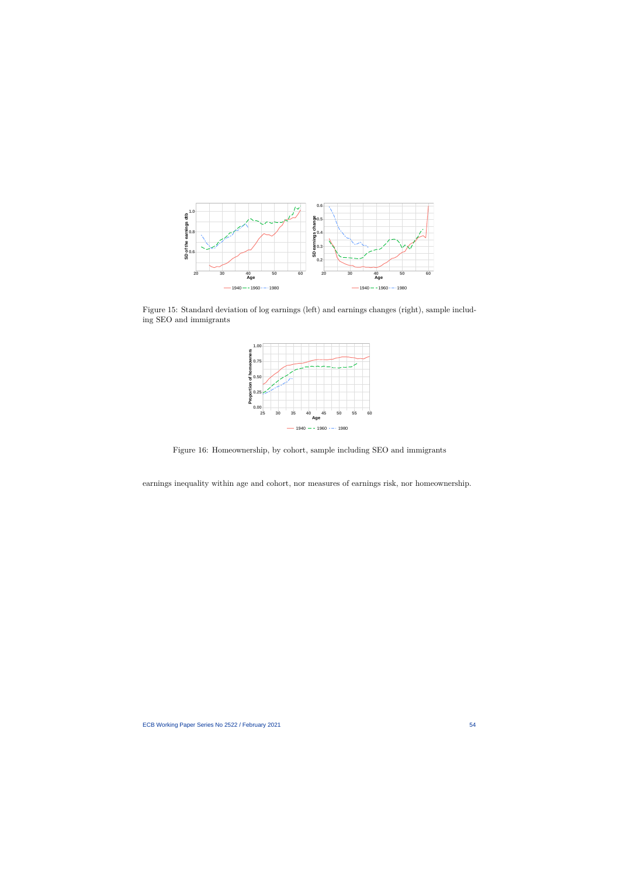Figure 15: Standard deviation of log earnings (left) and earnings changes (right), sample including SEO and immigrants

Figure 16: Homeownership, by cohort, sample including SEO and immigrants

earnings inequality within age and cohort, nor measures of earnings risk, nor homeownership.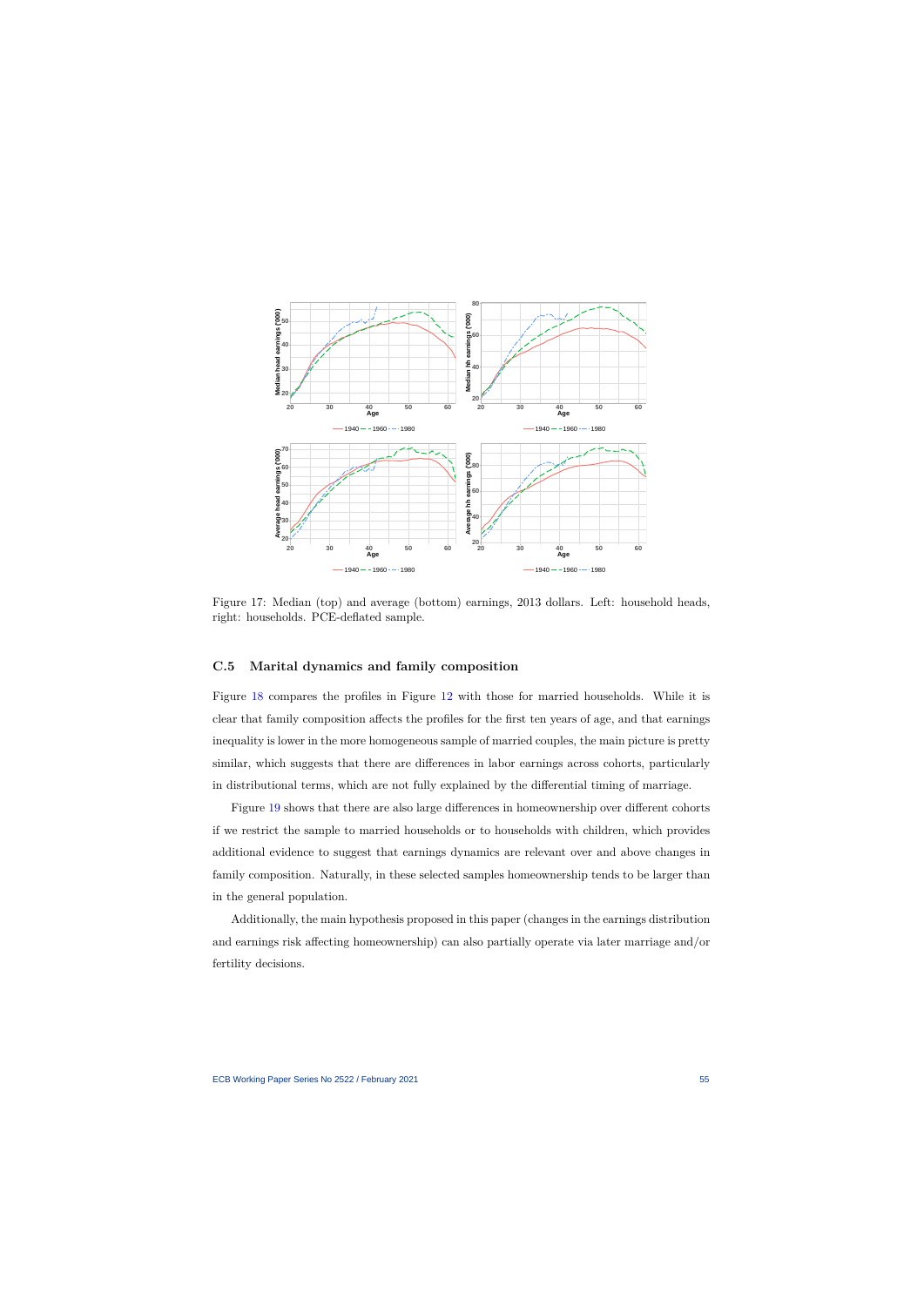Figure 17: Median (top) and average (bottom) earnings, 2013 dollars. Left: household heads, right: households. PCE-deflated sample.

### C.5 Marital dynamics and family composition

Figure 18 compares the profiles in Figure 12 with those for married households. While it is clear that family composition affects the profiles for the first ten years of age, and that earnings inequality is lower in the more homogeneous sample of married couples, the main picture is pretty similar, which suggests that there are differences in labor earnings across cohorts, particularly in distributional terms, which are not fully explained by the differential timing of marriage.

Figure 19 shows that there are also large differences in homeownership over different cohorts if we restrict the sample to married households or to households with children, which provides additional evidence to suggest that earnings dynamics are relevant over and above changes in family composition. Naturally, in these selected samples homeownership tends to be larger than in the general population.

Additionally, the main hypothesis proposed in this paper (changes in the earnings distribution and earnings risk affecting homeownership) can also partially operate via later marriage and/or fertility decisions.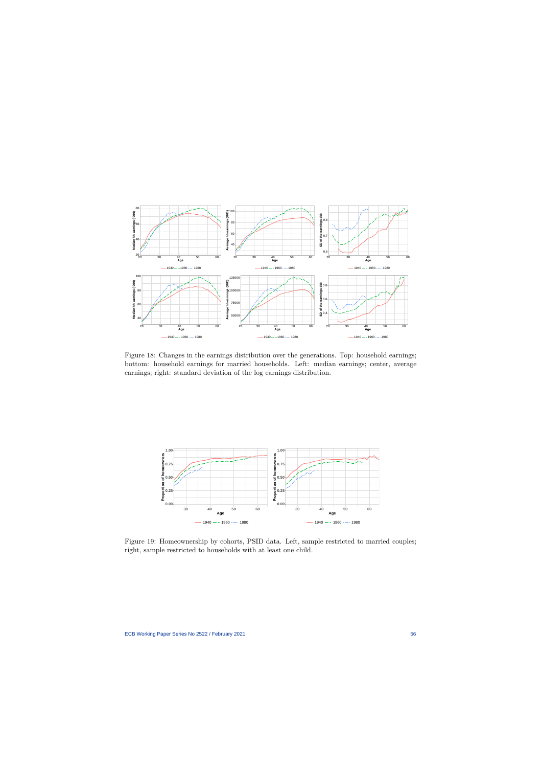Figure 18: Changes in the earnings distribution over the generations. Top: household earnings; bottom: household earnings for married households. Left: median earnings; center, average earnings; right: standard deviation of the log earnings distribution.

Figure 19: Homeownership by cohorts, PSID data. Left, sample restricted to married couples; right, sample restricted to households with at least one child.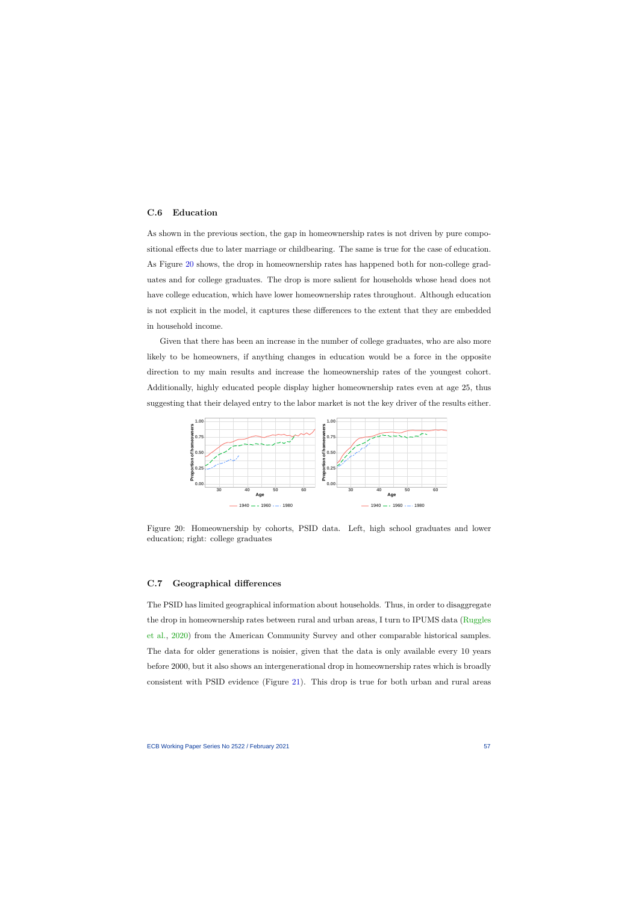## C.6 Education

As shown in the previous section, the gap in homeownership rates is not driven by pure compositional effects due to later marriage or childbearing. The same is true for the case of education. As Figure 20 shows, the drop in homeownership rates has happened both for non-college graduates and for college graduates. The drop is more salient for households whose head does not have college education, which have lower homeownership rates throughout. Although education is not explicit in the model, it captures these differences to the extent that they are embedded in household income.

Given that there has been an increase in the number of college graduates, who are also more likely to be homeowners, if anything changes in education would be a force in the opposite direction to my main results and increase the homeownership rates of the youngest cohort. Additionally, highly educated people display higher homeownership rates even at age 25, thus suggesting that their delayed entry to the labor market is not the key driver of the results either.

Figure 20: Homeownership by cohorts, PSID data. Left, high school graduates and lower education; right: college graduates

## C.7 Geographical differences

The PSID has limited geographical information about households. Thus, in order to disaggregate the drop in homeownership rates between rural and urban areas, I turn to IPUMS data (Ruggles et al., 2020) from the American Community Survey and other comparable historical samples. The data for older generations is noisier, given that the data is only available every 10 years before 2000, but it also shows an intergenerational drop in homeownership rates which is broadly consistent with PSID evidence (Figure 21). This drop is true for both urban and rural areas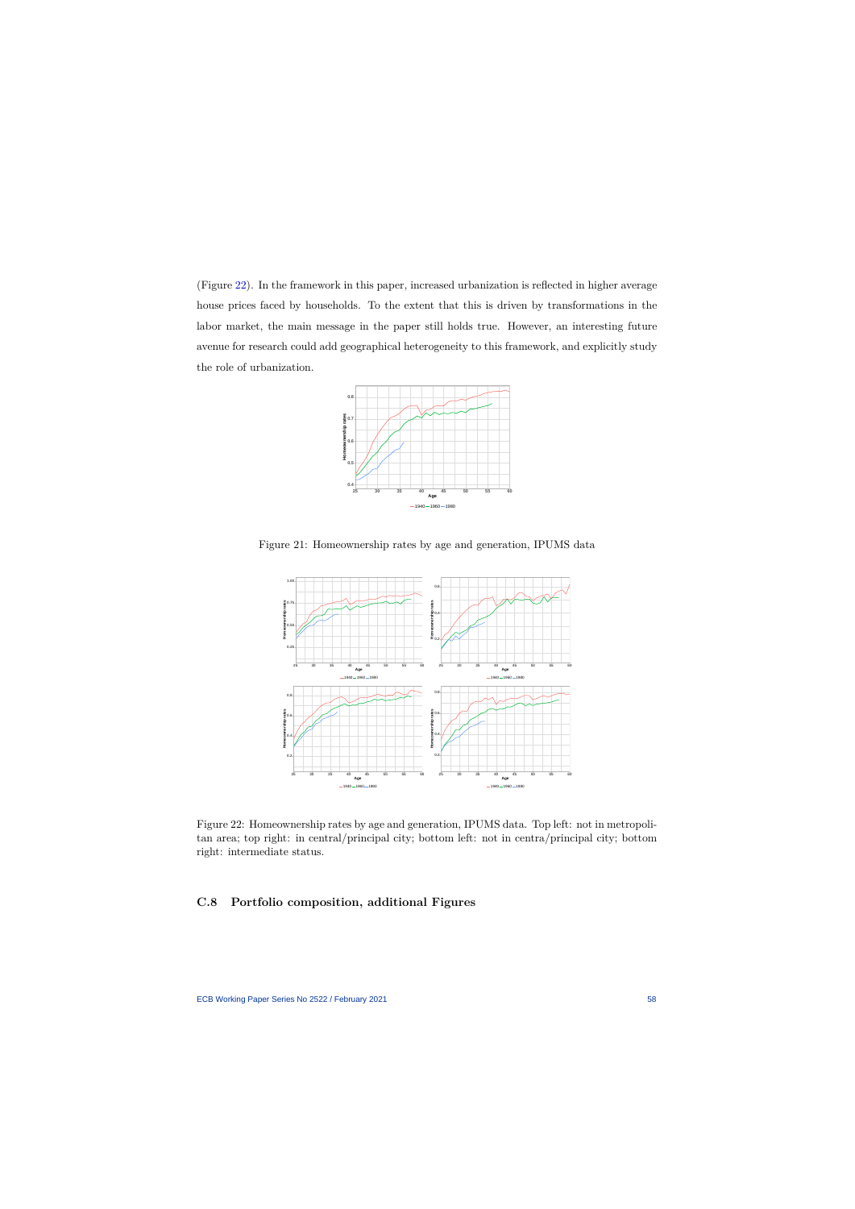(Figure 22). In the framework in this paper, increased urbanization is reflected in higher average house prices faced by households. To the extent that this is driven by transformations in the labor market, the main message in the paper still holds true. However, an interesting future avenue for research could add geographical heterogeneity to this framework, and explicitly study the role of urbanization.

Figure 21: Homeownership rates by age and generation, IPUMS data

Figure 22: Homeownership rates by age and generation, IPUMS data. Top left: not in metropolitan area; top right: in central/principal city; bottom left: not in centra/principal city; bottom right: intermediate status.

### C.8 Portfolio composition, additional Figures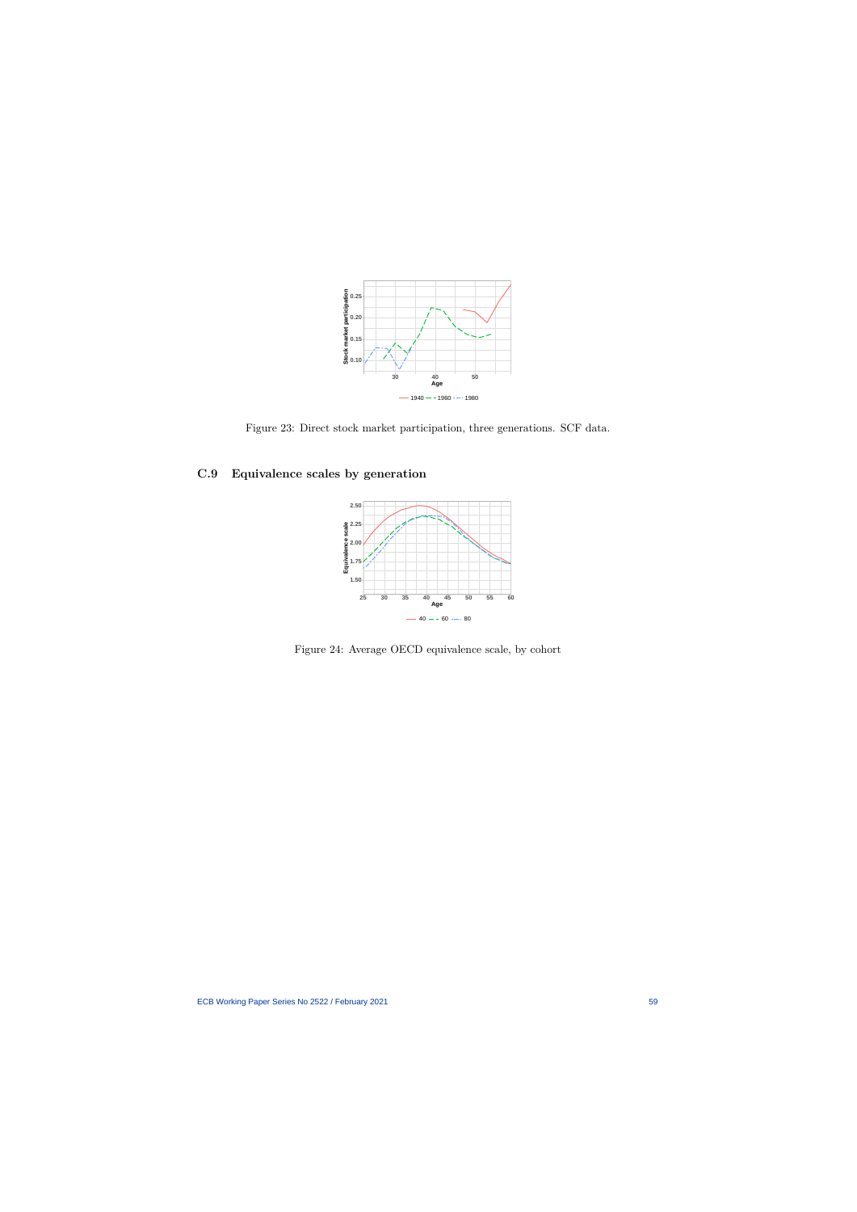Figure 23: Direct stock market participation, three generations. SCF data.

### C.9 Equivalence scales by generation

Figure 24: Average OECD equivalence scale, by cohort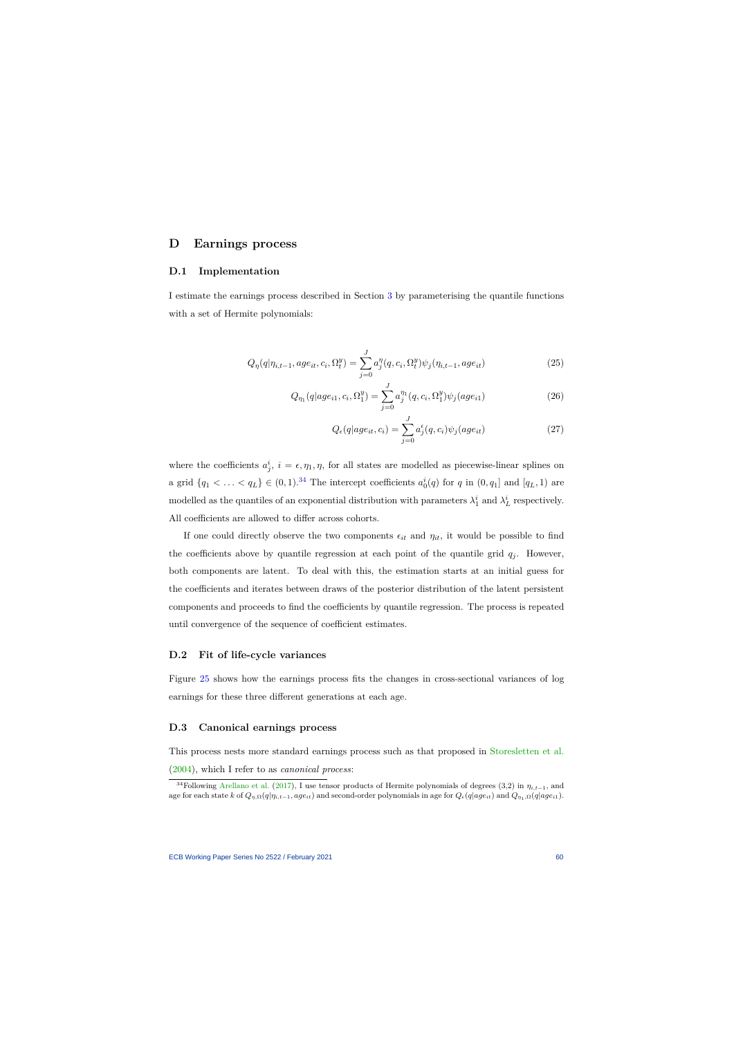# D Earnings process

## D.1 Implementation

I estimate the earnings process described in Section 3 by parameterising the quantile functions with a set of Hermite polynomials:

$$Q_{\eta}(q|\eta_{i,t-1}, age_{it}, c_i, \Omega_t^y) = \sum_{j=0}^{J} a_j^{\eta}(q, c_i, \Omega_t^y)\psi_j(\eta_{i,t-1}, age_{it}) \tag{25}$$

$$Q_{\eta_1}(q|age_{i1}, c_i, \Omega_1^y) = \sum_{j=0}^{J} a_j^{\eta_1}(q, c_i, \Omega_1^y)\psi_j(age_{i1}) \tag{26}$$

$$Q_{\epsilon}(q|age_{it}, c_i) = \sum_{j=0}^{J} a_j^{\epsilon}(q, c_i)\psi_j(age_{it}) \tag{27}$$

where the coefficients $a_j^i$, $i = \epsilon, \eta_1, \eta$, for all states are modelled as piecewise-linear splines on a grid $\{q_1 < \ldots < q_L\} \in (0, 1)$.[34] The intercept coefficients $a_0^i(q)$ for $q$ in $(0, q_1]$ and $[q_L, 1)$ are modelled as the quantiles of an exponential distribution with parameters $\lambda_1^i$ and $\lambda_L^i$ respectively. All coefficients are allowed to differ across cohorts.

If one could directly observe the two components $\epsilon_{it}$ and $\eta_{it}$, it would be possible to find the coefficients above by quantile regression at each point of the quantile grid $q_j$. However, both components are latent. To deal with this, the estimation starts at an initial guess for the coefficients and iterates between draws of the posterior distribution of the latent persistent components and proceeds to find the coefficients by quantile regression. The process is repeated until convergence of the sequence of coefficient estimates.

## D.2 Fit of life-cycle variances

Figure 25 shows how the earnings process fits the changes in cross-sectional variances of log earnings for these three different generations at each age.

## D.3 Canonical earnings process

This process nests more standard earnings process such as that proposed in Storesletten et al. (2004), which I refer to as *canonical process*:

[34] Following Arellano et al. (2017), I use tensor products of Hermite polynomials of degrees (3,2) in $\eta_{i,t-1}$, and age for each state $k$ of $Q_{\eta,\Omega}(q|\eta_{i,t-1}, age_{it})$ and second-order polynomials in age for $Q_{\epsilon}(q|age_{it})$ and $Q_{\eta_1,\Omega}(q|age_{i1})$.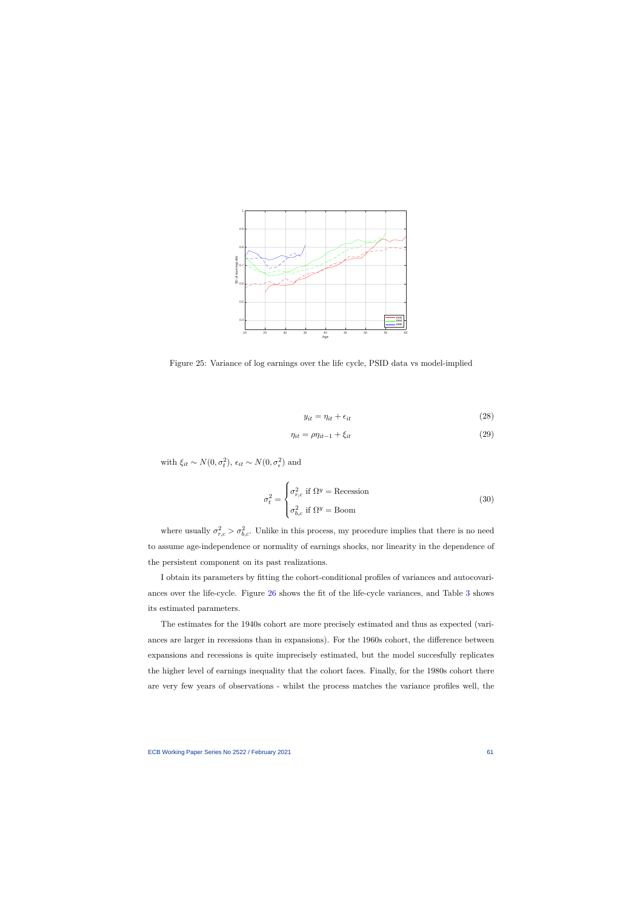Figure 25: Variance of log earnings over the life cycle, PSID data vs model-implied

$$y_{it} = \eta_{it} + \epsilon_{it} \tag{28}$$

$$\eta_{it} = \rho\eta_{it-1} + \xi_{it} \tag{29}$$

with $\xi_{it} \sim N(0, \sigma_t^2)$, $\epsilon_{it} \sim N(0, \sigma_\epsilon^2)$ and

$$\sigma_t^2 = \begin{cases} \sigma_{r,c}^2 \text{ if } \Omega^y = \text{Recession} \\ \sigma_{b,c}^2 \text{ if } \Omega^y = \text{Boom} \end{cases} \tag{30}$$

where usually $\sigma_{r,c}^2 > \sigma_{b,c}^2$. Unlike in this process, my procedure implies that there is no need to assume age-independence or normality of earnings shocks, nor linearity in the dependence of the persistent component on its past realizations.

I obtain its parameters by fitting the cohort-conditional profiles of variances and autocovariances over the life-cycle. Figure 26 shows the fit of the life-cycle variances, and Table 3 shows its estimated parameters.

The estimates for the 1940s cohort are more precisely estimated and thus as expected (variances are larger in recessions than in expansions). For the 1960s cohort, the difference between expansions and recessions is quite imprecisely estimated, but the model succesfully replicates the higher level of earnings inequality that the cohort faces. Finally, for the 1980s cohort there are very few years of observations - whilst the process matches the variance profiles well, the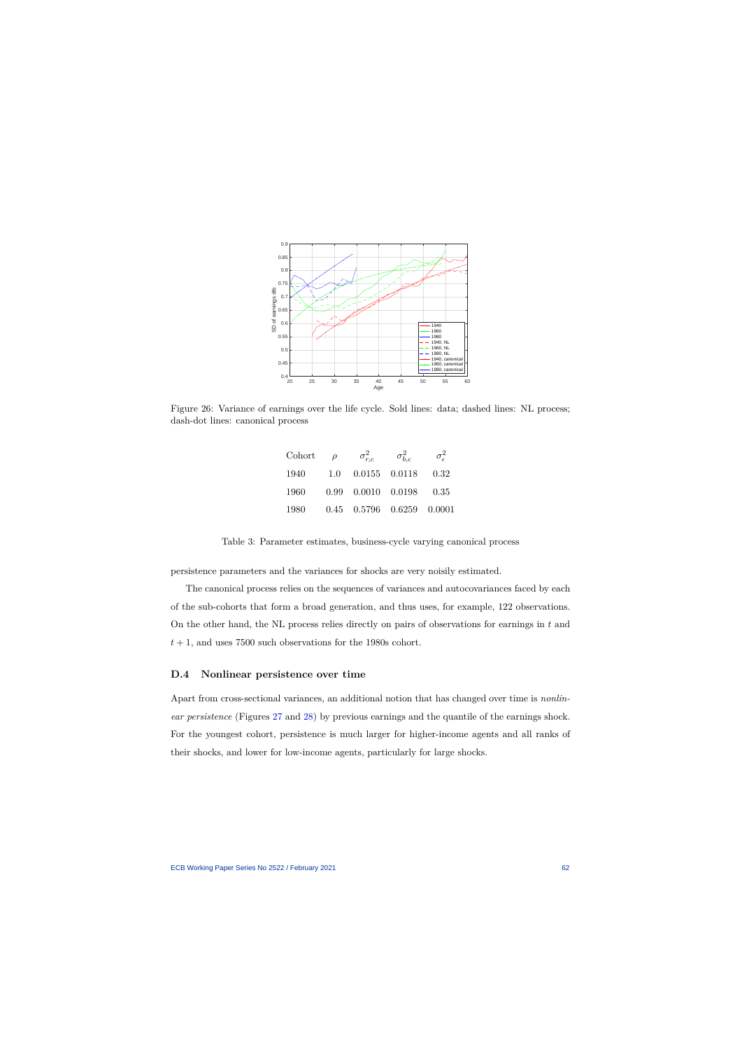Figure 26: Variance of earnings over the life cycle. Sold lines: data; dashed lines: NL process; dash-dot lines: canonical process

| Cohort | $\rho$ | $\sigma^2_{r,c}$ | $\sigma^2_{b,c}$ | $\sigma^2_{\epsilon}$ |
|---|---|---|---|---|
| 1940 | 1.0 | 0.0155 | 0.0118 | 0.32 |
| 1960 | 0.99 | 0.0010 | 0.0198 | 0.35 |
| 1980 | 0.45 | 0.5796 | 0.6259 | 0.0001 |

Table 3: Parameter estimates, business-cycle varying canonical process

persistence parameters and the variances for shocks are very noisily estimated.

The canonical process relies on the sequences of variances and autocovariances faced by each of the sub-cohorts that form a broad generation, and thus uses, for example, 122 observations. On the other hand, the NL process relies directly on pairs of observations for earnings in $t$ and $t+1$, and uses 7500 such observations for the 1980s cohort.

## D.4 Nonlinear persistence over time

Apart from cross-sectional variances, an additional notion that has changed over time is *nonlinear persistence* (Figures 27 and 28) by previous earnings and the quantile of the earnings shock. For the youngest cohort, persistence is much larger for higher-income agents and all ranks of their shocks, and lower for low-income agents, particularly for large shocks.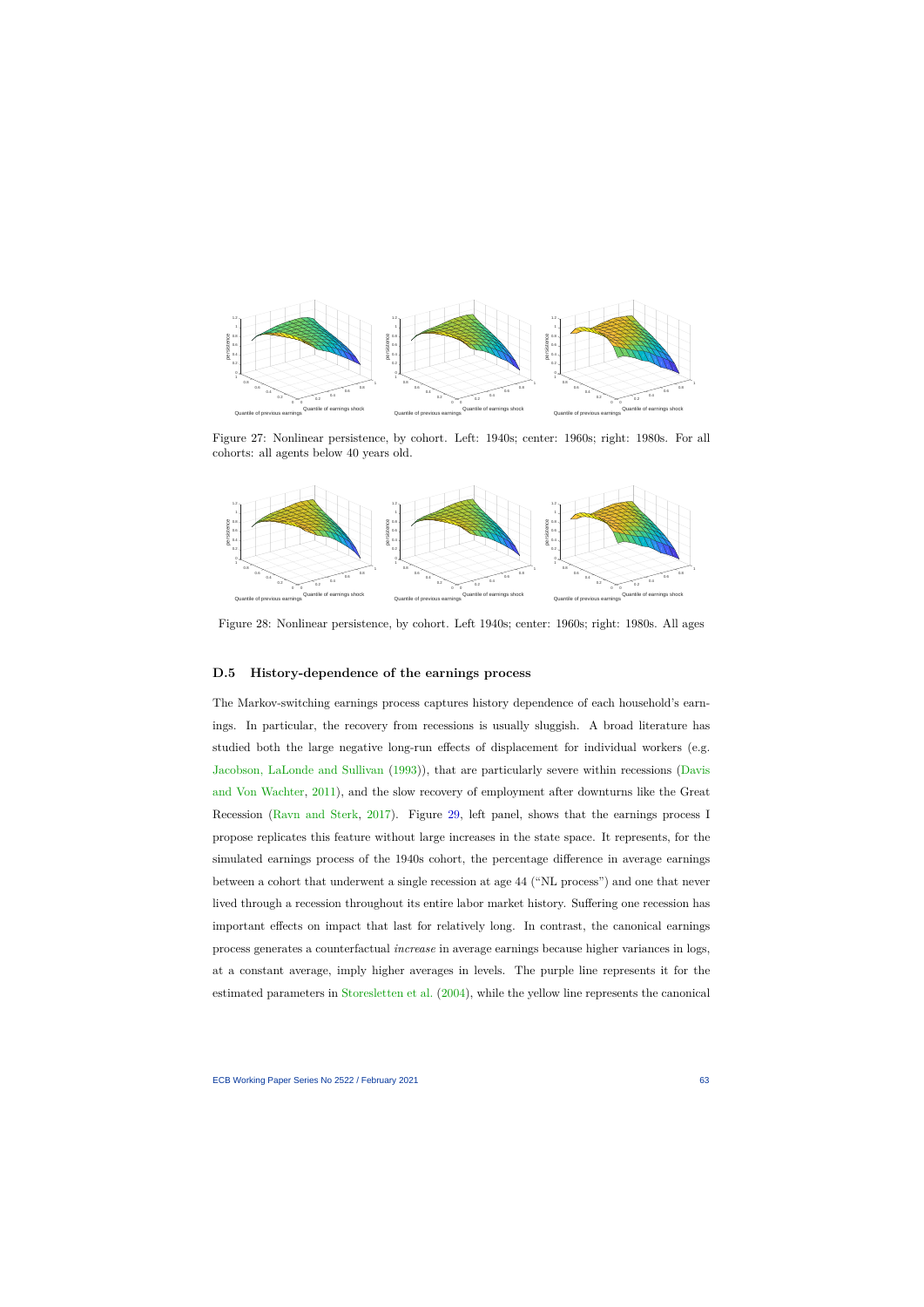Figure 27: Nonlinear persistence, by cohort. Left: 1940s; center: 1960s; right: 1980s. For all cohorts: all agents below 40 years old.

Figure 28: Nonlinear persistence, by cohort. Left 1940s; center: 1960s; right: 1980s. All ages

### D.5 History-dependence of the earnings process

The Markov-switching earnings process captures history dependence of each household's earnings. In particular, the recovery from recessions is usually sluggish. A broad literature has studied both the large negative long-run effects of displacement for individual workers (e.g. Jacobson, LaLonde and Sullivan (1993)), that are particularly severe within recessions (Davis and Von Wachter, 2011), and the slow recovery of employment after downturns like the Great Recession (Ravn and Sterk, 2017). Figure 29, left panel, shows that the earnings process I propose replicates this feature without large increases in the state space. It represents, for the simulated earnings process of the 1940s cohort, the percentage difference in average earnings between a cohort that underwent a single recession at age 44 ("NL process") and one that never lived through a recession throughout its entire labor market history. Suffering one recession has important effects on impact that last for relatively long. In contrast, the canonical earnings process generates a counterfactual *increase* in average earnings because higher variances in logs, at a constant average, imply higher averages in levels. The purple line represents it for the estimated parameters in Storesletten et al. (2004), while the yellow line represents the canonical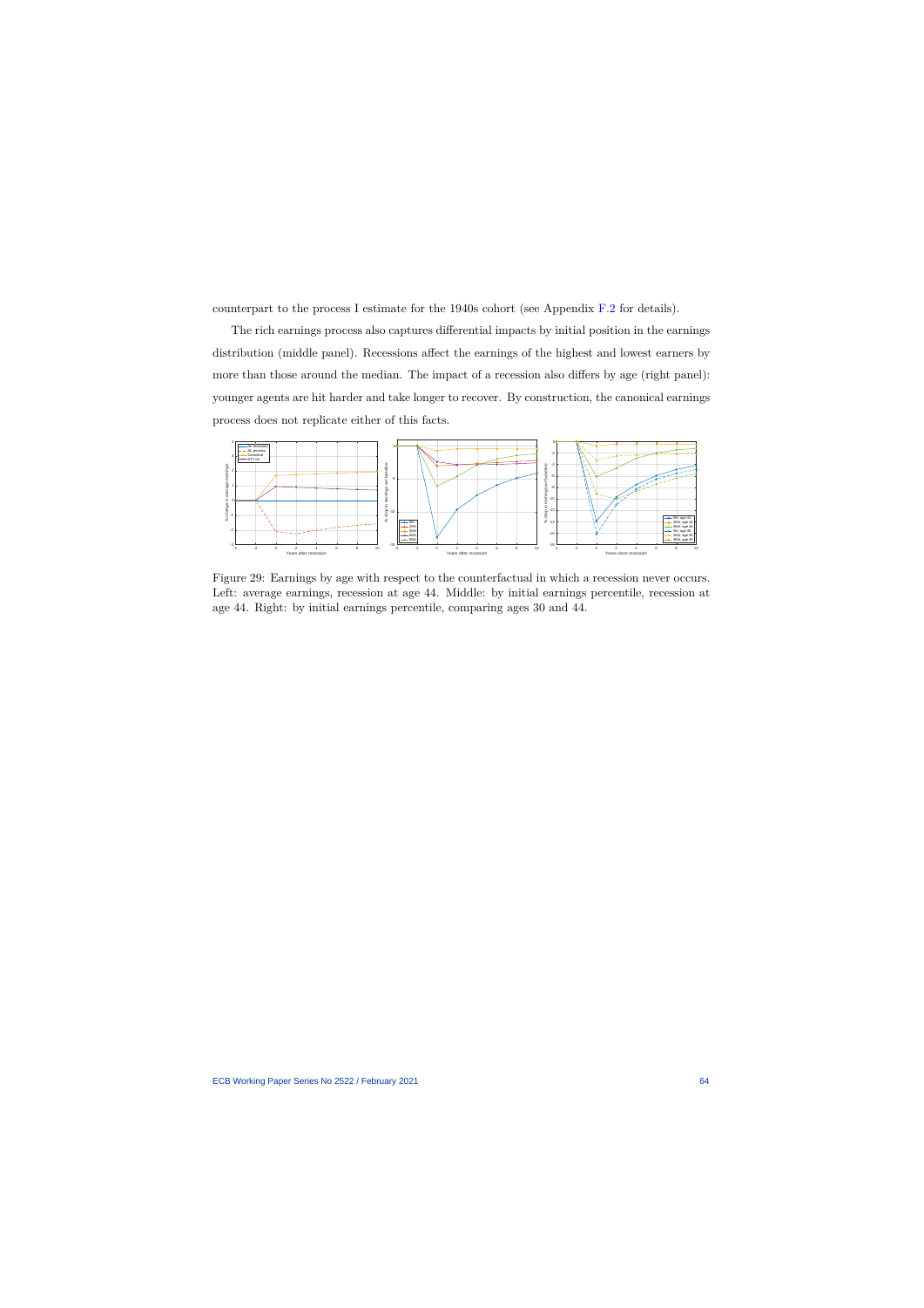counterpart to the process I estimate for the 1940s cohort (see Appendix F.2 for details).

The rich earnings process also captures differential impacts by initial position in the earnings distribution (middle panel). Recessions affect the earnings of the highest and lowest earners by more than those around the median. The impact of a recession also differs by age (right panel): younger agents are hit harder and take longer to recover. By construction, the canonical earnings process does not replicate either of this facts.

Figure 29: Earnings by age with respect to the counterfactual in which a recession never occurs. Left: average earnings, recession at age 44. Middle: by initial earnings percentile, recession at age 44. Right: by initial earnings percentile, comparing ages 30 and 44.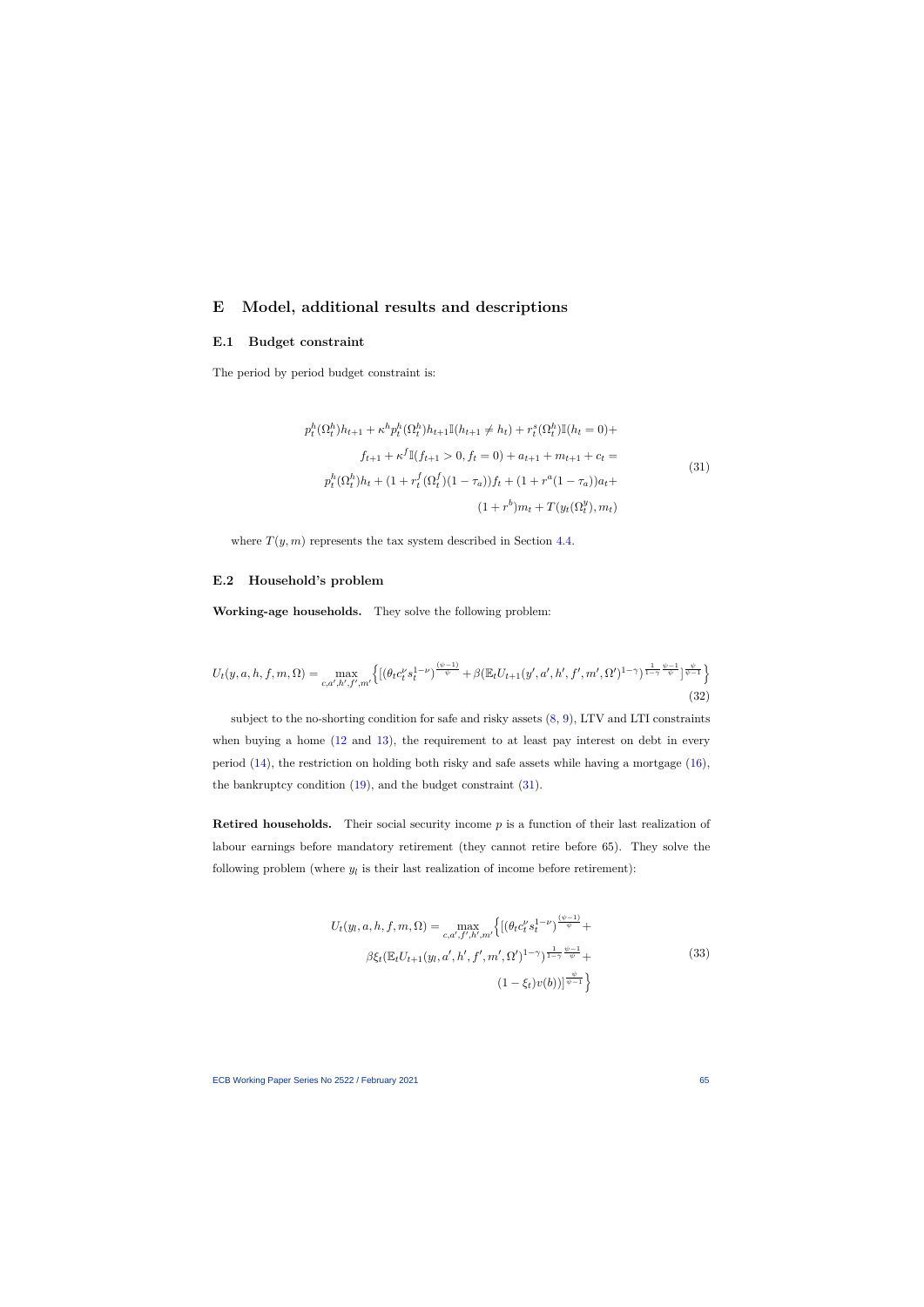# E Model, additional results and descriptions

## E.1 Budget constraint

The period by period budget constraint is:

$$
\begin{aligned}
p_t^h(\Omega_t^h)h_{t+1} + \kappa^h p_t^h(\Omega_t^h)h_{t+1}\mathbb{I}(h_{t+1} \neq h_t) + r_t^s(\Omega_t^h)\mathbb{I}(h_t = 0) + \\
f_{t+1} + \kappa^f \mathbb{I}(f_{t+1} > 0, f_t = 0) + a_{t+1} + m_{t+1} + c_t = \\
p_t^h(\Omega_t^h)h_t + (1 + r_t^f(\Omega_t^f)(1 - \tau_a))f_t + (1 + r^a(1 - \tau_a))a_t + \\
(1 + r^b)m_t + T(y_t(\Omega_t^y), m_t)
\end{aligned} \tag{31}
$$

where $T(y, m)$ represents the tax system described in Section 4.4.

## E.2 Household's problem

**Working-age households.** They solve the following problem:

$$
U_t(y, a, h, f, m, \Omega) = \max_{c, a', h', f', m'} \left\{ [(\theta_t c_t^\nu s_t^{1-\nu})^{\frac{(\psi-1)}{\psi}} + \beta(\mathbb{E}_t U_{t+1}(y', a', h', f', m', \Omega')^{1-\gamma})^{\frac{1}{1-\gamma}\frac{\psi-1}{\psi}}]^{\frac{\psi}{\psi-1}} \right\} \tag{32}
$$

subject to the no-shorting condition for safe and risky assets (8, 9), LTV and LTI constraints when buying a home (12 and 13), the requirement to at least pay interest on debt in every period (14), the restriction on holding both risky and safe assets while having a mortgage (16), the bankruptcy condition (19), and the budget constraint (31).

**Retired households.** Their social security income $p$ is a function of their last realization of labour earnings before mandatory retirement (they cannot retire before 65). They solve the following problem (where $y_l$ is their last realization of income before retirement):

$$
\begin{aligned}
U_t(y_l, a, h, f, m, \Omega) = \max_{c, a', f', h', m'} \Big\{ [(\theta_t c_t^\nu s_t^{1-\nu})^{\frac{(\psi-1)}{\psi}} + \\
\beta \xi_t (\mathbb{E}_t U_{t+1}(y_l, a', h', f', m', \Omega')^{1-\gamma})^{\frac{1}{1-\gamma}\frac{\psi-1}{\psi}} + \\
(1 - \xi_t) v(b))]^{\frac{\psi}{\psi-1}} \Big\}
\end{aligned} \tag{33}
$$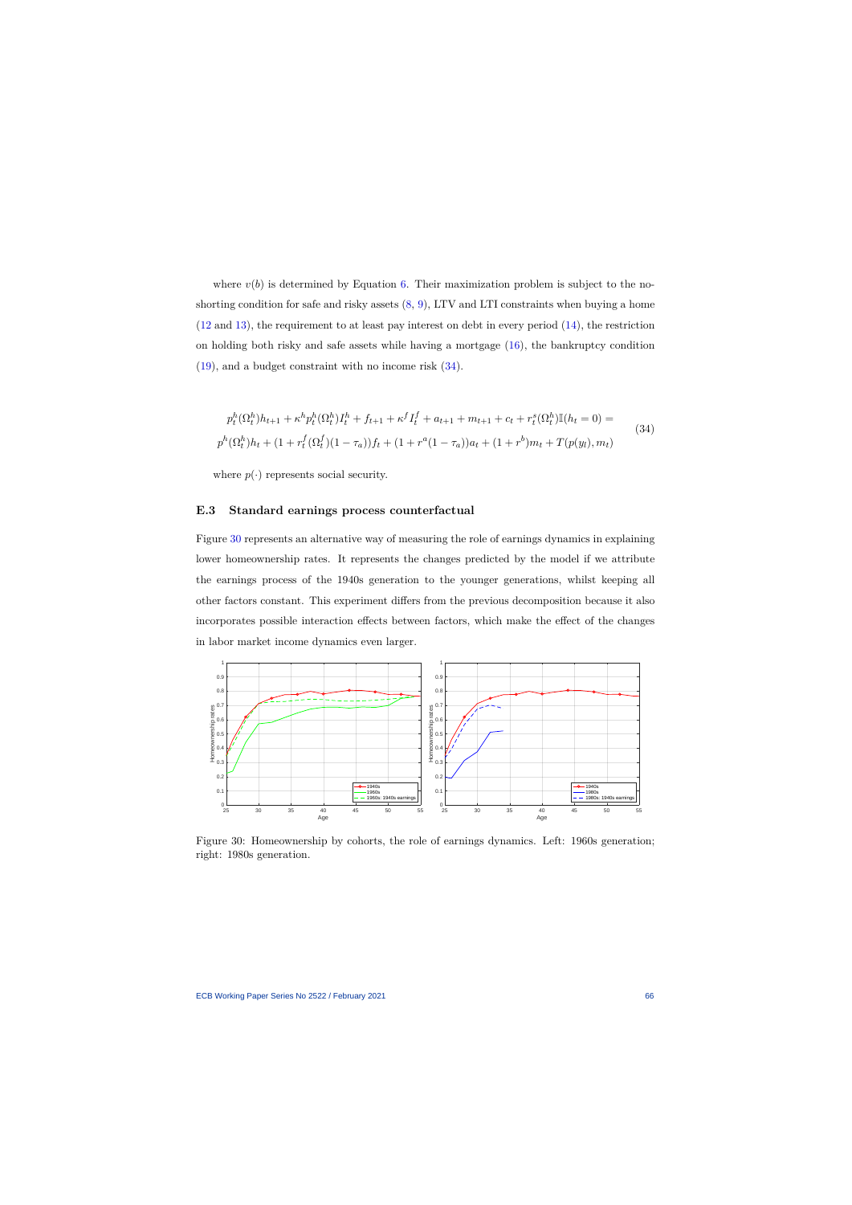where $v(b)$ is determined by Equation 6. Their maximization problem is subject to the no-shorting condition for safe and risky assets (8, 9), LTV and LTI constraints when buying a home (12 and 13), the requirement to at least pay interest on debt in every period (14), the restriction on holding both risky and safe assets while having a mortgage (16), the bankruptcy condition (19), and a budget constraint with no income risk (34).

$$
\begin{aligned}
&p_t^h(\Omega_t^h)h_{t+1} + \kappa^h p_t^h(\Omega_t^h)I_t^h + f_{t+1} + \kappa^f I_t^f + a_{t+1} + m_{t+1} + c_t + r_t^s(\Omega_t^h)\mathbb{I}(h_t = 0) = \\
&p^h(\Omega_t^h)h_t + (1 + r_t^f(\Omega_t^f)(1-\tau_a))f_t + (1 + r^a(1-\tau_a))a_t + (1+r^b)m_t + T(p(y_l), m_t)
\end{aligned}
\tag{34}
$$

where $p(\cdot)$ represents social security.

## E.3 Standard earnings process counterfactual

Figure 30 represents an alternative way of measuring the role of earnings dynamics in explaining lower homeownership rates. It represents the changes predicted by the model if we attribute the earnings process of the 1940s generation to the younger generations, whilst keeping all other factors constant. This experiment differs from the previous decomposition because it also incorporates possible interaction effects between factors, which make the effect of the changes in labor market income dynamics even larger.

Figure 30: Homeownership by cohorts, the role of earnings dynamics. Left: 1960s generation; right: 1980s generation.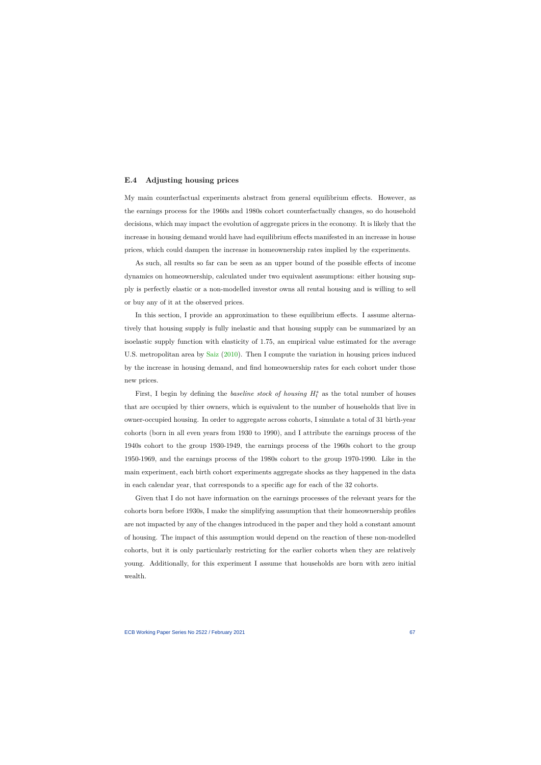### E.4 Adjusting housing prices

My main counterfactual experiments abstract from general equilibrium effects. However, as the earnings process for the 1960s and 1980s cohort counterfactually changes, so do household decisions, which may impact the evolution of aggregate prices in the economy. It is likely that the increase in housing demand would have had equilibrium effects manifested in an increase in house prices, which could dampen the increase in homeownership rates implied by the experiments.

As such, all results so far can be seen as an upper bound of the possible effects of income dynamics on homeownership, calculated under two equivalent assumptions: either housing supply is perfectly elastic or a non-modelled investor owns all rental housing and is willing to sell or buy any of it at the observed prices.

In this section, I provide an approximation to these equilibrium effects. I assume alternatively that housing supply is fully inelastic and that housing supply can be summarized by an isoelastic supply function with elasticity of 1.75, an empirical value estimated for the average U.S. metropolitan area by Saiz (2010). Then I compute the variation in housing prices induced by the increase in housing demand, and find homeownership rates for each cohort under those new prices.

First, I begin by defining the *baseline stock of housing* $H_t^s$ as the total number of houses that are occupied by thier owners, which is equivalent to the number of households that live in owner-occupied housing. In order to aggregate across cohorts, I simulate a total of 31 birth-year cohorts (born in all even years from 1930 to 1990), and I attribute the earnings process of the 1940s cohort to the group 1930-1949, the earnings process of the 1960s cohort to the group 1950-1969, and the earnings process of the 1980s cohort to the group 1970-1990. Like in the main experiment, each birth cohort experiments aggregate shocks as they happened in the data in each calendar year, that corresponds to a specific age for each of the 32 cohorts.

Given that I do not have information on the earnings processes of the relevant years for the cohorts born before 1930s, I make the simplifying assumption that their homeownership profiles are not impacted by any of the changes introduced in the paper and they hold a constant amount of housing. The impact of this assumption would depend on the reaction of these non-modelled cohorts, but it is only particularly restricting for the earlier cohorts when they are relatively young. Additionally, for this experiment I assume that households are born with zero initial wealth.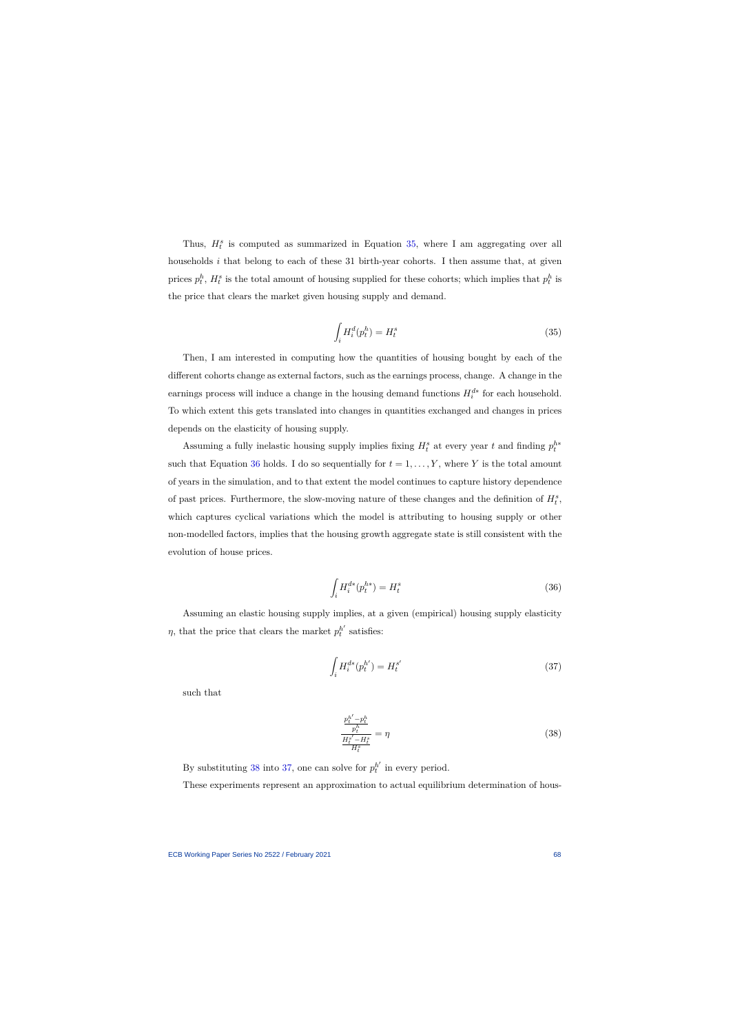Thus, $H_t^s$ is computed as summarized in Equation 35, where I am aggregating over all households $i$ that belong to each of these 31 birth-year cohorts. I then assume that, at given prices $p_t^h$, $H_t^s$ is the total amount of housing supplied for these cohorts; which implies that $p_t^h$ is the price that clears the market given housing supply and demand.

$$\int_i H_i^d(p_t^h) = H_t^s \tag{35}$$

Then, I am interested in computing how the quantities of housing bought by each of the different cohorts change as external factors, such as the earnings process, change. A change in the earnings process will induce a change in the housing demand functions $H_i^{d*}$ for each household. To which extent this gets translated into changes in quantities exchanged and changes in prices depends on the elasticity of housing supply.

Assuming a fully inelastic housing supply implies fixing $H_t^s$ at every year $t$ and finding $p_t^{h*}$ such that Equation 36 holds. I do so sequentially for $t = 1, \ldots, Y$, where $Y$ is the total amount of years in the simulation, and to that extent the model continues to capture history dependence of past prices. Furthermore, the slow-moving nature of these changes and the definition of $H_t^s$, which captures cyclical variations which the model is attributing to housing supply or other non-modelled factors, implies that the housing growth aggregate state is still consistent with the evolution of house prices.

$$\int_i H_i^{d*}(p_t^{h*}) = H_t^s \tag{36}$$

Assuming an elastic housing supply implies, at a given (empirical) housing supply elasticity $\eta$, that the price that clears the market $p_t^{h'}$ satisfies:

$$\int_i H_i^{d*}(p_t^{h'}) = H_t^{s'} \tag{37}$$

such that

$$\frac{\frac{p_t^{h'} - p_t^h}{p_t^h}}{\frac{H_t^{s'} - H_t^s}{H_t^s}} = \eta \tag{38}$$

By substituting 38 into 37, one can solve for $p_t^{h'}$ in every period.

These experiments represent an approximation to actual equilibrium determination of hous-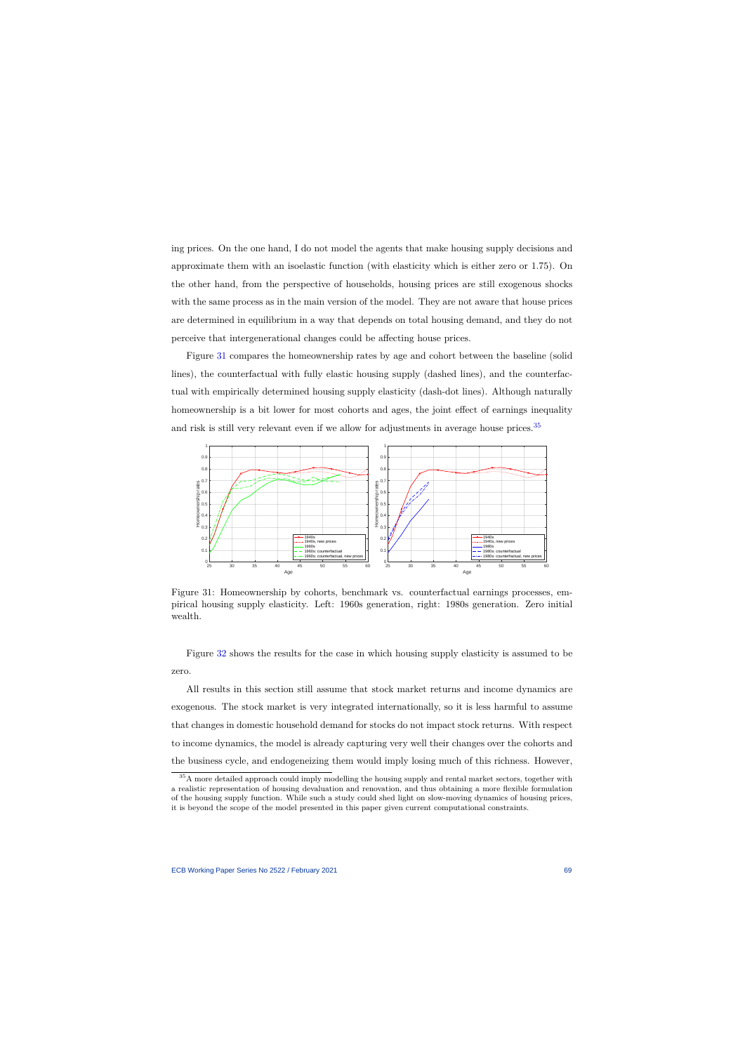ing prices. On the one hand, I do not model the agents that make housing supply decisions and approximate them with an isoelastic function (with elasticity which is either zero or 1.75). On the other hand, from the perspective of households, housing prices are still exogenous shocks with the same process as in the main version of the model. They are not aware that house prices are determined in equilibrium in a way that depends on total housing demand, and they do not perceive that intergenerational changes could be affecting house prices.

Figure 31 compares the homeownership rates by age and cohort between the baseline (solid lines), the counterfactual with fully elastic housing supply (dashed lines), and the counterfactual with empirically determined housing supply elasticity (dash-dot lines). Although naturally homeownership is a bit lower for most cohorts and ages, the joint effect of earnings inequality and risk is still very relevant even if we allow for adjustments in average house prices.[35]

Figure 31: Homeownership by cohorts, benchmark vs. counterfactual earnings processes, empirical housing supply elasticity. Left: 1960s generation, right: 1980s generation. Zero initial wealth.

Figure 32 shows the results for the case in which housing supply elasticity is assumed to be zero.

All results in this section still assume that stock market returns and income dynamics are exogenous. The stock market is very integrated internationally, so it is less harmful to assume that changes in domestic household demand for stocks do not impact stock returns. With respect to income dynamics, the model is already capturing very well their changes over the cohorts and the business cycle, and endogeneizing them would imply losing much of this richness. However,

[35] A more detailed approach could imply modelling the housing supply and rental market sectors, together with a realistic representation of housing devaluation and renovation, and thus obtaining a more flexible formulation of the housing supply function. While such a study could shed light on slow-moving dynamics of housing prices, it is beyond the scope of the model presented in this paper given current computational constraints.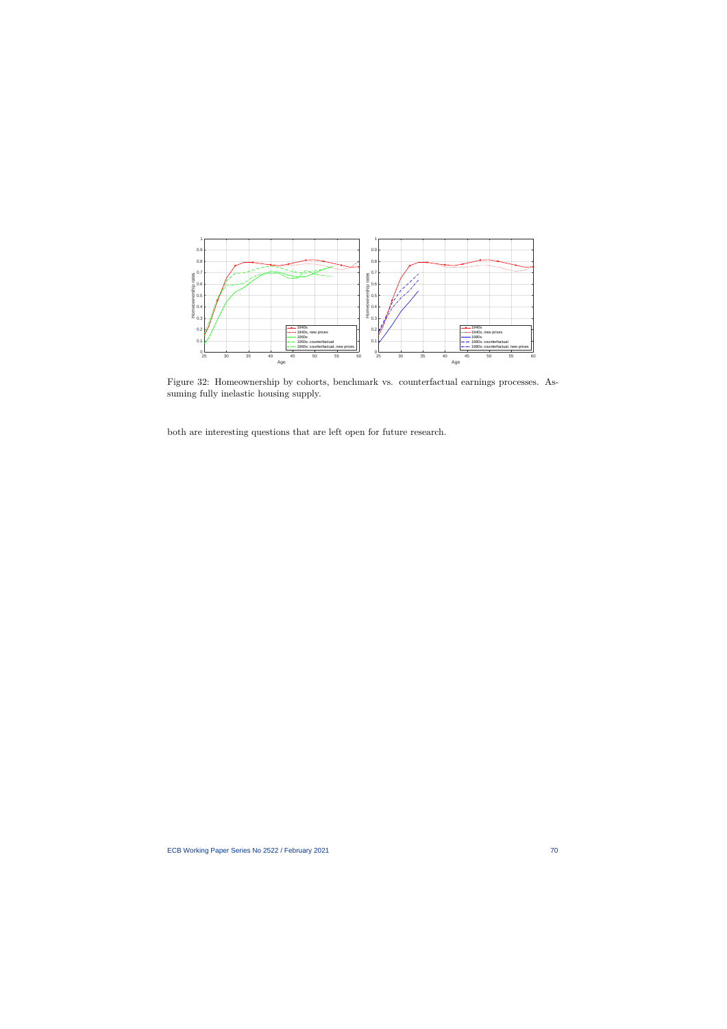Figure 32: Homeownership by cohorts, benchmark vs. counterfactual earnings processes. Assuming fully inelastic housing supply.

both are interesting questions that are left open for future research.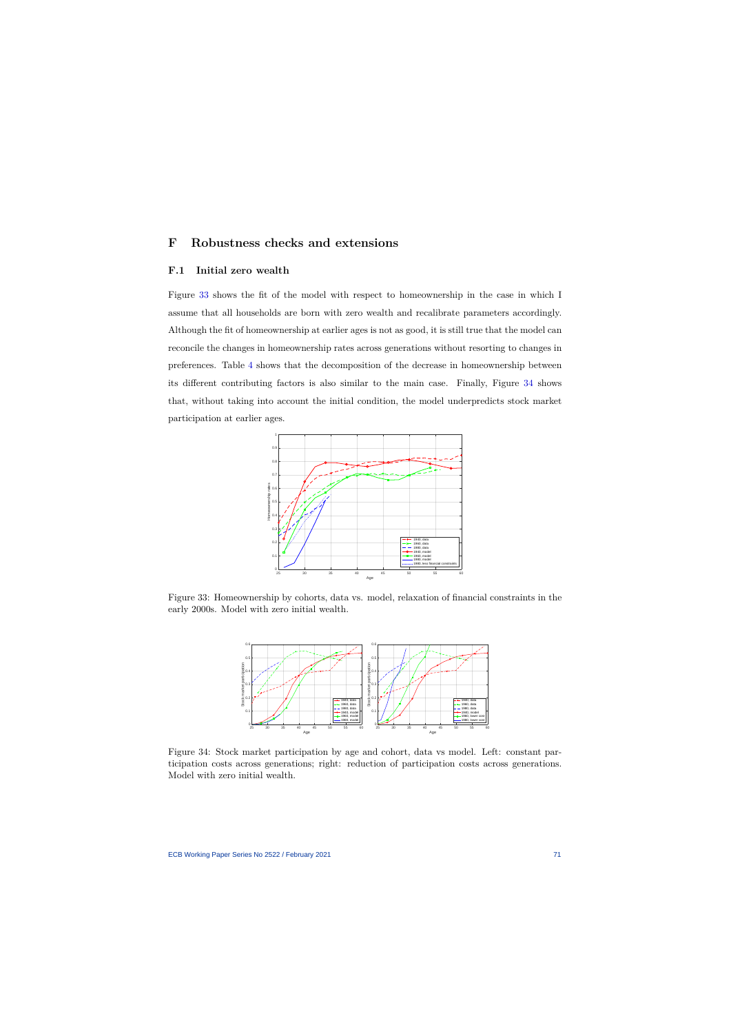# F Robustness checks and extensions

## F.1 Initial zero wealth

Figure 33 shows the fit of the model with respect to homeownership in the case in which I assume that all households are born with zero wealth and recalibrate parameters accordingly. Although the fit of homeownership at earlier ages is not as good, it is still true that the model can reconcile the changes in homeownership rates across generations without resorting to changes in preferences. Table 4 shows that the decomposition of the decrease in homeownership between its different contributing factors is also similar to the main case. Finally, Figure 34 shows that, without taking into account the initial condition, the model underpredicts stock market participation at earlier ages.

Figure 33: Homeownership by cohorts, data vs. model, relaxation of financial constraints in the early 2000s. Model with zero initial wealth.

Figure 34: Stock market participation by age and cohort, data vs model. Left: constant participation costs across generations; right: reduction of participation costs across generations. Model with zero initial wealth.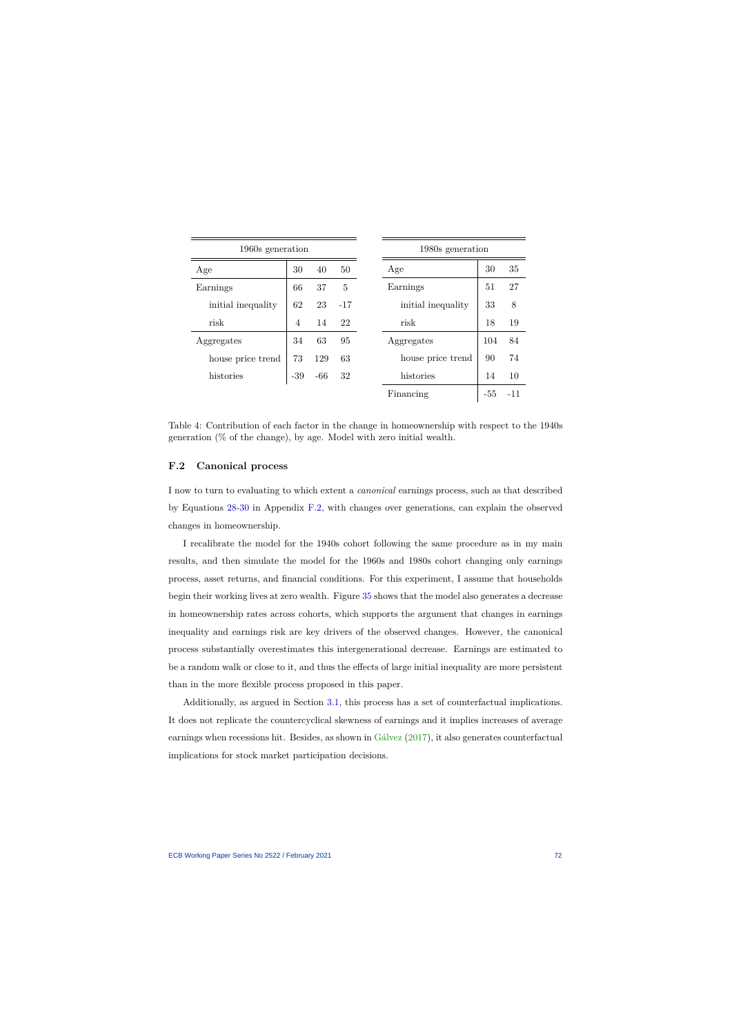| 1960s generation | | | |
|---|---|---|---|
| Age | 30 | 40 | 50 |
| Earnings | 66 | 37 | 5 |
| initial inequality | 62 | 23 | -17 |
| risk | 4 | 14 | 22 |
| Aggregates | 34 | 63 | 95 |
| house price trend | 73 | 129 | 63 |
| histories | -39 | -66 | 32 |

| 1980s generation | | |
|---|---|---|
| Age | 30 | 35 |
| Earnings | 51 | 27 |
| initial inequality | 33 | 8 |
| risk | 18 | 19 |
| Aggregates | 104 | 84 |
| house price trend | 90 | 74 |
| histories | 14 | 10 |
| Financing | -55 | -11 |

Table 4: Contribution of each factor in the change in homeownership with respect to the 1940s generation (% of the change), by age. Model with zero initial wealth.

## F.2 Canonical process

I now to turn to evaluating to which extent a *canonical* earnings process, such as that described by Equations 28-30 in Appendix F.2, with changes over generations, can explain the observed changes in homeownership.

I recalibrate the model for the 1940s cohort following the same procedure as in my main results, and then simulate the model for the 1960s and 1980s cohort changing only earnings process, asset returns, and financial conditions. For this experiment, I assume that households begin their working lives at zero wealth. Figure 35 shows that the model also generates a decrease in homeownership rates across cohorts, which supports the argument that changes in earnings inequality and earnings risk are key drivers of the observed changes. However, the canonical process substantially overestimates this intergenerational decrease. Earnings are estimated to be a random walk or close to it, and thus the effects of large initial inequality are more persistent than in the more flexible process proposed in this paper.

Additionally, as argued in Section 3.1, this process has a set of counterfactual implications. It does not replicate the countercyclical skewness of earnings and it implies increases of average earnings when recessions hit. Besides, as shown in Gálvez (2017), it also generates counterfactual implications for stock market participation decisions.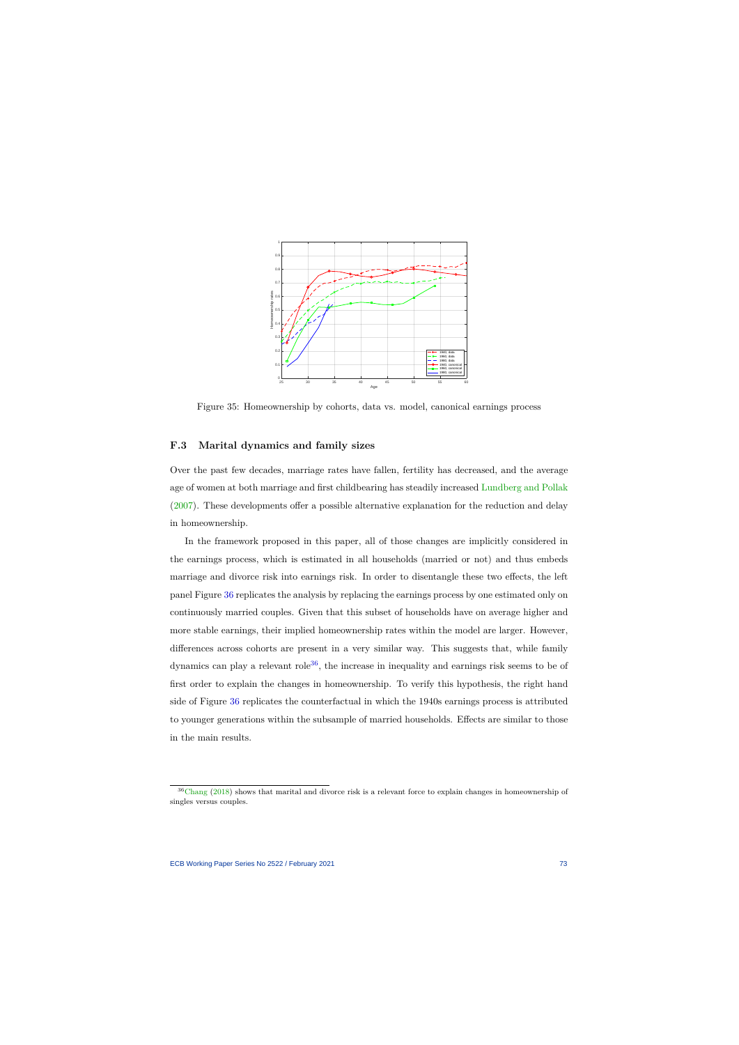Figure 35: Homeownership by cohorts, data vs. model, canonical earnings process

### F.3 Marital dynamics and family sizes

Over the past few decades, marriage rates have fallen, fertility has decreased, and the average age of women at both marriage and first childbearing has steadily increased Lundberg and Pollak (2007). These developments offer a possible alternative explanation for the reduction and delay in homeownership.

In the framework proposed in this paper, all of those changes are implicitly considered in the earnings process, which is estimated in all households (married or not) and thus embeds marriage and divorce risk into earnings risk. In order to disentangle these two effects, the left panel Figure 36 replicates the analysis by replacing the earnings process by one estimated only on continuously married couples. Given that this subset of households have on average higher and more stable earnings, their implied homeownership rates within the model are larger. However, differences across cohorts are present in a very similar way. This suggests that, while family dynamics can play a relevant role[36], the increase in inequality and earnings risk seems to be of first order to explain the changes in homeownership. To verify this hypothesis, the right hand side of Figure 36 replicates the counterfactual in which the 1940s earnings process is attributed to younger generations within the subsample of married households. Effects are similar to those in the main results.

[36] Chang (2018) shows that marital and divorce risk is a relevant force to explain changes in homeownership of singles versus couples.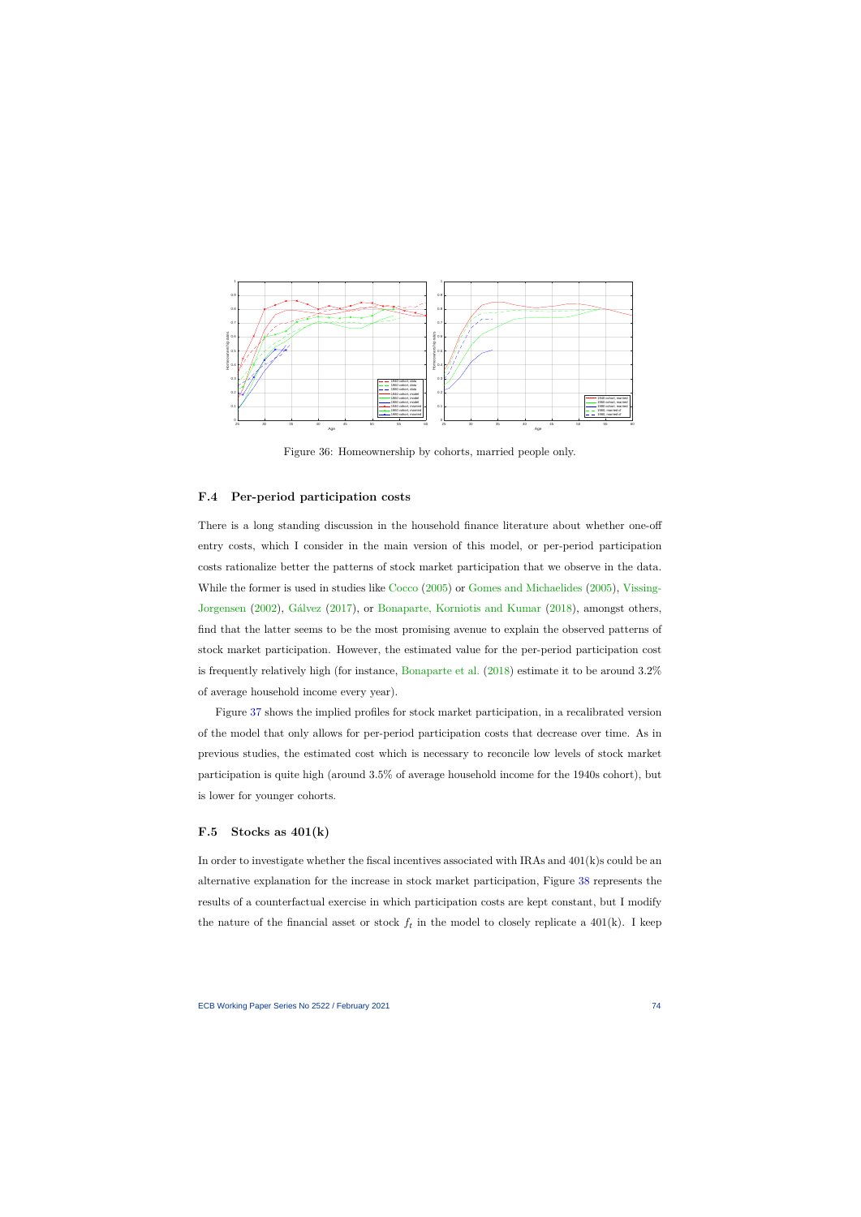Figure 36: Homeownership by cohorts, married people only.

## F.4 Per-period participation costs

There is a long standing discussion in the household finance literature about whether one-off entry costs, which I consider in the main version of this model, or per-period participation costs rationalize better the patterns of stock market participation that we observe in the data. While the former is used in studies like Cocco (2005) or Gomes and Michaelides (2005), Vissing-Jorgensen (2002), Gálvez (2017), or Bonaparte, Korniotis and Kumar (2018), amongst others, find that the latter seems to be the most promising avenue to explain the observed patterns of stock market participation. However, the estimated value for the per-period participation cost is frequently relatively high (for instance, Bonaparte et al. (2018) estimate it to be around 3.2% of average household income every year).

Figure 37 shows the implied profiles for stock market participation, in a recalibrated version of the model that only allows for per-period participation costs that decrease over time. As in previous studies, the estimated cost which is necessary to reconcile low levels of stock market participation is quite high (around 3.5% of average household income for the 1940s cohort), but is lower for younger cohorts.

## F.5 Stocks as 401(k)

In order to investigate whether the fiscal incentives associated with IRAs and 401(k)s could be an alternative explanation for the increase in stock market participation, Figure 38 represents the results of a counterfactual exercise in which participation costs are kept constant, but I modify the nature of the financial asset or stock $f_t$ in the model to closely replicate a 401(k). I keep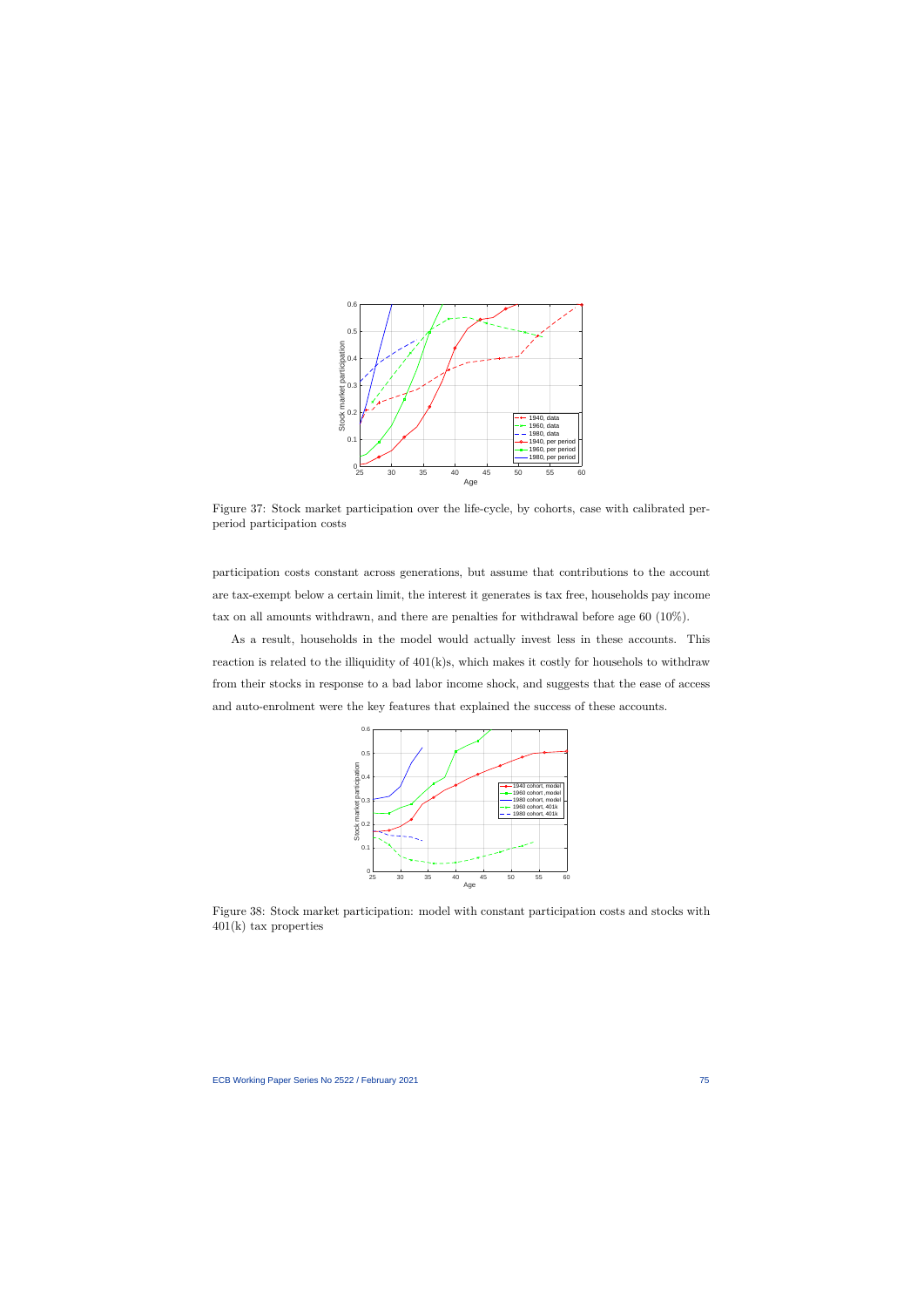Figure 37: Stock market participation over the life-cycle, by cohorts, case with calibrated per-period participation costs

participation costs constant across generations, but assume that contributions to the account are tax-exempt below a certain limit, the interest it generates is tax free, households pay income tax on all amounts withdrawn, and there are penalties for withdrawal before age 60 (10%).

As a result, households in the model would actually invest less in these accounts. This reaction is related to the illiquidity of 401(k)s, which makes it costly for housholds to withdraw from their stocks in response to a bad labor income shock, and suggests that the ease of access and auto-enrolment were the key features that explained the success of these accounts.

Figure 38: Stock market participation: model with constant participation costs and stocks with 401(k) tax properties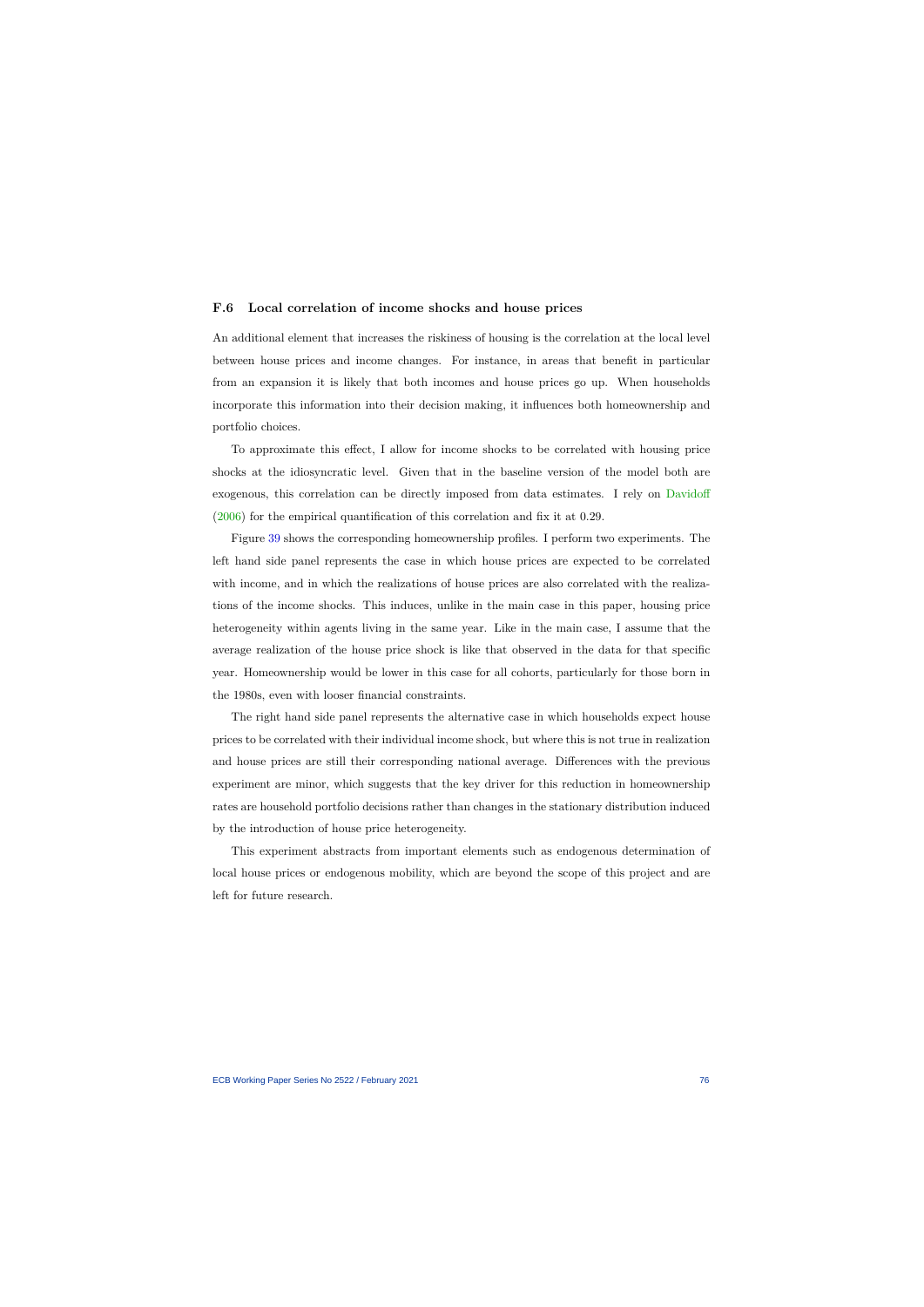### F.6 Local correlation of income shocks and house prices

An additional element that increases the riskiness of housing is the correlation at the local level between house prices and income changes. For instance, in areas that benefit in particular from an expansion it is likely that both incomes and house prices go up. When households incorporate this information into their decision making, it influences both homeownership and portfolio choices.

To approximate this effect, I allow for income shocks to be correlated with housing price shocks at the idiosyncratic level. Given that in the baseline version of the model both are exogenous, this correlation can be directly imposed from data estimates. I rely on Davidoff (2006) for the empirical quantification of this correlation and fix it at 0.29.

Figure 39 shows the corresponding homeownership profiles. I perform two experiments. The left hand side panel represents the case in which house prices are expected to be correlated with income, and in which the realizations of house prices are also correlated with the realizations of the income shocks. This induces, unlike in the main case in this paper, housing price heterogeneity within agents living in the same year. Like in the main case, I assume that the average realization of the house price shock is like that observed in the data for that specific year. Homeownership would be lower in this case for all cohorts, particularly for those born in the 1980s, even with looser financial constraints.

The right hand side panel represents the alternative case in which households expect house prices to be correlated with their individual income shock, but where this is not true in realization and house prices are still their corresponding national average. Differences with the previous experiment are minor, which suggests that the key driver for this reduction in homeownership rates are household portfolio decisions rather than changes in the stationary distribution induced by the introduction of house price heterogeneity.

This experiment abstracts from important elements such as endogenous determination of local house prices or endogenous mobility, which are beyond the scope of this project and are left for future research.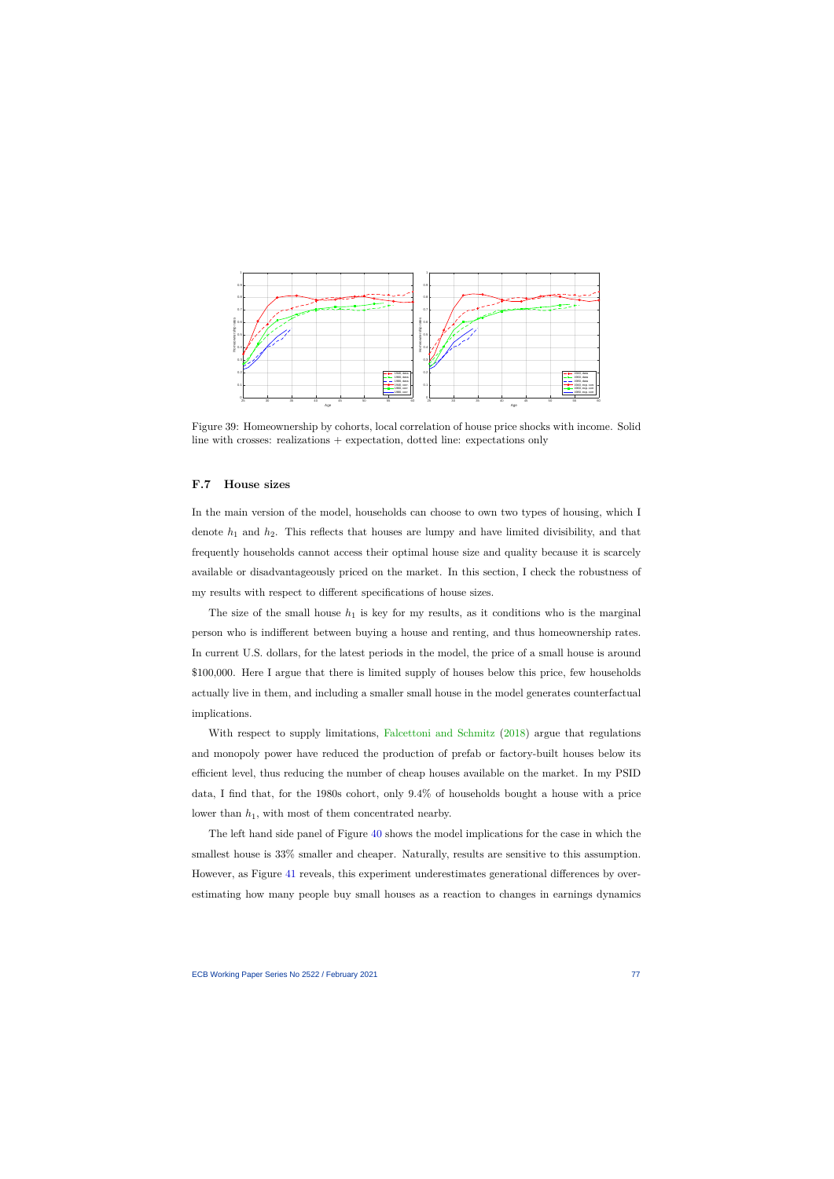Figure 39: Homeownership by cohorts, local correlation of house price shocks with income. Solid line with crosses: realizations + expectation, dotted line: expectations only

### F.7 House sizes

In the main version of the model, households can choose to own two types of housing, which I denote $h_1$ and $h_2$. This reflects that houses are lumpy and have limited divisibility, and that frequently households cannot access their optimal house size and quality because it is scarcely available or disadvantageously priced on the market. In this section, I check the robustness of my results with respect to different specifications of house sizes.

The size of the small house $h_1$ is key for my results, as it conditions who is the marginal person who is indifferent between buying a house and renting, and thus homeownership rates. In current U.S. dollars, for the latest periods in the model, the price of a small house is around \$100,000. Here I argue that there is limited supply of houses below this price, few households actually live in them, and including a smaller small house in the model generates counterfactual implications.

With respect to supply limitations, Falcettoni and Schmitz (2018) argue that regulations and monopoly power have reduced the production of prefab or factory-built houses below its efficient level, thus reducing the number of cheap houses available on the market. In my PSID data, I find that, for the 1980s cohort, only 9.4% of households bought a house with a price lower than $h_1$, with most of them concentrated nearby.

The left hand side panel of Figure 40 shows the model implications for the case in which the smallest house is 33% smaller and cheaper. Naturally, results are sensitive to this assumption. However, as Figure 41 reveals, this experiment underestimates generational differences by overestimating how many people buy small houses as a reaction to changes in earnings dynamics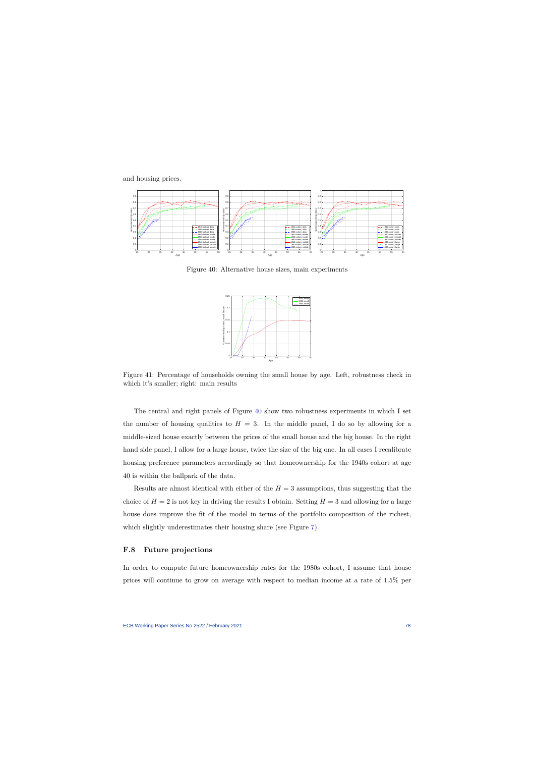and housing prices.

Figure 40: Alternative house sizes, main experiments

Figure 41: Percentage of households owning the small house by age. Left, robustness check in which it's smaller; right: main results

The central and right panels of Figure 40 show two robustness experiments in which I set the number of housing qualities to $H = 3$. In the middle panel, I do so by allowing for a middle-sized house exactly between the prices of the small house and the big house. In the right hand side panel, I allow for a large house, twice the size of the big one. In all cases I recalibrate housing preference parameters accordingly so that homeownership for the 1940s cohort at age 40 is within the ballpark of the data.

Results are almost identical with either of the $H = 3$ assumptions, thus suggesting that the choice of $H = 2$ is not key in driving the results I obtain. Setting $H = 3$ and allowing for a large house does improve the fit of the model in terms of the portfolio composition of the richest, which slightly underestimates their housing share (see Figure 7).

## F.8 Future projections

In order to compute future homeownership rates for the 1980s cohort, I assume that house prices will continue to grow on average with respect to median income at a rate of 1.5% per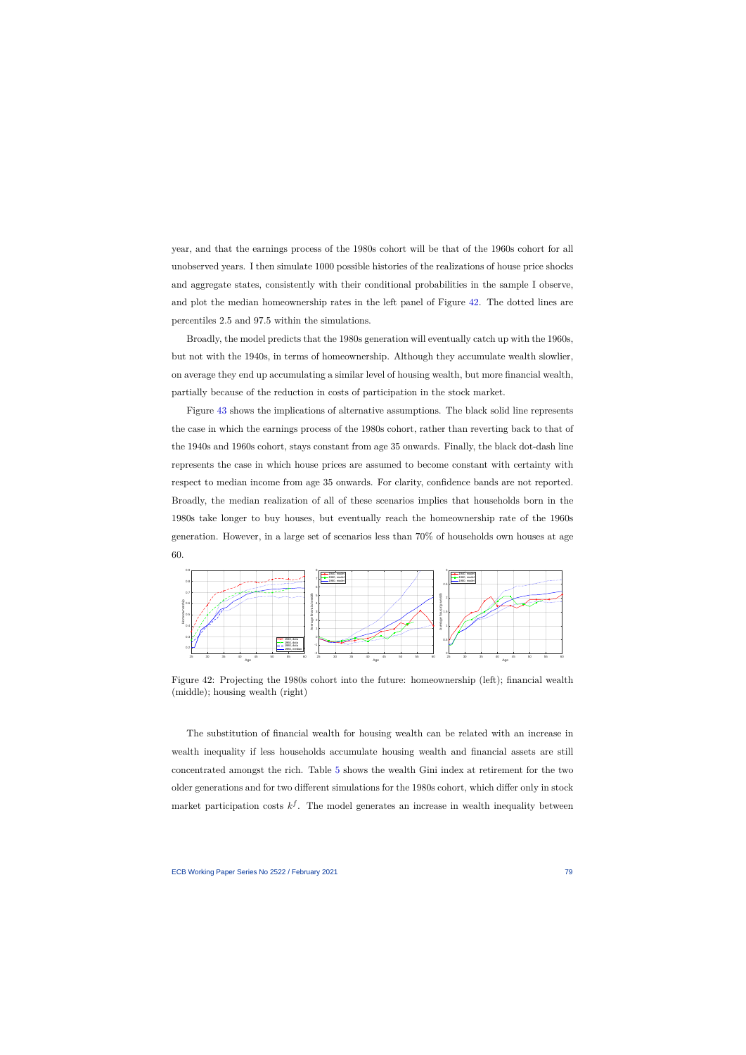year, and that the earnings process of the 1980s cohort will be that of the 1960s cohort for all unobserved years. I then simulate 1000 possible histories of the realizations of house price shocks and aggregate states, consistently with their conditional probabilities in the sample I observe, and plot the median homeownership rates in the left panel of Figure 42. The dotted lines are percentiles 2.5 and 97.5 within the simulations.

Broadly, the model predicts that the 1980s generation will eventually catch up with the 1960s, but not with the 1940s, in terms of homeownership. Although they accumulate wealth slowlier, on average they end up accumulating a similar level of housing wealth, but more financial wealth, partially because of the reduction in costs of participation in the stock market.

Figure 43 shows the implications of alternative assumptions. The black solid line represents the case in which the earnings process of the 1980s cohort, rather than reverting back to that of the 1940s and 1960s cohort, stays constant from age 35 onwards. Finally, the black dot-dash line represents the case in which house prices are assumed to become constant with certainty with respect to median income from age 35 onwards. For clarity, confidence bands are not reported. Broadly, the median realization of all of these scenarios implies that households born in the 1980s take longer to buy houses, but eventually reach the homeownership rate of the 1960s generation. However, in a large set of scenarios less than 70% of households own houses at age 60.

Figure 42: Projecting the 1980s cohort into the future: homeownership (left); financial wealth (middle); housing wealth (right)

The substitution of financial wealth for housing wealth can be related with an increase in wealth inequality if less households accumulate housing wealth and financial assets are still concentrated amongst the rich. Table 5 shows the wealth Gini index at retirement for the two older generations and for two different simulations for the 1980s cohort, which differ only in stock market participation costs $k^f$. The model generates an increase in wealth inequality between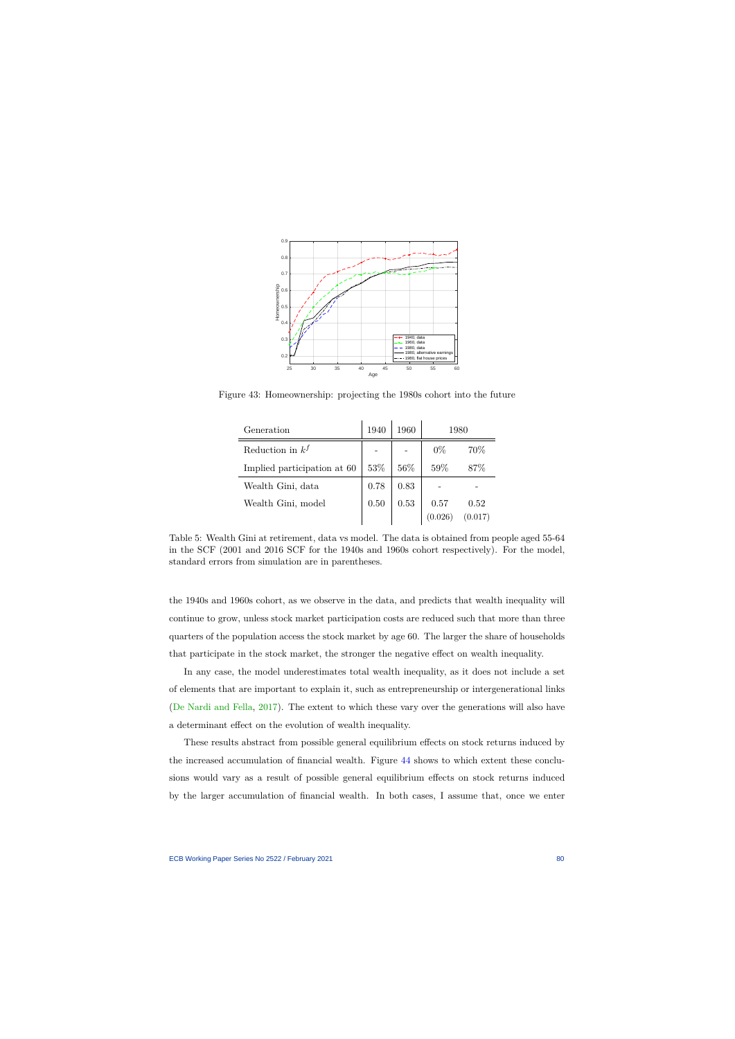Figure 43: Homeownership: projecting the 1980s cohort into the future

| Generation | 1940 | 1960 | 1980 | |
|---|---|---|---|---|
| Reduction in $k^f$ | - | - | 0% | 70% |
| Implied participation at 60 | 53% | 56% | 59% | 87% |
| Wealth Gini, data | 0.78 | 0.83 | - | - |
| Wealth Gini, model | 0.50 | 0.53 | 0.57 | 0.52 |
| | | | (0.026) | (0.017) |

Table 5: Wealth Gini at retirement, data vs model. The data is obtained from people aged 55-64 in the SCF (2001 and 2016 SCF for the 1940s and 1960s cohort respectively). For the model, standard errors from simulation are in parentheses.

the 1940s and 1960s cohort, as we observe in the data, and predicts that wealth inequality will continue to grow, unless stock market participation costs are reduced such that more than three quarters of the population access the stock market by age 60. The larger the share of households that participate in the stock market, the stronger the negative effect on wealth inequality.

In any case, the model underestimates total wealth inequality, as it does not include a set of elements that are important to explain it, such as entrepreneurship or intergenerational links (De Nardi and Fella, 2017). The extent to which these vary over the generations will also have a determinant effect on the evolution of wealth inequality.

These results abstract from possible general equilibrium effects on stock returns induced by the increased accumulation of financial wealth. Figure 44 shows to which extent these conclusions would vary as a result of possible general equilibrium effects on stock returns induced by the larger accumulation of financial wealth. In both cases, I assume that, once we enter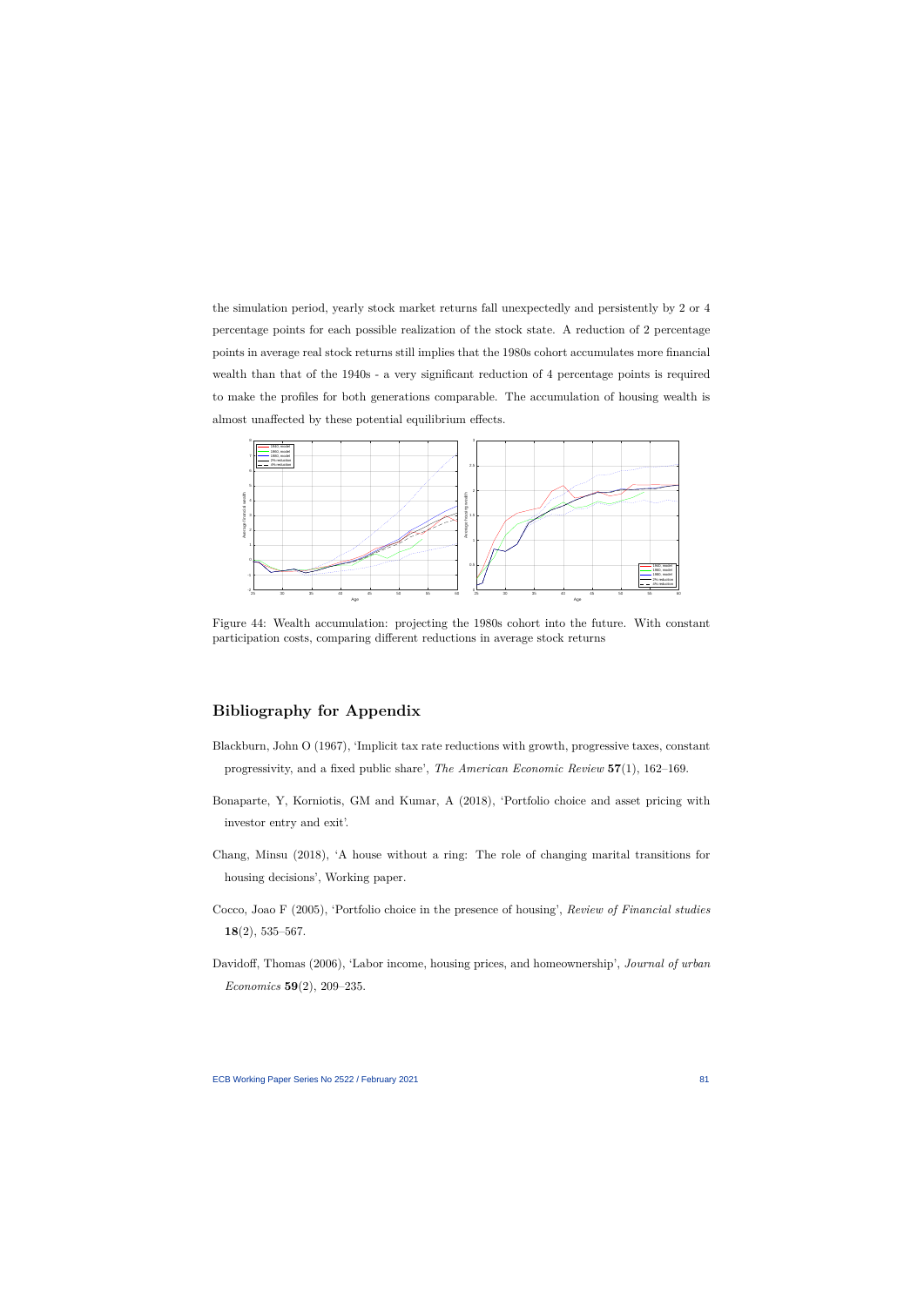the simulation period, yearly stock market returns fall unexpectedly and persistently by 2 or 4 percentage points for each possible realization of the stock state. A reduction of 2 percentage points in average real stock returns still implies that the 1980s cohort accumulates more financial wealth than that of the 1940s - a very significant reduction of 4 percentage points is required to make the profiles for both generations comparable. The accumulation of housing wealth is almost unaffected by these potential equilibrium effects.

Figure 44: Wealth accumulation: projecting the 1980s cohort into the future. With constant participation costs, comparing different reductions in average stock returns

## Bibliography for Appendix

Blackburn, John O (1967), 'Implicit tax rate reductions with growth, progressive taxes, constant progressivity, and a fixed public share', *The American Economic Review* **57**(1), 162–169.

Bonaparte, Y, Korniotis, GM and Kumar, A (2018), 'Portfolio choice and asset pricing with investor entry and exit'.

Chang, Minsu (2018), 'A house without a ring: The role of changing marital transitions for housing decisions', Working paper.

Cocco, Joao F (2005), 'Portfolio choice in the presence of housing', *Review of Financial studies* **18**(2), 535–567.

Davidoff, Thomas (2006), 'Labor income, housing prices, and homeownership', *Journal of urban Economics* **59**(2), 209–235.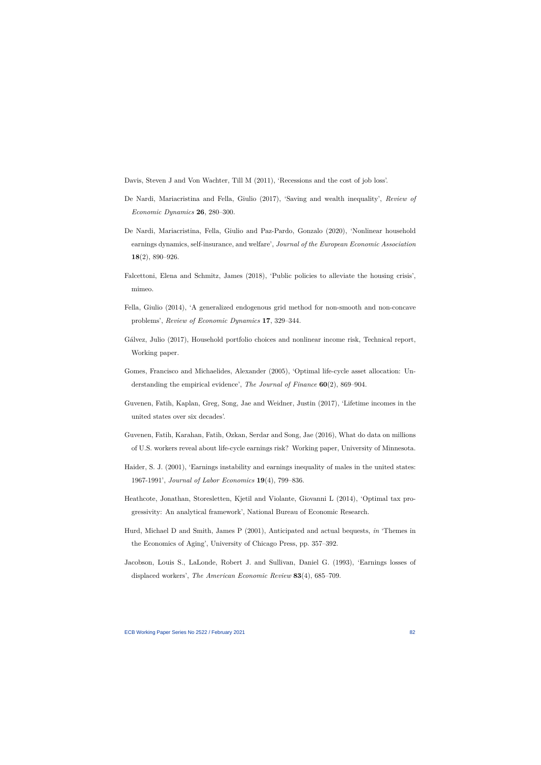Davis, Steven J and Von Wachter, Till M (2011), 'Recessions and the cost of job loss'.

De Nardi, Mariacristina and Fella, Giulio (2017), 'Saving and wealth inequality', *Review of Economic Dynamics* **26**, 280–300.

De Nardi, Mariacristina, Fella, Giulio and Paz-Pardo, Gonzalo (2020), 'Nonlinear household earnings dynamics, self-insurance, and welfare', *Journal of the European Economic Association* **18**(2), 890–926.

Falcettoni, Elena and Schmitz, James (2018), 'Public policies to alleviate the housing crisis', mimeo.

Fella, Giulio (2014), 'A generalized endogenous grid method for non-smooth and non-concave problems', *Review of Economic Dynamics* **17**, 329–344.

Gálvez, Julio (2017), Household portfolio choices and nonlinear income risk, Technical report, Working paper.

Gomes, Francisco and Michaelides, Alexander (2005), 'Optimal life-cycle asset allocation: Understanding the empirical evidence', *The Journal of Finance* **60**(2), 869–904.

Guvenen, Fatih, Kaplan, Greg, Song, Jae and Weidner, Justin (2017), 'Lifetime incomes in the united states over six decades'.

Guvenen, Fatih, Karahan, Fatih, Ozkan, Serdar and Song, Jae (2016), What do data on millions of U.S. workers reveal about life-cycle earnings risk? Working paper, University of Minnesota.

Haider, S. J. (2001), 'Earnings instability and earnings inequality of males in the united states: 1967-1991', *Journal of Labor Economics* **19**(4), 799–836.

Heathcote, Jonathan, Storesletten, Kjetil and Violante, Giovanni L (2014), 'Optimal tax progressivity: An analytical framework', National Bureau of Economic Research.

Hurd, Michael D and Smith, James P (2001), Anticipated and actual bequests, *in* 'Themes in the Economics of Aging', University of Chicago Press, pp. 357–392.

Jacobson, Louis S., LaLonde, Robert J. and Sullivan, Daniel G. (1993), 'Earnings losses of displaced workers', *The American Economic Review* **83**(4), 685–709.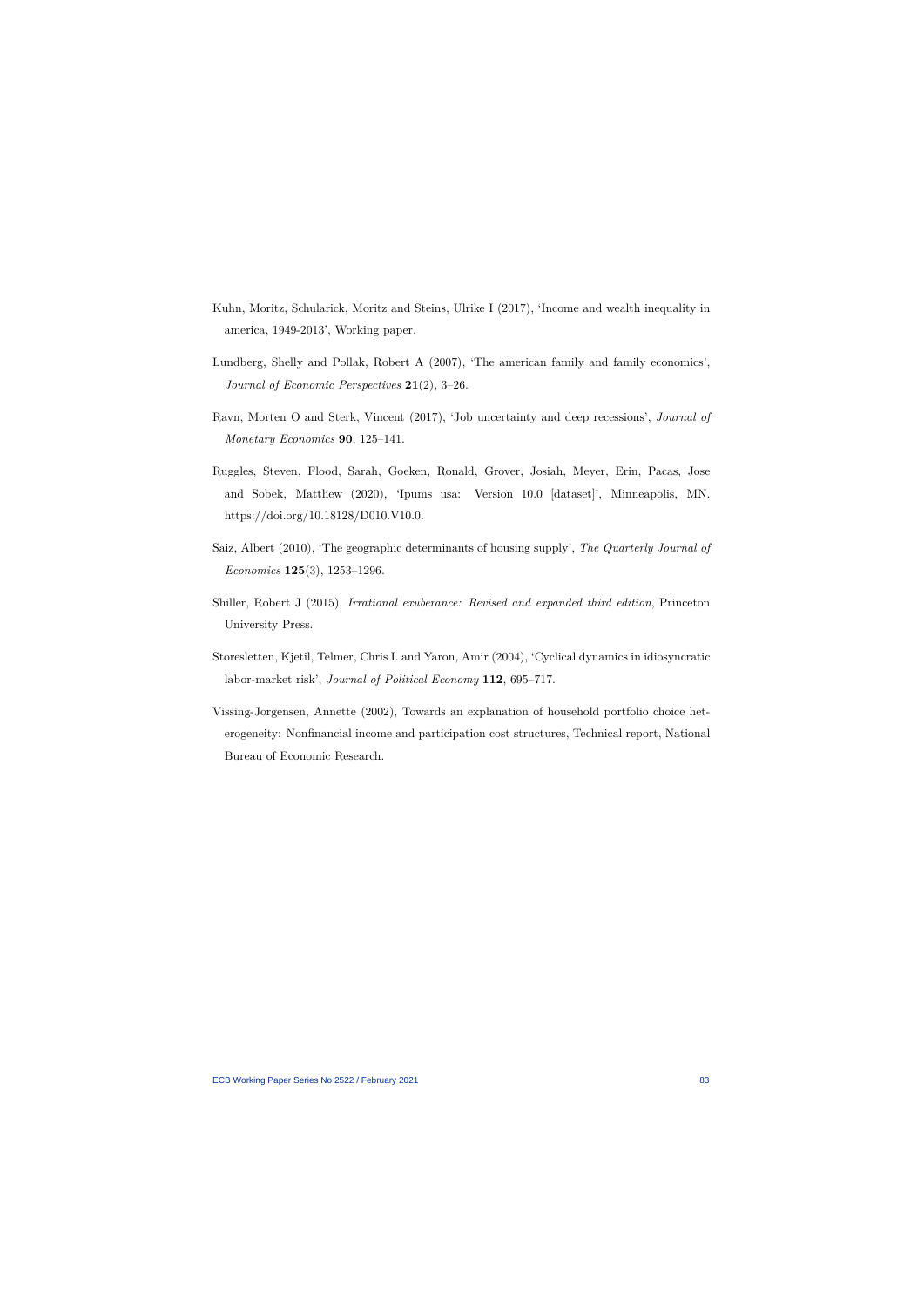Kuhn, Moritz, Schularick, Moritz and Steins, Ulrike I (2017), 'Income and wealth inequality in america, 1949-2013', Working paper.

Lundberg, Shelly and Pollak, Robert A (2007), 'The american family and family economics', *Journal of Economic Perspectives* **21**(2), 3–26.

Ravn, Morten O and Sterk, Vincent (2017), 'Job uncertainty and deep recessions', *Journal of Monetary Economics* **90**, 125–141.

Ruggles, Steven, Flood, Sarah, Goeken, Ronald, Grover, Josiah, Meyer, Erin, Pacas, Jose and Sobek, Matthew (2020), 'Ipums usa: Version 10.0 [dataset]', Minneapolis, MN. https://doi.org/10.18128/D010.V10.0.

Saiz, Albert (2010), 'The geographic determinants of housing supply', *The Quarterly Journal of Economics* **125**(3), 1253–1296.

Shiller, Robert J (2015), *Irrational exuberance: Revised and expanded third edition*, Princeton University Press.

Storesletten, Kjetil, Telmer, Chris I. and Yaron, Amir (2004), 'Cyclical dynamics in idiosyncratic labor-market risk', *Journal of Political Economy* **112**, 695–717.

Vissing-Jorgensen, Annette (2002), Towards an explanation of household portfolio choice heterogeneity: Nonfinancial income and participation cost structures, Technical report, National Bureau of Economic Research.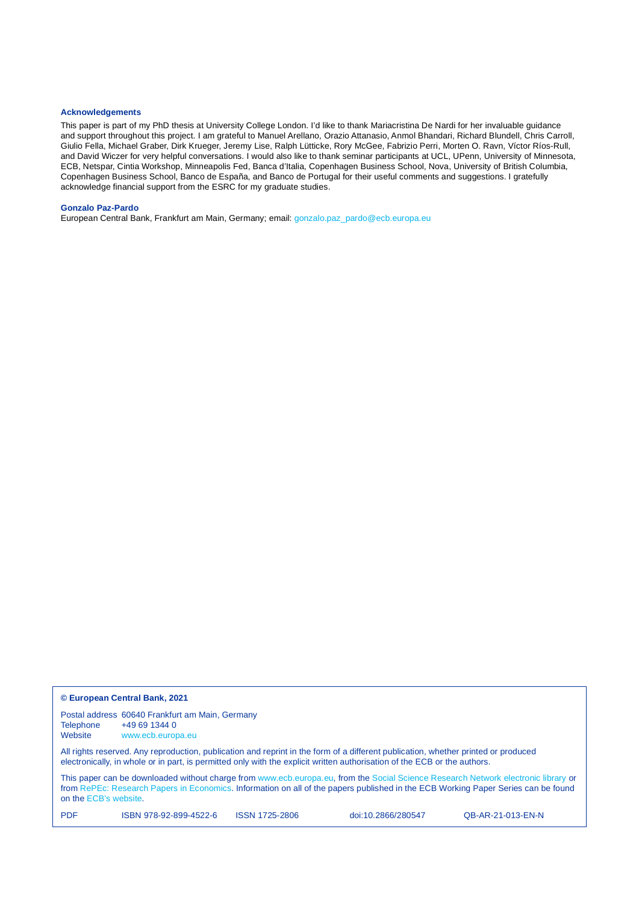**Acknowledgements**

This paper is part of my PhD thesis at University College London. I'd like to thank Mariacristina De Nardi for her invaluable guidance and support throughout this project. I am grateful to Manuel Arellano, Orazio Attanasio, Anmol Bhandari, Richard Blundell, Chris Carroll, Giulio Fella, Michael Graber, Dirk Krueger, Jeremy Lise, Ralph Lütticke, Rory McGee, Fabrizio Perri, Morten O. Ravn, Víctor Ríos-Rull, and David Wiczer for very helpful conversations. I would also like to thank seminar participants at UCL, UPenn, University of Minnesota, ECB, Netspar, Cintia Workshop, Minneapolis Fed, Banca d'Italia, Copenhagen Business School, Nova, University of British Columbia, Copenhagen Business School, Banco de España, and Banco de Portugal for their useful comments and suggestions. I gratefully acknowledge financial support from the ESRC for my graduate studies.

**Gonzalo Paz-Pardo**

European Central Bank, Frankfurt am Main, Germany; email: gonzalo.paz_pardo@ecb.europa.eu

**© European Central Bank, 2021**

Postal address 60640 Frankfurt am Main, Germany
Telephone +49 69 1344 0
Website www.ecb.europa.eu

All rights reserved. Any reproduction, publication and reprint in the form of a different publication, whether printed or produced electronically, in whole or in part, is permitted only with the explicit written authorisation of the ECB or the authors.

This paper can be downloaded without charge from www.ecb.europa.eu, from the Social Science Research Network electronic library or from RePEc: Research Papers in Economics. Information on all of the papers published in the ECB Working Paper Series can be found on the ECB's website.

| | | | | |
|---|---|---|---|---|
| PDF | ISBN 978-92-899-4522-6 | ISSN 1725-2806 | doi:10.2866/280547 | QB-AR-21-013-EN-N |